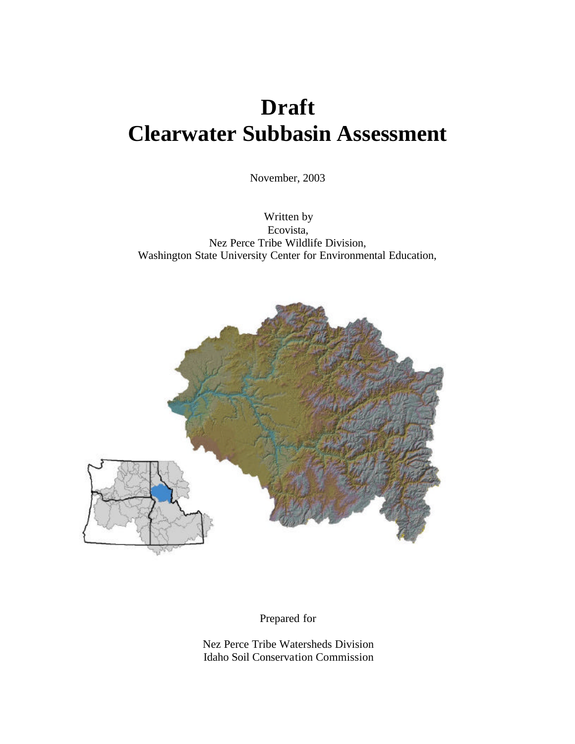# Draft
# Clearwater Subbasin Assessment

November, 2003

Written by
Ecovista,
Nez Perce Tribe Wildlife Division,
Washington State University Center for Environmental Education,

Prepared for

Nez Perce Tribe Watersheds Division
Idaho Soil Conservation Commission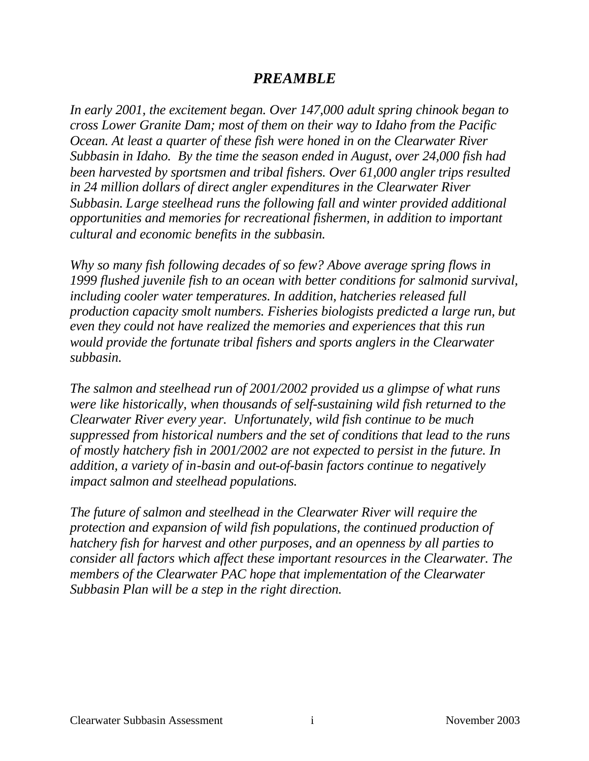# *PREAMBLE*

*In early 2001, the excitement began. Over 147,000 adult spring chinook began to cross Lower Granite Dam; most of them on their way to Idaho from the Pacific Ocean. At least a quarter of these fish were honed in on the Clearwater River Subbasin in Idaho. By the time the season ended in August, over 24,000 fish had been harvested by sportsmen and tribal fishers. Over 61,000 angler trips resulted in 24 million dollars of direct angler expenditures in the Clearwater River Subbasin. Large steelhead runs the following fall and winter provided additional opportunities and memories for recreational fishermen, in addition to important cultural and economic benefits in the subbasin.*

*Why so many fish following decades of so few? Above average spring flows in 1999 flushed juvenile fish to an ocean with better conditions for salmonid survival, including cooler water temperatures. In addition, hatcheries released full production capacity smolt numbers. Fisheries biologists predicted a large run, but even they could not have realized the memories and experiences that this run would provide the fortunate tribal fishers and sports anglers in the Clearwater subbasin.*

*The salmon and steelhead run of 2001/2002 provided us a glimpse of what runs were like historically, when thousands of self-sustaining wild fish returned to the Clearwater River every year. Unfortunately, wild fish continue to be much suppressed from historical numbers and the set of conditions that lead to the runs of mostly hatchery fish in 2001/2002 are not expected to persist in the future. In addition, a variety of in-basin and out-of-basin factors continue to negatively impact salmon and steelhead populations.*

*The future of salmon and steelhead in the Clearwater River will require the protection and expansion of wild fish populations, the continued production of hatchery fish for harvest and other purposes, and an openness by all parties to consider all factors which affect these important resources in the Clearwater. The members of the Clearwater PAC hope that implementation of the Clearwater Subbasin Plan will be a step in the right direction.*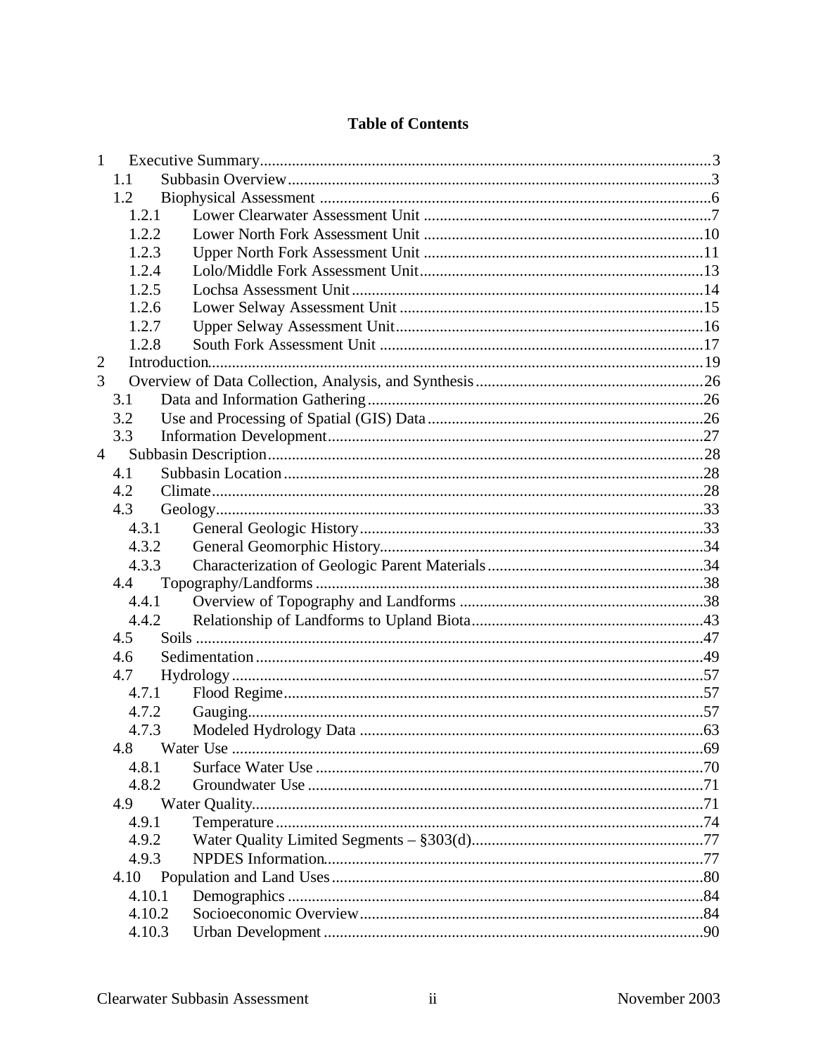## Table of Contents

1 Executive Summary ........ 3
  1.1 Subbasin Overview ........ 3
  1.2 Biophysical Assessment ........ 6
    1.2.1 Lower Clearwater Assessment Unit ........ 7
    1.2.2 Lower North Fork Assessment Unit ........ 10
    1.2.3 Upper North Fork Assessment Unit ........ 11
    1.2.4 Lolo/Middle Fork Assessment Unit ........ 13
    1.2.5 Lochsa Assessment Unit ........ 14
    1.2.6 Lower Selway Assessment Unit ........ 15
    1.2.7 Upper Selway Assessment Unit ........ 16
    1.2.8 South Fork Assessment Unit ........ 17
2 Introduction ........ 19
3 Overview of Data Collection, Analysis, and Synthesis ........ 26
  3.1 Data and Information Gathering ........ 26
  3.2 Use and Processing of Spatial (GIS) Data ........ 26
  3.3 Information Development ........ 27
4 Subbasin Description ........ 28
  4.1 Subbasin Location ........ 28
  4.2 Climate ........ 28
  4.3 Geology ........ 33
    4.3.1 General Geologic History ........ 33
    4.3.2 General Geomorphic History ........ 34
    4.3.3 Characterization of Geologic Parent Materials ........ 34
  4.4 Topography/Landforms ........ 38
    4.4.1 Overview of Topography and Landforms ........ 38
    4.4.2 Relationship of Landforms to Upland Biota ........ 43
  4.5 Soils ........ 47
  4.6 Sedimentation ........ 49
  4.7 Hydrology ........ 57
    4.7.1 Flood Regime ........ 57
    4.7.2 Gauging ........ 57
    4.7.3 Modeled Hydrology Data ........ 63
  4.8 Water Use ........ 69
    4.8.1 Surface Water Use ........ 70
    4.8.2 Groundwater Use ........ 71
  4.9 Water Quality ........ 71
    4.9.1 Temperature ........ 74
    4.9.2 Water Quality Limited Segments – §303(d) ........ 77
    4.9.3 NPDES Information ........ 77
  4.10 Population and Land Uses ........ 80
    4.10.1 Demographics ........ 84
    4.10.2 Socioeconomic Overview ........ 84
    4.10.3 Urban Development ........ 90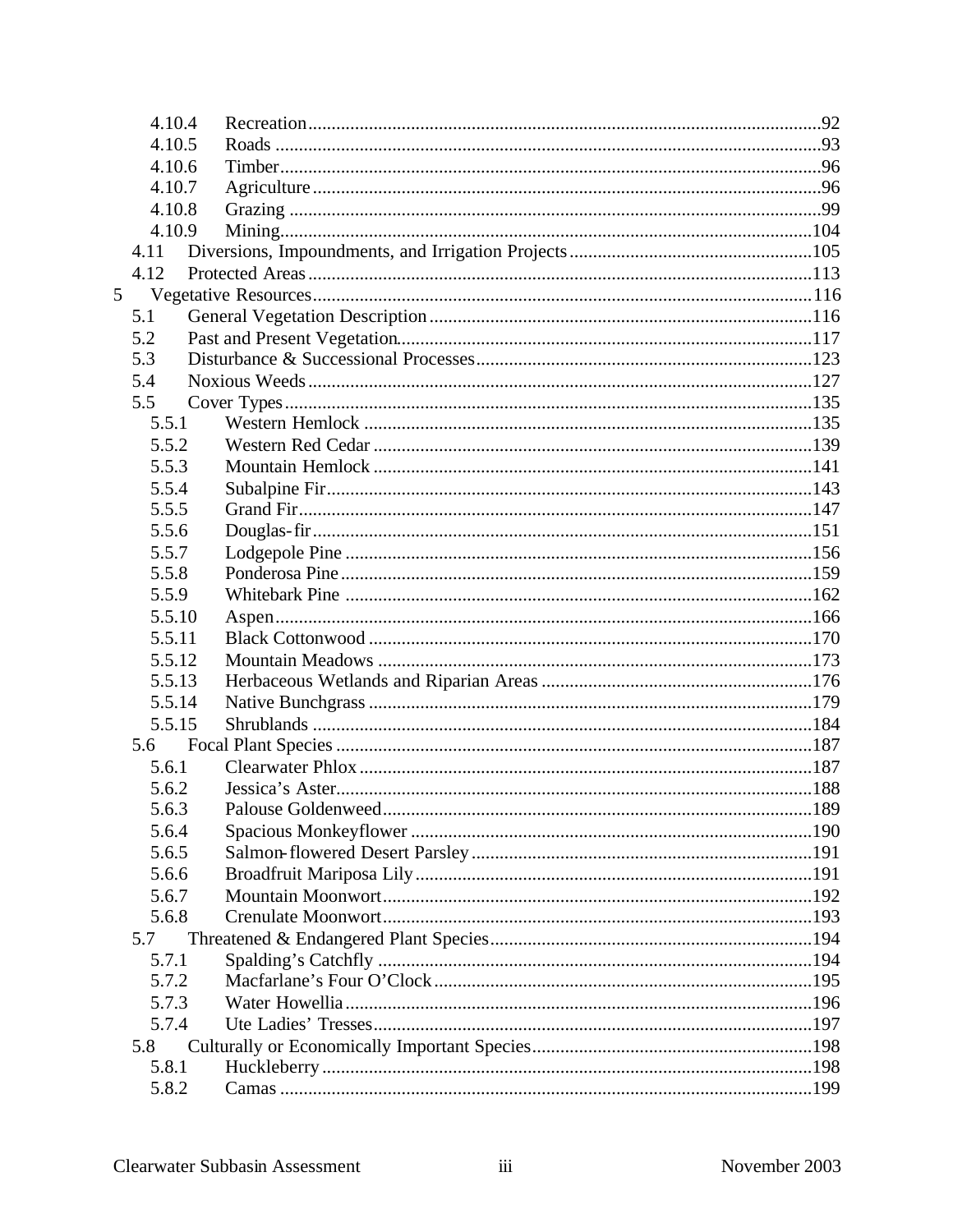4.10.4 Recreation ... 92
4.10.5 Roads ... 93
4.10.6 Timber ... 96
4.10.7 Agriculture ... 96
4.10.8 Grazing ... 99
4.10.9 Mining ... 104
4.11 Diversions, Impoundments, and Irrigation Projects ... 105
4.12 Protected Areas ... 113
5 Vegetative Resources ... 116
5.1 General Vegetation Description ... 116
5.2 Past and Present Vegetation ... 117
5.3 Disturbance & Successional Processes ... 123
5.4 Noxious Weeds ... 127
5.5 Cover Types ... 135
5.5.1 Western Hemlock ... 135
5.5.2 Western Red Cedar ... 139
5.5.3 Mountain Hemlock ... 141
5.5.4 Subalpine Fir ... 143
5.5.5 Grand Fir ... 147
5.5.6 Douglas-fir ... 151
5.5.7 Lodgepole Pine ... 156
5.5.8 Ponderosa Pine ... 159
5.5.9 Whitebark Pine ... 162
5.5.10 Aspen ... 166
5.5.11 Black Cottonwood ... 170
5.5.12 Mountain Meadows ... 173
5.5.13 Herbaceous Wetlands and Riparian Areas ... 176
5.5.14 Native Bunchgrass ... 179
5.5.15 Shrublands ... 184
5.6 Focal Plant Species ... 187
5.6.1 Clearwater Phlox ... 187
5.6.2 Jessica's Aster ... 188
5.6.3 Palouse Goldenweed ... 189
5.6.4 Spacious Monkeyflower ... 190
5.6.5 Salmon-flowered Desert Parsley ... 191
5.6.6 Broadfruit Mariposa Lily ... 191
5.6.7 Mountain Moonwort ... 192
5.6.8 Crenulate Moonwort ... 193
5.7 Threatened & Endangered Plant Species ... 194
5.7.1 Spalding's Catchfly ... 194
5.7.2 Macfarlane's Four O'Clock ... 195
5.7.3 Water Howellia ... 196
5.7.4 Ute Ladies' Tresses ... 197
5.8 Culturally or Economically Important Species ... 198
5.8.1 Huckleberry ... 198
5.8.2 Camas ... 199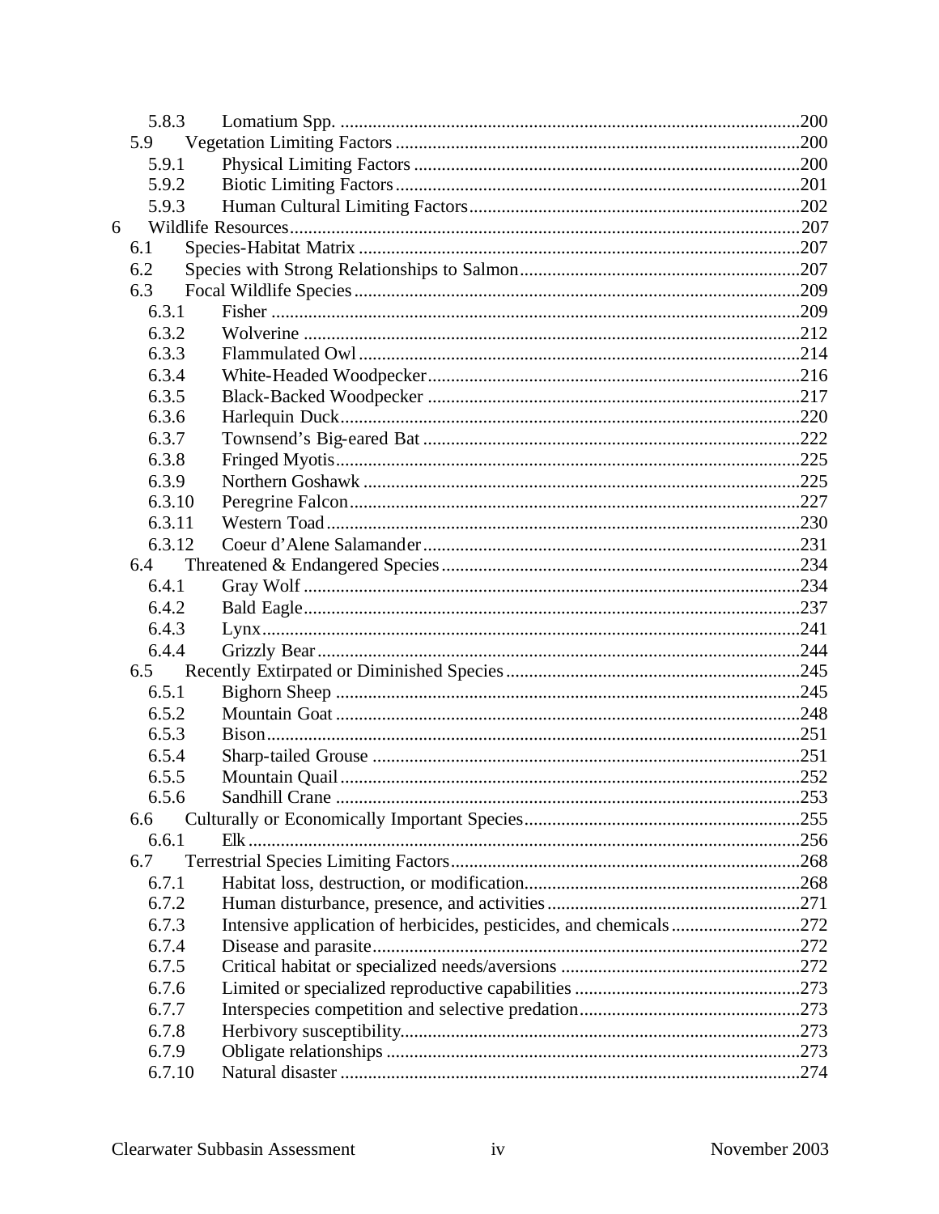5.8.3 Lomatium Spp. ....................................................................................................200
5.9 Vegetation Limiting Factors ........................................................................................200
5.9.1 Physical Limiting Factors ....................................................................................200
5.9.2 Biotic Limiting Factors........................................................................................201
5.9.3 Human Cultural Limiting Factors........................................................................202
6 Wildlife Resources..............................................................................................................207
6.1 Species-Habitat Matrix ................................................................................................207
6.2 Species with Strong Relationships to Salmon.............................................................207
6.3 Focal Wildlife Species .................................................................................................209
6.3.1 Fisher ...................................................................................................................209
6.3.2 Wolverine ............................................................................................................212
6.3.3 Flammulated Owl ................................................................................................214
6.3.4 White-Headed Woodpecker.................................................................................216
6.3.5 Black-Backed Woodpecker .................................................................................217
6.3.6 Harlequin Duck....................................................................................................220
6.3.7 Townsend's Big-eared Bat ..................................................................................222
6.3.8 Fringed Myotis.....................................................................................................225
6.3.9 Northern Goshawk ...............................................................................................225
6.3.10 Peregrine Falcon..................................................................................................227
6.3.11 Western Toad .......................................................................................................230
6.3.12 Coeur d'Alene Salamander..................................................................................231
6.4 Threatened & Endangered Species..............................................................................234
6.4.1 Gray Wolf ............................................................................................................234
6.4.2 Bald Eagle............................................................................................................237
6.4.3 Lynx.....................................................................................................................241
6.4.4 Grizzly Bear.........................................................................................................244
6.5 Recently Extirpated or Diminished Species................................................................245
6.5.1 Bighorn Sheep .....................................................................................................245
6.5.2 Mountain Goat .....................................................................................................248
6.5.3 Bison....................................................................................................................251
6.5.4 Sharp-tailed Grouse .............................................................................................251
6.5.5 Mountain Quail....................................................................................................252
6.5.6 Sandhill Crane .....................................................................................................253
6.6 Culturally or Economically Important Species............................................................255
6.6.1 Elk........................................................................................................................256
6.7 Terrestrial Species Limiting Factors............................................................................268
6.7.1 Habitat loss, destruction, or modification............................................................268
6.7.2 Human disturbance, presence, and activities.......................................................271
6.7.3 Intensive application of herbicides, pesticides, and chemicals............................272
6.7.4 Disease and parasite.............................................................................................272
6.7.5 Critical habitat or specialized needs/aversions ....................................................272
6.7.6 Limited or specialized reproductive capabilities .................................................273
6.7.7 Interspecies competition and selective predation................................................273
6.7.8 Herbivory susceptibility.......................................................................................273
6.7.9 Obligate relationships ..........................................................................................273
6.7.10 Natural disaster ....................................................................................................274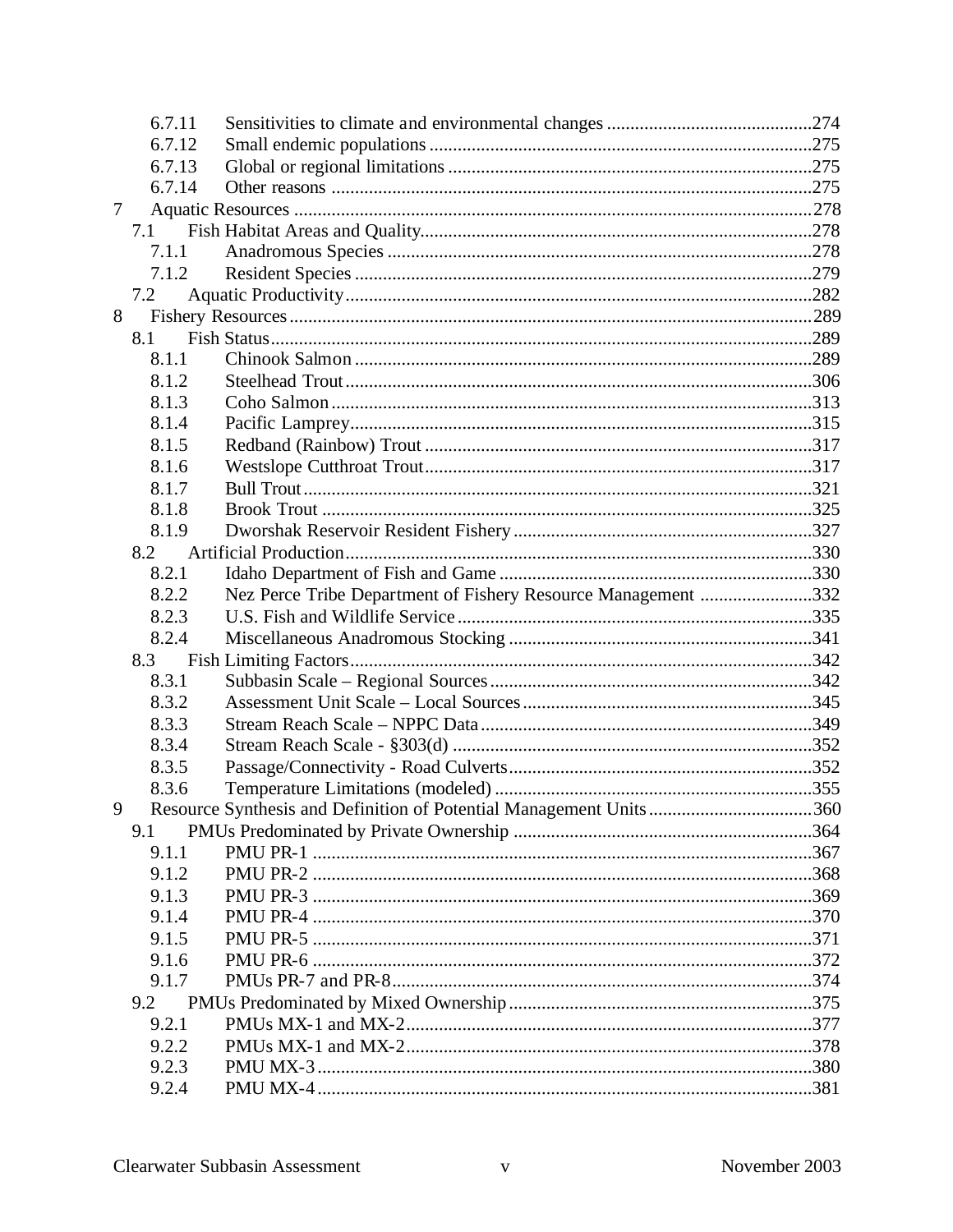| | | |
|---|---|---|
| 6.7.11 | Sensitivities to climate and environmental changes | 274 |
| 6.7.12 | Small endemic populations | 275 |
| 6.7.13 | Global or regional limitations | 275 |
| 6.7.14 | Other reasons | 275 |
| 7 | Aquatic Resources | 278 |
| 7.1 | Fish Habitat Areas and Quality | 278 |
| 7.1.1 | Anadromous Species | 278 |
| 7.1.2 | Resident Species | 279 |
| 7.2 | Aquatic Productivity | 282 |
| 8 | Fishery Resources | 289 |
| 8.1 | Fish Status | 289 |
| 8.1.1 | Chinook Salmon | 289 |
| 8.1.2 | Steelhead Trout | 306 |
| 8.1.3 | Coho Salmon | 313 |
| 8.1.4 | Pacific Lamprey | 315 |
| 8.1.5 | Redband (Rainbow) Trout | 317 |
| 8.1.6 | Westslope Cutthroat Trout | 317 |
| 8.1.7 | Bull Trout | 321 |
| 8.1.8 | Brook Trout | 325 |
| 8.1.9 | Dworshak Reservoir Resident Fishery | 327 |
| 8.2 | Artificial Production | 330 |
| 8.2.1 | Idaho Department of Fish and Game | 330 |
| 8.2.2 | Nez Perce Tribe Department of Fishery Resource Management | 332 |
| 8.2.3 | U.S. Fish and Wildlife Service | 335 |
| 8.2.4 | Miscellaneous Anadromous Stocking | 341 |
| 8.3 | Fish Limiting Factors | 342 |
| 8.3.1 | Subbasin Scale – Regional Sources | 342 |
| 8.3.2 | Assessment Unit Scale – Local Sources | 345 |
| 8.3.3 | Stream Reach Scale – NPPC Data | 349 |
| 8.3.4 | Stream Reach Scale - §303(d) | 352 |
| 8.3.5 | Passage/Connectivity - Road Culverts | 352 |
| 8.3.6 | Temperature Limitations (modeled) | 355 |
| 9 | Resource Synthesis and Definition of Potential Management Units | 360 |
| 9.1 | PMUs Predominated by Private Ownership | 364 |
| 9.1.1 | PMU PR-1 | 367 |
| 9.1.2 | PMU PR-2 | 368 |
| 9.1.3 | PMU PR-3 | 369 |
| 9.1.4 | PMU PR-4 | 370 |
| 9.1.5 | PMU PR-5 | 371 |
| 9.1.6 | PMU PR-6 | 372 |
| 9.1.7 | PMUs PR-7 and PR-8 | 374 |
| 9.2 | PMUs Predominated by Mixed Ownership | 375 |
| 9.2.1 | PMUs MX-1 and MX-2 | 377 |
| 9.2.2 | PMUs MX-1 and MX-2 | 378 |
| 9.2.3 | PMU MX-3 | 380 |
| 9.2.4 | PMU MX-4 | 381 |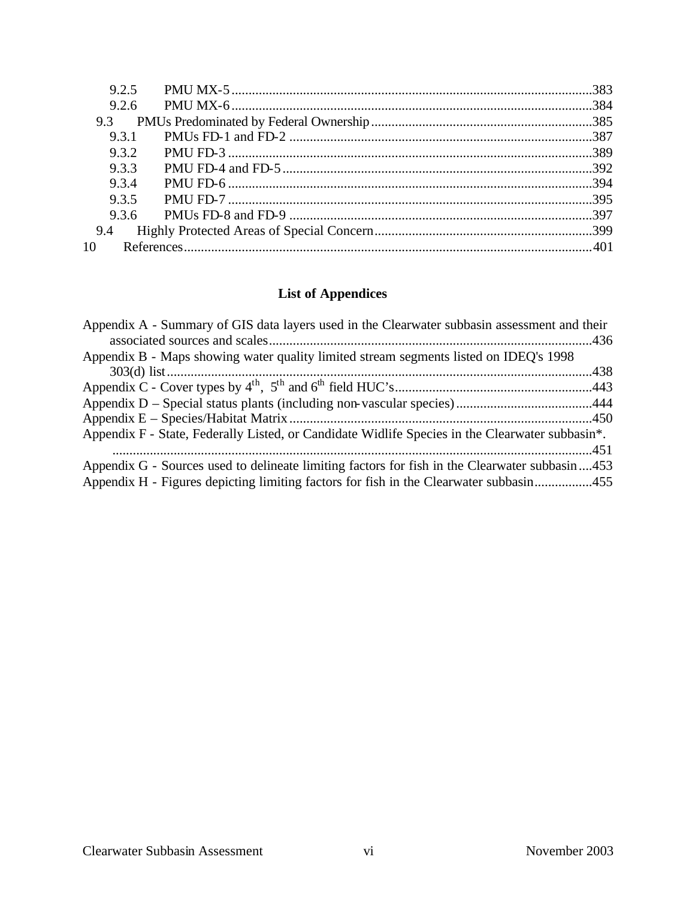9.2.5 PMU MX-5 ....................................................................................................383
9.2.6 PMU MX-6 ....................................................................................................384
9.3 PMUs Predominated by Federal Ownership ....................................................................385
9.3.1 PMUs FD-1 and FD-2 ......................................................................................387
9.3.2 PMU FD-3 ......................................................................................................389
9.3.3 PMU FD-4 and FD-5 ........................................................................................392
9.3.4 PMU FD-6 ......................................................................................................394
9.3.5 PMU FD-7 ......................................................................................................395
9.3.6 PMUs FD-8 and FD-9 ......................................................................................397
9.4 Highly Protected Areas of Special Concern ....................................................................399
10 References ...........................................................................................................401

## List of Appendices

Appendix A - Summary of GIS data layers used in the Clearwater subbasin assessment and their associated sources and scales ....................................................................................436
Appendix B - Maps showing water quality limited stream segments listed on IDEQ's 1998 303(d) list ...........................................................................................................438
Appendix C - Cover types by 4th, 5th and 6th field HUC's .......................................................443
Appendix D – Special status plants (including non-vascular species) ......................................444
Appendix E – Species/Habitat Matrix ...................................................................................450
Appendix F - State, Federally Listed, or Candidate Widlife Species in the Clearwater subbasin*. ..........................................................................................................................451
Appendix G - Sources used to delineate limiting factors for fish in the Clearwater subbasin ....453
Appendix H - Figures depicting limiting factors for fish in the Clearwater subbasin ................455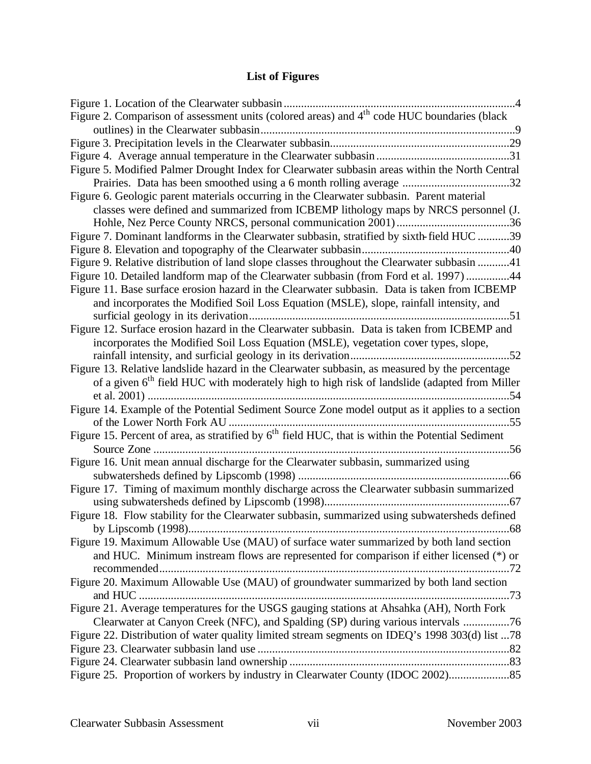## List of Figures

Figure 1. Location of the Clearwater subbasin....................................................................................4
Figure 2. Comparison of assessment units (colored areas) and 4th code HUC boundaries (black outlines) in the Clearwater subbasin.......................................................................................9
Figure 3. Precipitation levels in the Clearwater subbasin.............................................................29
Figure 4. Average annual temperature in the Clearwater subbasin.............................................31
Figure 5. Modified Palmer Drought Index for Clearwater subbasin areas within the North Central Prairies. Data has been smoothed using a 6 month rolling average .....................................32
Figure 6. Geologic parent materials occurring in the Clearwater subbasin. Parent material classes were defined and summarized from ICBEMP lithology maps by NRCS personnel (J. Hohle, Nez Perce County NRCS, personal communication 2001).......................................36
Figure 7. Dominant landforms in the Clearwater subbasin, stratified by sixth-field HUC...........39
Figure 8. Elevation and topography of the Clearwater subbasin..................................................40
Figure 9. Relative distribution of land slope classes throughout the Clearwater subbasin...........41
Figure 10. Detailed landform map of the Clearwater subbasin (from Ford et al. 1997)...............44
Figure 11. Base surface erosion hazard in the Clearwater subbasin. Data is taken from ICBEMP and incorporates the Modified Soil Loss Equation (MSLE), slope, rainfall intensity, and surficial geology in its derivation..........................................................................................51
Figure 12. Surface erosion hazard in the Clearwater subbasin. Data is taken from ICBEMP and incorporates the Modified Soil Loss Equation (MSLE), vegetation cover types, slope, rainfall intensity, and surficial geology in its derivation.......................................................52
Figure 13. Relative landslide hazard in the Clearwater subbasin, as measured by the percentage of a given 6th field HUC with moderately high to high risk of landslide (adapted from Miller et al. 2001) .............................................................................................................................54
Figure 14. Example of the Potential Sediment Source Zone model output as it applies to a section of the Lower North Fork AU.................................................................................................55
Figure 15. Percent of area, as stratified by 6th field HUC, that is within the Potential Sediment Source Zone ..........................................................................................................................56
Figure 16. Unit mean annual discharge for the Clearwater subbasin, summarized using subwatersheds defined by Lipscomb (1998) .........................................................................66
Figure 17. Timing of maximum monthly discharge across the Clearwater subbasin summarized using subwatersheds defined by Lipscomb (1998)................................................................67
Figure 18. Flow stability for the Clearwater subbasin, summarized using subwatersheds defined by Lipscomb (1998)..............................................................................................................68
Figure 19. Maximum Allowable Use (MAU) of surface water summarized by both land section and HUC. Minimum instream flows are represented for comparison if either licensed (*) or recommended........................................................................................................................72
Figure 20. Maximum Allowable Use (MAU) of groundwater summarized by both land section and HUC ...............................................................................................................................73
Figure 21. Average temperatures for the USGS gauging stations at Ahsahka (AH), North Fork Clearwater at Canyon Creek (NFC), and Spalding (SP) during various intervals ................76
Figure 22. Distribution of water quality limited stream segments on IDEQ's 1998 303(d) list ...78
Figure 23. Clearwater subbasin land use......................................................................................82
Figure 24. Clearwater subbasin land ownership...........................................................................83
Figure 25. Proportion of workers by industry in Clearwater County (IDOC 2002).....................85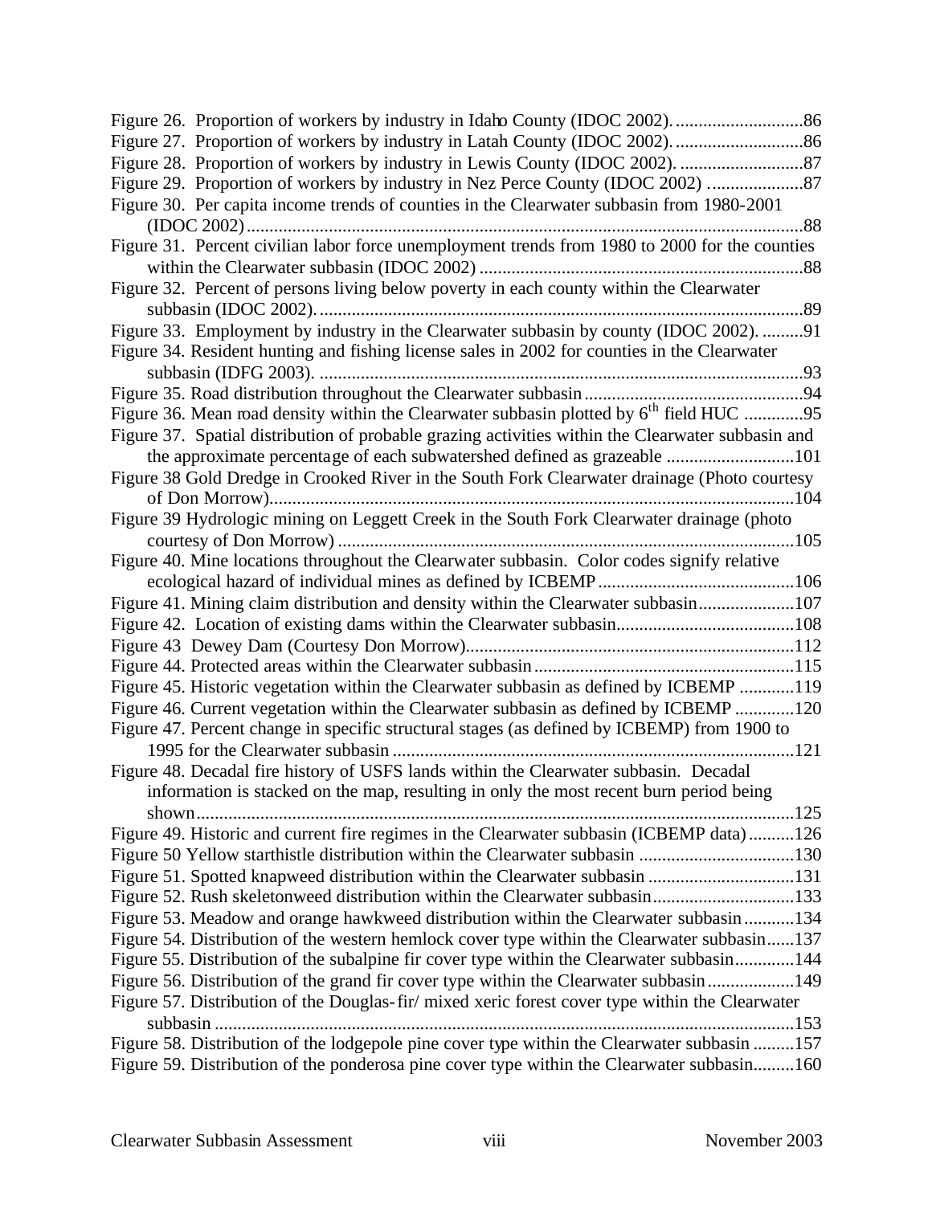Figure 26. Proportion of workers by industry in Idaho County (IDOC 2002). ............................86
Figure 27. Proportion of workers by industry in Latah County (IDOC 2002). ............................86
Figure 28. Proportion of workers by industry in Lewis County (IDOC 2002). ...........................87
Figure 29. Proportion of workers by industry in Nez Perce County (IDOC 2002) .....................87
Figure 30. Per capita income trends of counties in the Clearwater subbasin from 1980-2001 (IDOC 2002)........................................................................................................................88
Figure 31. Percent civilian labor force unemployment trends from 1980 to 2000 for the counties within the Clearwater subbasin (IDOC 2002) .......................................................................88
Figure 32. Percent of persons living below poverty in each county within the Clearwater subbasin (IDOC 2002)..........................................................................................................89
Figure 33. Employment by industry in the Clearwater subbasin by county (IDOC 2002). .........91
Figure 34. Resident hunting and fishing license sales in 2002 for counties in the Clearwater subbasin (IDFG 2003). .........................................................................................................93
Figure 35. Road distribution throughout the Clearwater subbasin ................................................94
Figure 36. Mean road density within the Clearwater subbasin plotted by 6th field HUC .............95
Figure 37. Spatial distribution of probable grazing activities within the Clearwater subbasin and the approximate percentage of each subwatershed defined as grazeable ............................101
Figure 38 Gold Dredge in Crooked River in the South Fork Clearwater drainage (Photo courtesy of Don Morrow)..................................................................................................................104
Figure 39 Hydrologic mining on Leggett Creek in the South Fork Clearwater drainage (photo courtesy of Don Morrow) ...................................................................................................105
Figure 40. Mine locations throughout the Clearwater subbasin. Color codes signify relative ecological hazard of individual mines as defined by ICBEMP ...........................................106
Figure 41. Mining claim distribution and density within the Clearwater subbasin.....................107
Figure 42. Location of existing dams within the Clearwater subbasin.......................................108
Figure 43 Dewey Dam (Courtesy Don Morrow).......................................................................112
Figure 44. Protected areas within the Clearwater subbasin .........................................................115
Figure 45. Historic vegetation within the Clearwater subbasin as defined by ICBEMP ............119
Figure 46. Current vegetation within the Clearwater subbasin as defined by ICBEMP .............120
Figure 47. Percent change in specific structural stages (as defined by ICBEMP) from 1900 to 1995 for the Clearwater subbasin ........................................................................................121
Figure 48. Decadal fire history of USFS lands within the Clearwater subbasin. Decadal information is stacked on the map, resulting in only the most recent burn period being shown...................................................................................................................................125
Figure 49. Historic and current fire regimes in the Clearwater subbasin (ICBEMP data) ..........126
Figure 50 Yellow starthistle distribution within the Clearwater subbasin ..................................130
Figure 51. Spotted knapweed distribution within the Clearwater subbasin ................................131
Figure 52. Rush skeletonweed distribution within the Clearwater subbasin...............................133
Figure 53. Meadow and orange hawkweed distribution within the Clearwater subbasin ...........134
Figure 54. Distribution of the western hemlock cover type within the Clearwater subbasin......137
Figure 55. Distribution of the subalpine fir cover type within the Clearwater subbasin.............144
Figure 56. Distribution of the grand fir cover type within the Clearwater subbasin ...................149
Figure 57. Distribution of the Douglas-fir/ mixed xeric forest cover type within the Clearwater subbasin ..............................................................................................................................153
Figure 58. Distribution of the lodgepole pine cover type within the Clearwater subbasin .........157
Figure 59. Distribution of the ponderosa pine cover type within the Clearwater subbasin.........160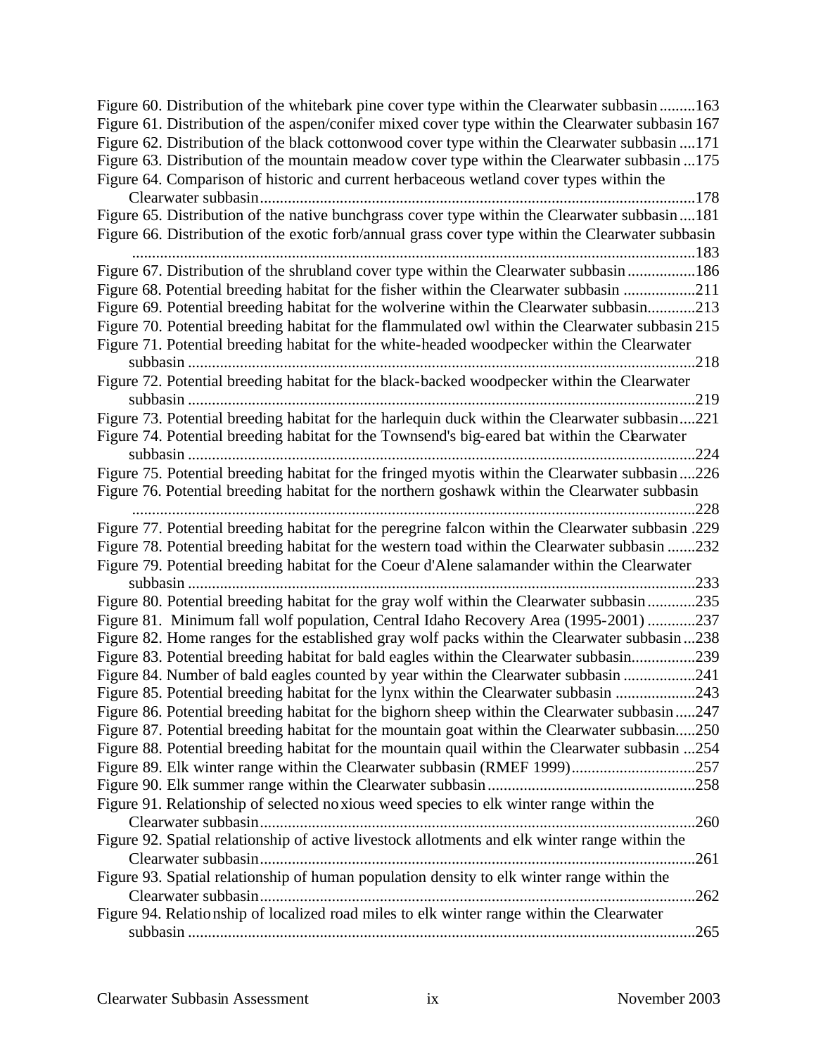Figure 60. Distribution of the whitebark pine cover type within the Clearwater subbasin .........163
Figure 61. Distribution of the aspen/conifer mixed cover type within the Clearwater subbasin 167
Figure 62. Distribution of the black cottonwood cover type within the Clearwater subbasin ....171
Figure 63. Distribution of the mountain meadow cover type within the Clearwater subbasin ...175
Figure 64. Comparison of historic and current herbaceous wetland cover types within the Clearwater subbasin.............................................................................................................178
Figure 65. Distribution of the native bunchgrass cover type within the Clearwater subbasin ....181
Figure 66. Distribution of the exotic forb/annual grass cover type within the Clearwater subbasin ..............................................................................................................................183
Figure 67. Distribution of the shrubland cover type within the Clearwater subbasin .................186
Figure 68. Potential breeding habitat for the fisher within the Clearwater subbasin ..................211
Figure 69. Potential breeding habitat for the wolverine within the Clearwater subbasin............213
Figure 70. Potential breeding habitat for the flammulated owl within the Clearwater subbasin 215
Figure 71. Potential breeding habitat for the white-headed woodpecker within the Clearwater subbasin ...............................................................................................................................218
Figure 72. Potential breeding habitat for the black-backed woodpecker within the Clearwater subbasin ...............................................................................................................................219
Figure 73. Potential breeding habitat for the harlequin duck within the Clearwater subbasin....221
Figure 74. Potential breeding habitat for the Townsend's big-eared bat within the Clearwater subbasin ...............................................................................................................................224
Figure 75. Potential breeding habitat for the fringed myotis within the Clearwater subbasin ....226
Figure 76. Potential breeding habitat for the northern goshawk within the Clearwater subbasin ..............................................................................................................................228
Figure 77. Potential breeding habitat for the peregrine falcon within the Clearwater subbasin .229
Figure 78. Potential breeding habitat for the western toad within the Clearwater subbasin .......232
Figure 79. Potential breeding habitat for the Coeur d'Alene salamander within the Clearwater subbasin ...............................................................................................................................233
Figure 80. Potential breeding habitat for the gray wolf within the Clearwater subbasin ............235
Figure 81. Minimum fall wolf population, Central Idaho Recovery Area (1995-2001) ............237
Figure 82. Home ranges for the established gray wolf packs within the Clearwater subbasin ...238
Figure 83. Potential breeding habitat for bald eagles within the Clearwater subbasin................239
Figure 84. Number of bald eagles counted by year within the Clearwater subbasin ..................241
Figure 85. Potential breeding habitat for the lynx within the Clearwater subbasin ....................243
Figure 86. Potential breeding habitat for the bighorn sheep within the Clearwater subbasin .....247
Figure 87. Potential breeding habitat for the mountain goat within the Clearwater subbasin.....250
Figure 88. Potential breeding habitat for the mountain quail within the Clearwater subbasin ...254
Figure 89. Elk winter range within the Clearwater subbasin (RMEF 1999)...............................257
Figure 90. Elk summer range within the Clearwater subbasin ....................................................258
Figure 91. Relationship of selected noxious weed species to elk winter range within the Clearwater subbasin.............................................................................................................260
Figure 92. Spatial relationship of active livestock allotments and elk winter range within the Clearwater subbasin.............................................................................................................261
Figure 93. Spatial relationship of human population density to elk winter range within the Clearwater subbasin.............................................................................................................262
Figure 94. Relationship of localized road miles to elk winter range within the Clearwater subbasin ...............................................................................................................................265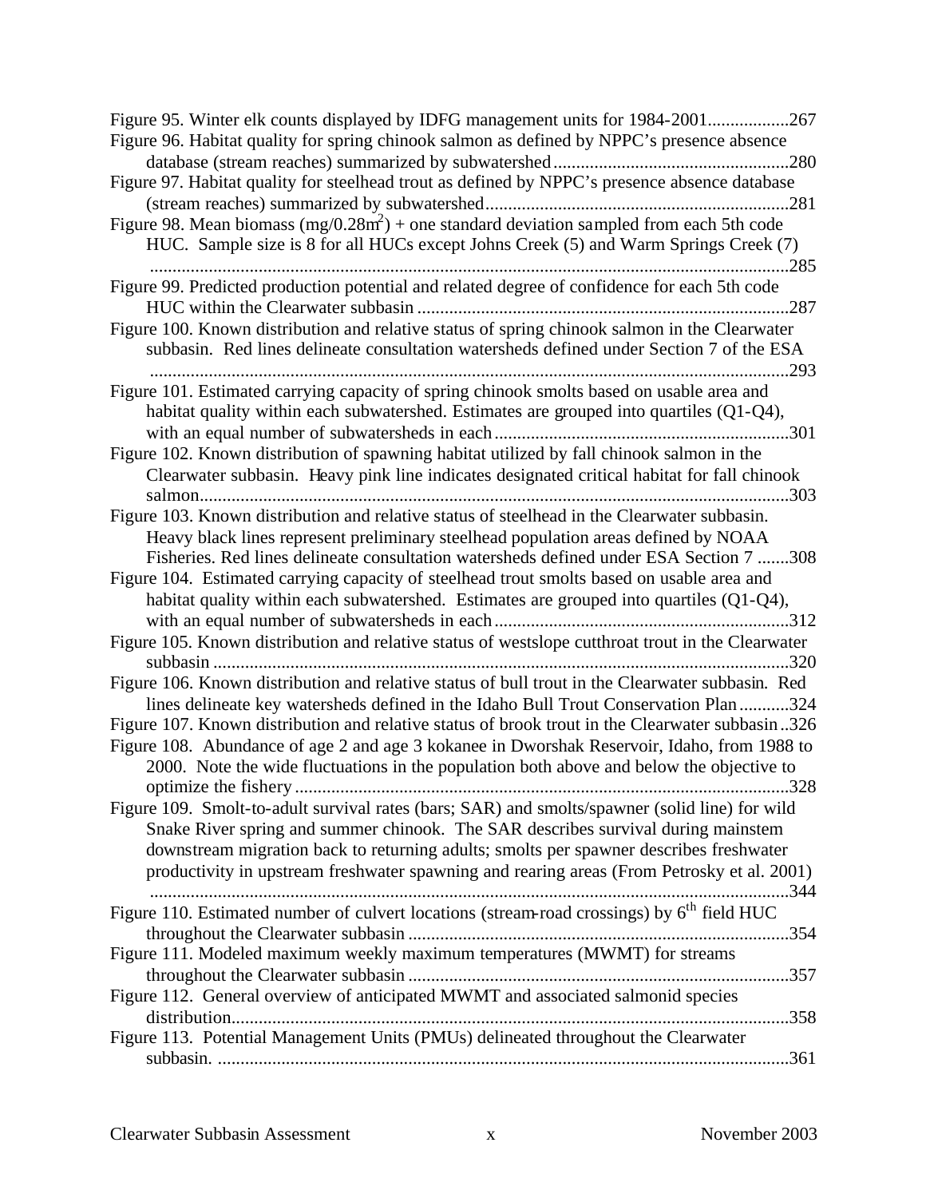Figure 95. Winter elk counts displayed by IDFG management units for 1984-2001..................267

Figure 96. Habitat quality for spring chinook salmon as defined by NPPC's presence absence database (stream reaches) summarized by subwatershed....................................................280

Figure 97. Habitat quality for steelhead trout as defined by NPPC's presence absence database (stream reaches) summarized by subwatershed..................................................................281

Figure 98. Mean biomass (mg/0.28$m^2$) + one standard deviation sampled from each 5th code HUC. Sample size is 8 for all HUCs except Johns Creek (5) and Warm Springs Creek (7) ..............................................................................................................................285

Figure 99. Predicted production potential and related degree of confidence for each 5th code HUC within the Clearwater subbasin ..................................................................................287

Figure 100. Known distribution and relative status of spring chinook salmon in the Clearwater subbasin. Red lines delineate consultation watersheds defined under Section 7 of the ESA ..............................................................................................................................293

Figure 101. Estimated carrying capacity of spring chinook smolts based on usable area and habitat quality within each subwatershed. Estimates are grouped into quartiles (Q1-Q4), with an equal number of subwatersheds in each.................................................................301

Figure 102. Known distribution of spawning habitat utilized by fall chinook salmon in the Clearwater subbasin. Heavy pink line indicates designated critical habitat for fall chinook salmon.................................................................................................................................303

Figure 103. Known distribution and relative status of steelhead in the Clearwater subbasin. Heavy black lines represent preliminary steelhead population areas defined by NOAA Fisheries. Red lines delineate consultation watersheds defined under ESA Section 7 .......308

Figure 104. Estimated carrying capacity of steelhead trout smolts based on usable area and habitat quality within each subwatershed. Estimates are grouped into quartiles (Q1-Q4), with an equal number of subwatersheds in each.................................................................312

Figure 105. Known distribution and relative status of westslope cutthroat trout in the Clearwater subbasin ...............................................................................................................................320

Figure 106. Known distribution and relative status of bull trout in the Clearwater subbasin. Red lines delineate key watersheds defined in the Idaho Bull Trout Conservation Plan...........324

Figure 107. Known distribution and relative status of brook trout in the Clearwater subbasin..326

Figure 108. Abundance of age 2 and age 3 kokanee in Dworshak Reservoir, Idaho, from 1988 to 2000. Note the wide fluctuations in the population both above and below the objective to optimize the fishery.............................................................................................................328

Figure 109. Smolt-to-adult survival rates (bars; SAR) and smolts/spawner (solid line) for wild Snake River spring and summer chinook. The SAR describes survival during mainstem downstream migration back to returning adults; smolts per spawner describes freshwater productivity in upstream freshwater spawning and rearing areas (From Petrosky et al. 2001) ..............................................................................................................................344

Figure 110. Estimated number of culvert locations (stream-road crossings) by 6th field HUC throughout the Clearwater subbasin ....................................................................................354

Figure 111. Modeled maximum weekly maximum temperatures (MWMT) for streams throughout the Clearwater subbasin ....................................................................................357

Figure 112. General overview of anticipated MWMT and associated salmonid species distribution..........................................................................................................................358

Figure 113. Potential Management Units (PMUs) delineated throughout the Clearwater subbasin. ..............................................................................................................................361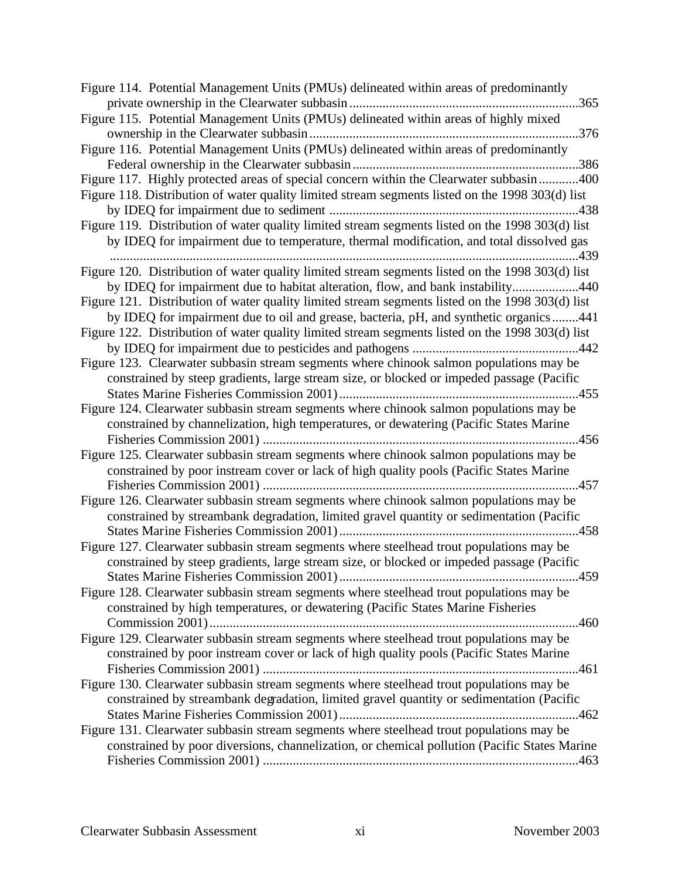Figure 114. Potential Management Units (PMUs) delineated within areas of predominantly private ownership in the Clearwater subbasin....................................................................365

Figure 115. Potential Management Units (PMUs) delineated within areas of highly mixed ownership in the Clearwater subbasin................................................................................376

Figure 116. Potential Management Units (PMUs) delineated within areas of predominantly Federal ownership in the Clearwater subbasin...................................................................386

Figure 117. Highly protected areas of special concern within the Clearwater subbasin............400

Figure 118. Distribution of water quality limited stream segments listed on the 1998 303(d) list by IDEQ for impairment due to sediment ..........................................................................438

Figure 119. Distribution of water quality limited stream segments listed on the 1998 303(d) list by IDEQ for impairment due to temperature, thermal modification, and total dissolved gas ...........................................................................................................................................439

Figure 120. Distribution of water quality limited stream segments listed on the 1998 303(d) list by IDEQ for impairment due to habitat alteration, flow, and bank instability...................440

Figure 121. Distribution of water quality limited stream segments listed on the 1998 303(d) list by IDEQ for impairment due to oil and grease, bacteria, pH, and synthetic organics........441

Figure 122. Distribution of water quality limited stream segments listed on the 1998 303(d) list by IDEQ for impairment due to pesticides and pathogens .................................................442

Figure 123. Clearwater subbasin stream segments where chinook salmon populations may be constrained by steep gradients, large stream size, or blocked or impeded passage (Pacific States Marine Fisheries Commission 2001).......................................................................455

Figure 124. Clearwater subbasin stream segments where chinook salmon populations may be constrained by channelization, high temperatures, or dewatering (Pacific States Marine Fisheries Commission 2001) ..............................................................................................456

Figure 125. Clearwater subbasin stream segments where chinook salmon populations may be constrained by poor instream cover or lack of high quality pools (Pacific States Marine Fisheries Commission 2001) ..............................................................................................457

Figure 126. Clearwater subbasin stream segments where chinook salmon populations may be constrained by streambank degradation, limited gravel quantity or sedimentation (Pacific States Marine Fisheries Commission 2001).......................................................................458

Figure 127. Clearwater subbasin stream segments where steelhead trout populations may be constrained by steep gradients, large stream size, or blocked or impeded passage (Pacific States Marine Fisheries Commission 2001).......................................................................459

Figure 128. Clearwater subbasin stream segments where steelhead trout populations may be constrained by high temperatures, or dewatering (Pacific States Marine Fisheries Commission 2001)..............................................................................................................460

Figure 129. Clearwater subbasin stream segments where steelhead trout populations may be constrained by poor instream cover or lack of high quality pools (Pacific States Marine Fisheries Commission 2001) ..............................................................................................461

Figure 130. Clearwater subbasin stream segments where steelhead trout populations may be constrained by streambank degradation, limited gravel quantity or sedimentation (Pacific States Marine Fisheries Commission 2001).......................................................................462

Figure 131. Clearwater subbasin stream segments where steelhead trout populations may be constrained by poor diversions, channelization, or chemical pollution (Pacific States Marine Fisheries Commission 2001) ..............................................................................................463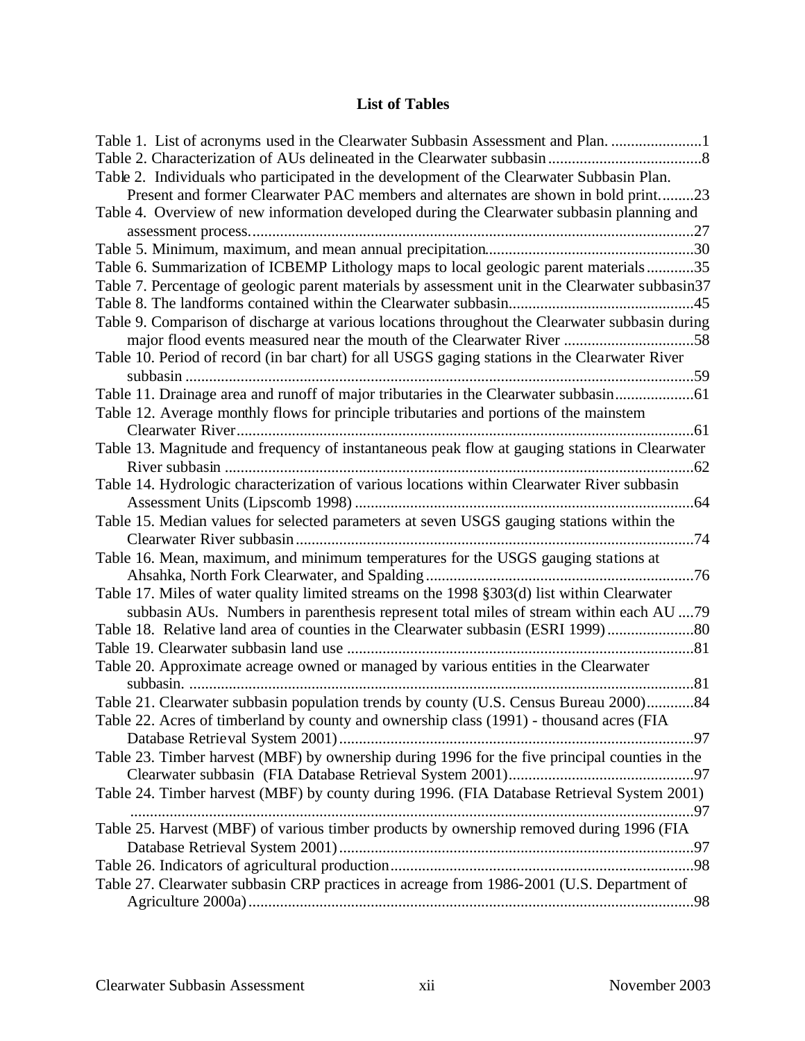## List of Tables

Table 1. List of acronyms used in the Clearwater Subbasin Assessment and Plan. .......................1
Table 2. Characterization of AUs delineated in the Clearwater subbasin .......................................8
Table 2. Individuals who participated in the development of the Clearwater Subbasin Plan. Present and former Clearwater PAC members and alternates are shown in bold print.........23
Table 4. Overview of new information developed during the Clearwater subbasin planning and assessment process.................................................................................................................27
Table 5. Minimum, maximum, and mean annual precipitation.....................................................30
Table 6. Summarization of ICBEMP Lithology maps to local geologic parent materials............35
Table 7. Percentage of geologic parent materials by assessment unit in the Clearwater subbasin37
Table 8. The landforms contained within the Clearwater subbasin...............................................45
Table 9. Comparison of discharge at various locations throughout the Clearwater subbasin during major flood events measured near the mouth of the Clearwater River .................................58
Table 10. Period of record (in bar chart) for all USGS gaging stations in the Clearwater River subbasin ..................................................................................................................................59
Table 11. Drainage area and runoff of major tributaries in the Clearwater subbasin....................61
Table 12. Average monthly flows for principle tributaries and portions of the mainstem Clearwater River.....................................................................................................................61
Table 13. Magnitude and frequency of instantaneous peak flow at gauging stations in Clearwater River subbasin .......................................................................................................................62
Table 14. Hydrologic characterization of various locations within Clearwater River subbasin Assessment Units (Lipscomb 1998) ......................................................................................64
Table 15. Median values for selected parameters at seven USGS gauging stations within the Clearwater River subbasin......................................................................................................74
Table 16. Mean, maximum, and minimum temperatures for the USGS gauging stations at Ahsahka, North Fork Clearwater, and Spalding....................................................................76
Table 17. Miles of water quality limited streams on the 1998 §303(d) list within Clearwater subbasin AUs. Numbers in parenthesis represent total miles of stream within each AU ....79
Table 18. Relative land area of counties in the Clearwater subbasin (ESRI 1999)......................80
Table 19. Clearwater subbasin land use ........................................................................................81
Table 20. Approximate acreage owned or managed by various entities in the Clearwater subbasin. .................................................................................................................................81
Table 21. Clearwater subbasin population trends by county (U.S. Census Bureau 2000)............84
Table 22. Acres of timberland by county and ownership class (1991) - thousand acres (FIA Database Retrieval System 2001)...........................................................................................97
Table 23. Timber harvest (MBF) by ownership during 1996 for the five principal counties in the Clearwater subbasin (FIA Database Retrieval System 2001)...............................................97
Table 24. Timber harvest (MBF) by county during 1996. (FIA Database Retrieval System 2001) ................................................................................................................................................97
Table 25. Harvest (MBF) of various timber products by ownership removed during 1996 (FIA Database Retrieval System 2001)...........................................................................................97
Table 26. Indicators of agricultural production.............................................................................98
Table 27. Clearwater subbasin CRP practices in acreage from 1986-2001 (U.S. Department of Agriculture 2000a).................................................................................................................98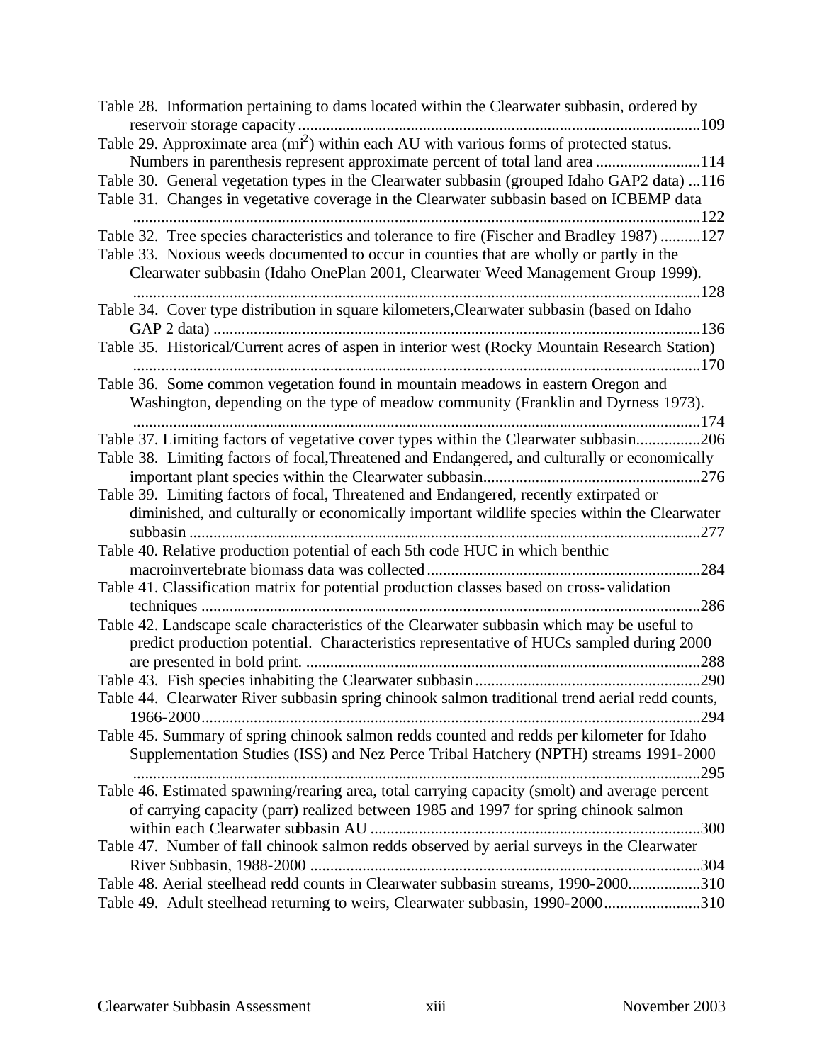Table 28. Information pertaining to dams located within the Clearwater subbasin, ordered by reservoir storage capacity .....................................................................................................109

Table 29. Approximate area ($mi^2$) within each AU with various forms of protected status. Numbers in parenthesis represent approximate percent of total land area ..........................114

Table 30. General vegetation types in the Clearwater subbasin (grouped Idaho GAP2 data) ...116

Table 31. Changes in vegetative coverage in the Clearwater subbasin based on ICBEMP data .............................................................................................................................................122

Table 32. Tree species characteristics and tolerance to fire (Fischer and Bradley 1987) ..........127

Table 33. Noxious weeds documented to occur in counties that are wholly or partly in the Clearwater subbasin (Idaho OnePlan 2001, Clearwater Weed Management Group 1999). .............................................................................................................................................128

Table 34. Cover type distribution in square kilometers,Clearwater subbasin (based on Idaho GAP 2 data) .........................................................................................................................136

Table 35. Historical/Current acres of aspen in interior west (Rocky Mountain Research Station) .............................................................................................................................................170

Table 36. Some common vegetation found in mountain meadows in eastern Oregon and Washington, depending on the type of meadow community (Franklin and Dyrness 1973). .............................................................................................................................................174

Table 37. Limiting factors of vegetative cover types within the Clearwater subbasin................206

Table 38. Limiting factors of focal,Threatened and Endangered, and culturally or economically important plant species within the Clearwater subbasin......................................................276

Table 39. Limiting factors of focal, Threatened and Endangered, recently extirpated or diminished, and culturally or economically important wildlife species within the Clearwater subbasin ..............................................................................................................................277

Table 40. Relative production potential of each 5th code HUC in which benthic macroinvertebrate biomass data was collected....................................................................284

Table 41. Classification matrix for potential production classes based on cross-validation techniques ...........................................................................................................................286

Table 42. Landscape scale characteristics of the Clearwater subbasin which may be useful to predict production potential. Characteristics representative of HUCs sampled during 2000 are presented in bold print. ..................................................................................................288

Table 43. Fish species inhabiting the Clearwater subbasin.........................................................290

Table 44. Clearwater River subbasin spring chinook salmon traditional trend aerial redd counts, 1966-2000............................................................................................................................294

Table 45. Summary of spring chinook salmon redds counted and redds per kilometer for Idaho Supplementation Studies (ISS) and Nez Perce Tribal Hatchery (NPTH) streams 1991-2000 .............................................................................................................................................295

Table 46. Estimated spawning/rearing area, total carrying capacity (smolt) and average percent of carrying capacity (parr) realized between 1985 and 1997 for spring chinook salmon within each Clearwater subbasin AU ..................................................................................300

Table 47. Number of fall chinook salmon redds observed by aerial surveys in the Clearwater River Subbasin, 1988-2000 .................................................................................................304

Table 48. Aerial steelhead redd counts in Clearwater subbasin streams, 1990-2000..................310

Table 49. Adult steelhead returning to weirs, Clearwater subbasin, 1990-2000........................310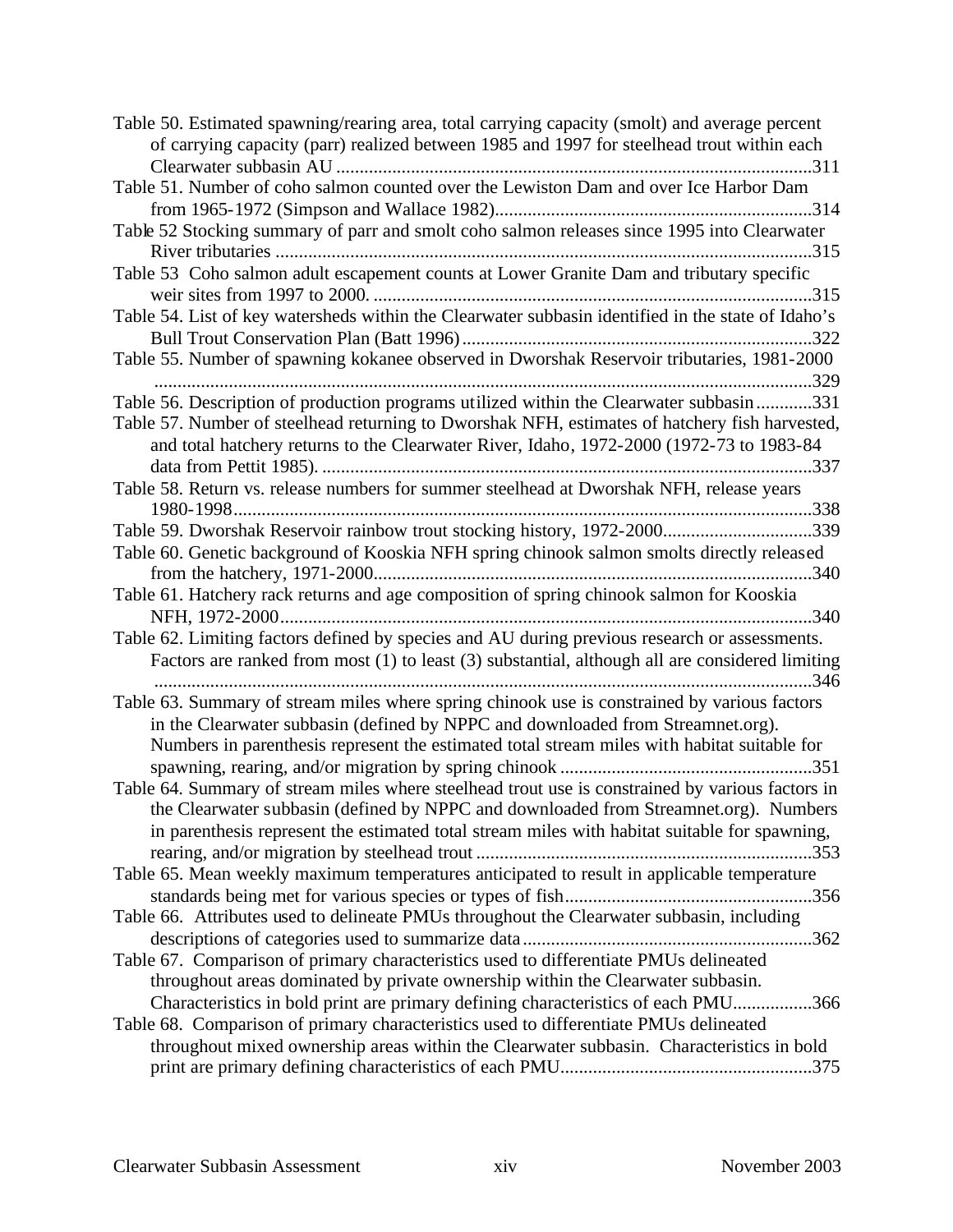Table 50. Estimated spawning/rearing area, total carrying capacity (smolt) and average percent of carrying capacity (parr) realized between 1985 and 1997 for steelhead trout within each Clearwater subbasin AU ....................................................................................................311

Table 51. Number of coho salmon counted over the Lewiston Dam and over Ice Harbor Dam from 1965-1972 (Simpson and Wallace 1982)...................................................................314

Table 52 Stocking summary of parr and smolt coho salmon releases since 1995 into Clearwater River tributaries ..................................................................................................................315

Table 53 Coho salmon adult escapement counts at Lower Granite Dam and tributary specific weir sites from 1997 to 2000. .............................................................................................315

Table 54. List of key watersheds within the Clearwater subbasin identified in the state of Idaho's Bull Trout Conservation Plan (Batt 1996)..........................................................................322

Table 55. Number of spawning kokanee observed in Dworshak Reservoir tributaries, 1981-2000 ............................................................................................................................................329

Table 56. Description of production programs utilized within the Clearwater subbasin............331

Table 57. Number of steelhead returning to Dworshak NFH, estimates of hatchery fish harvested, and total hatchery returns to the Clearwater River, Idaho, 1972-2000 (1972-73 to 1983-84 data from Pettit 1985). .........................................................................................................337

Table 58. Return vs. release numbers for summer steelhead at Dworshak NFH, release years 1980-1998...........................................................................................................................338

Table 59. Dworshak Reservoir rainbow trout stocking history, 1972-2000................................339

Table 60. Genetic background of Kooskia NFH spring chinook salmon smolts directly released from the hatchery, 1971-2000.............................................................................................340

Table 61. Hatchery rack returns and age composition of spring chinook salmon for Kooskia NFH, 1972-2000................................................................................................................340

Table 62. Limiting factors defined by species and AU during previous research or assessments. Factors are ranked from most (1) to least (3) substantial, although all are considered limiting ............................................................................................................................................346

Table 63. Summary of stream miles where spring chinook use is constrained by various factors in the Clearwater subbasin (defined by NPPC and downloaded from Streamnet.org). Numbers in parenthesis represent the estimated total stream miles with habitat suitable for spawning, rearing, and/or migration by spring chinook .....................................................351

Table 64. Summary of stream miles where steelhead trout use is constrained by various factors in the Clearwater subbasin (defined by NPPC and downloaded from Streamnet.org). Numbers in parenthesis represent the estimated total stream miles with habitat suitable for spawning, rearing, and/or migration by steelhead trout .......................................................................353

Table 65. Mean weekly maximum temperatures anticipated to result in applicable temperature standards being met for various species or types of fish.....................................................356

Table 66. Attributes used to delineate PMUs throughout the Clearwater subbasin, including descriptions of categories used to summarize data.............................................................362

Table 67. Comparison of primary characteristics used to differentiate PMUs delineated throughout areas dominated by private ownership within the Clearwater subbasin. Characteristics in bold print are primary defining characteristics of each PMU.................366

Table 68. Comparison of primary characteristics used to differentiate PMUs delineated throughout mixed ownership areas within the Clearwater subbasin. Characteristics in bold print are primary defining characteristics of each PMU.....................................................375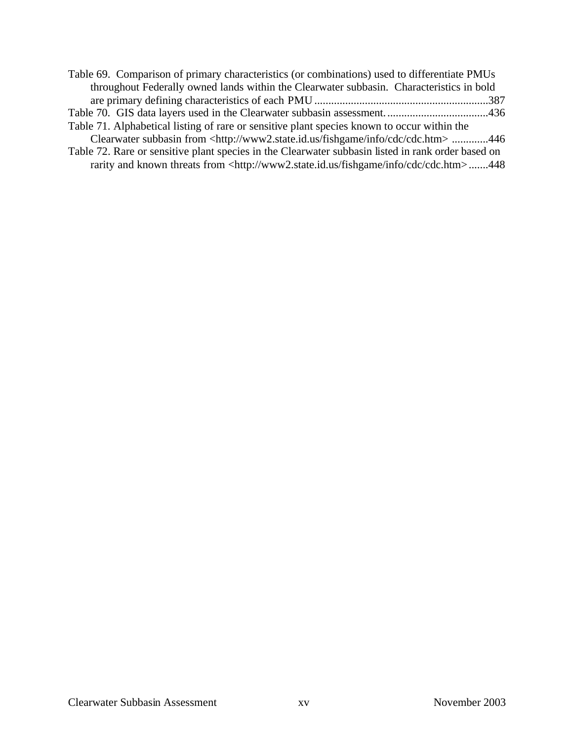Table 69. Comparison of primary characteristics (or combinations) used to differentiate PMUs throughout Federally owned lands within the Clearwater subbasin. Characteristics in bold are primary defining characteristics of each PMU ............................................................387

Table 70. GIS data layers used in the Clearwater subbasin assessment. ...................................436

Table 71. Alphabetical listing of rare or sensitive plant species known to occur within the Clearwater subbasin from <http://www2.state.id.us/fishgame/info/cdc/cdc.htm> ............446

Table 72. Rare or sensitive plant species in the Clearwater subbasin listed in rank order based on rarity and known threats from <http://www2.state.id.us/fishgame/info/cdc/cdc.htm> .......448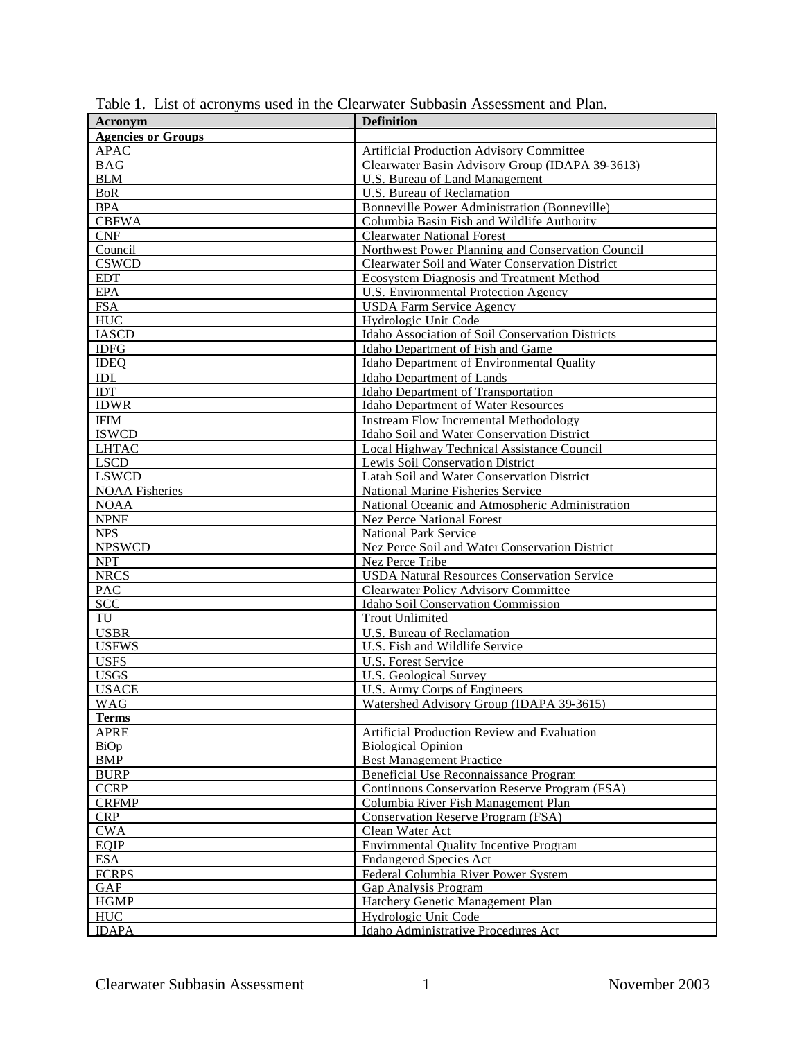Table 1. List of acronyms used in the Clearwater Subbasin Assessment and Plan.

| Acronym | Definition |
| --- | --- |
| **Agencies or Groups** | |
| APAC | Artificial Production Advisory Committee |
| BAG | Clearwater Basin Advisory Group (IDAPA 39-3613) |
| BLM | U.S. Bureau of Land Management |
| BoR | U.S. Bureau of Reclamation |
| BPA | Bonneville Power Administration (Bonneville) |
| CBFWA | Columbia Basin Fish and Wildlife Authority |
| CNF | Clearwater National Forest |
| Council | Northwest Power Planning and Conservation Council |
| CSWCD | Clearwater Soil and Water Conservation District |
| EDT | Ecosystem Diagnosis and Treatment Method |
| EPA | U.S. Environmental Protection Agency |
| FSA | USDA Farm Service Agency |
| HUC | Hydrologic Unit Code |
| IASCD | Idaho Association of Soil Conservation Districts |
| IDFG | Idaho Department of Fish and Game |
| IDEQ | Idaho Department of Environmental Quality |
| IDL | Idaho Department of Lands |
| IDT | Idaho Department of Transportation |
| IDWR | Idaho Department of Water Resources |
| IFIM | Instream Flow Incremental Methodology |
| ISWCD | Idaho Soil and Water Conservation District |
| LHTAC | Local Highway Technical Assistance Council |
| LSCD | Lewis Soil Conservation District |
| LSWCD | Latah Soil and Water Conservation District |
| NOAA Fisheries | National Marine Fisheries Service |
| NOAA | National Oceanic and Atmospheric Administration |
| NPNF | Nez Perce National Forest |
| NPS | National Park Service |
| NPSWCD | Nez Perce Soil and Water Conservation District |
| NPT | Nez Perce Tribe |
| NRCS | USDA Natural Resources Conservation Service |
| PAC | Clearwater Policy Advisory Committee |
| SCC | Idaho Soil Conservation Commission |
| TU | Trout Unlimited |
| USBR | U.S. Bureau of Reclamation |
| USFWS | U.S. Fish and Wildlife Service |
| USFS | U.S. Forest Service |
| USGS | U.S. Geological Survey |
| USACE | U.S. Army Corps of Engineers |
| WAG | Watershed Advisory Group (IDAPA 39-3615) |
| **Terms** | |
| APRE | Artificial Production Review and Evaluation |
| BiOp | Biological Opinion |
| BMP | Best Management Practice |
| BURP | Beneficial Use Reconnaissance Program |
| CCRP | Continuous Conservation Reserve Program (FSA) |
| CRFMP | Columbia River Fish Management Plan |
| CRP | Conservation Reserve Program (FSA) |
| CWA | Clean Water Act |
| EQIP | Envirnmental Quality Incentive Program |
| ESA | Endangered Species Act |
| FCRPS | Federal Columbia River Power System |
| GAP | Gap Analysis Program |
| HGMP | Hatchery Genetic Management Plan |
| HUC | Hydrologic Unit Code |
| IDAPA | Idaho Administrative Procedures Act |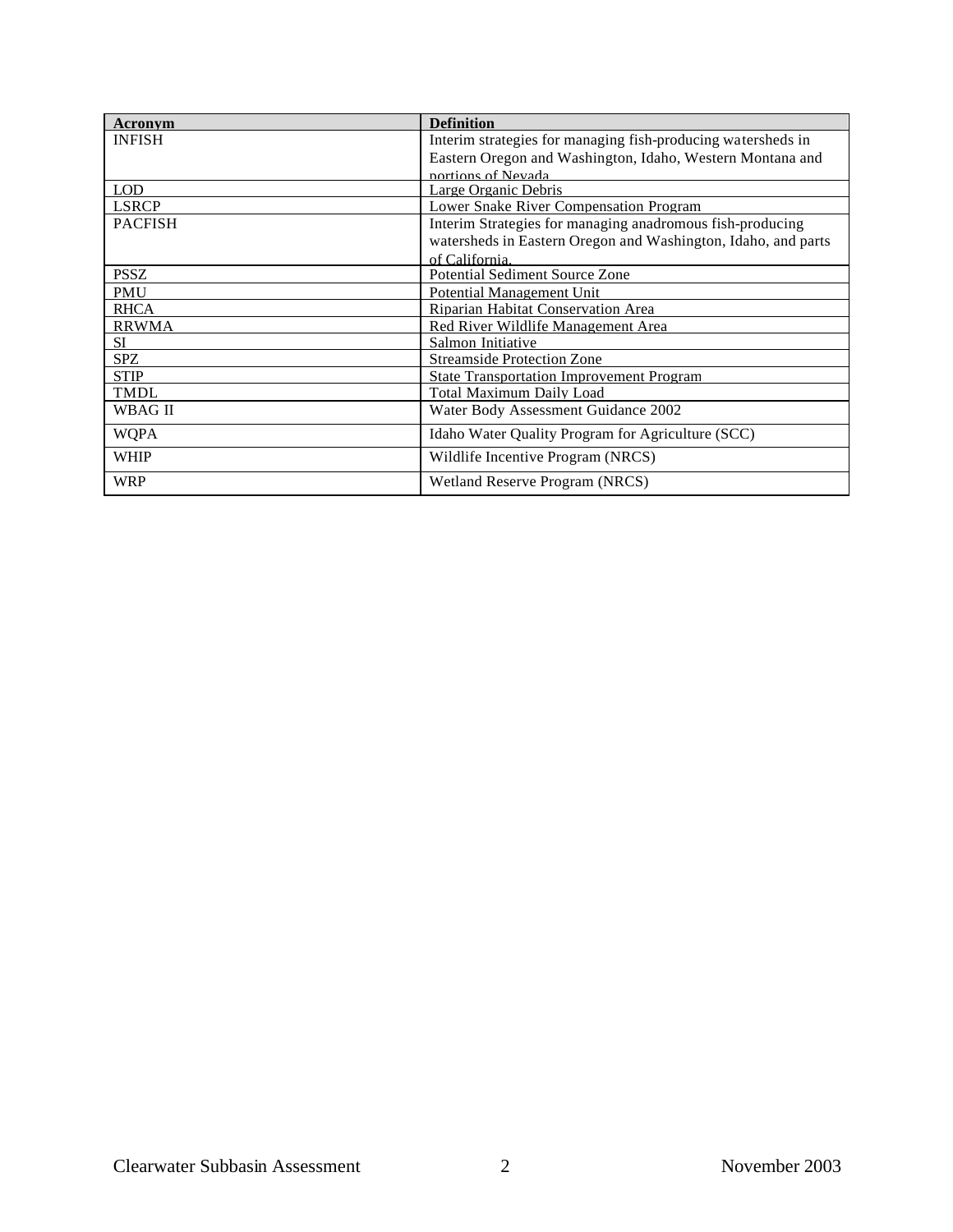| Acronym | Definition |
|---|---|
| INFISH | Interim strategies for managing fish-producing watersheds in Eastern Oregon and Washington, Idaho, Western Montana and portions of Nevada |
| LOD | Large Organic Debris |
| LSRCP | Lower Snake River Compensation Program |
| PACFISH | Interim Strategies for managing anadromous fish-producing watersheds in Eastern Oregon and Washington, Idaho, and parts of California. |
| PSSZ | Potential Sediment Source Zone |
| PMU | Potential Management Unit |
| RHCA | Riparian Habitat Conservation Area |
| RRWMA | Red River Wildlife Management Area |
| SI | Salmon Initiative |
| SPZ | Streamside Protection Zone |
| STIP | State Transportation Improvement Program |
| TMDL | Total Maximum Daily Load |
| WBAG II | Water Body Assessment Guidance 2002 |
| WQPA | Idaho Water Quality Program for Agriculture (SCC) |
| WHIP | Wildlife Incentive Program (NRCS) |
| WRP | Wetland Reserve Program (NRCS) |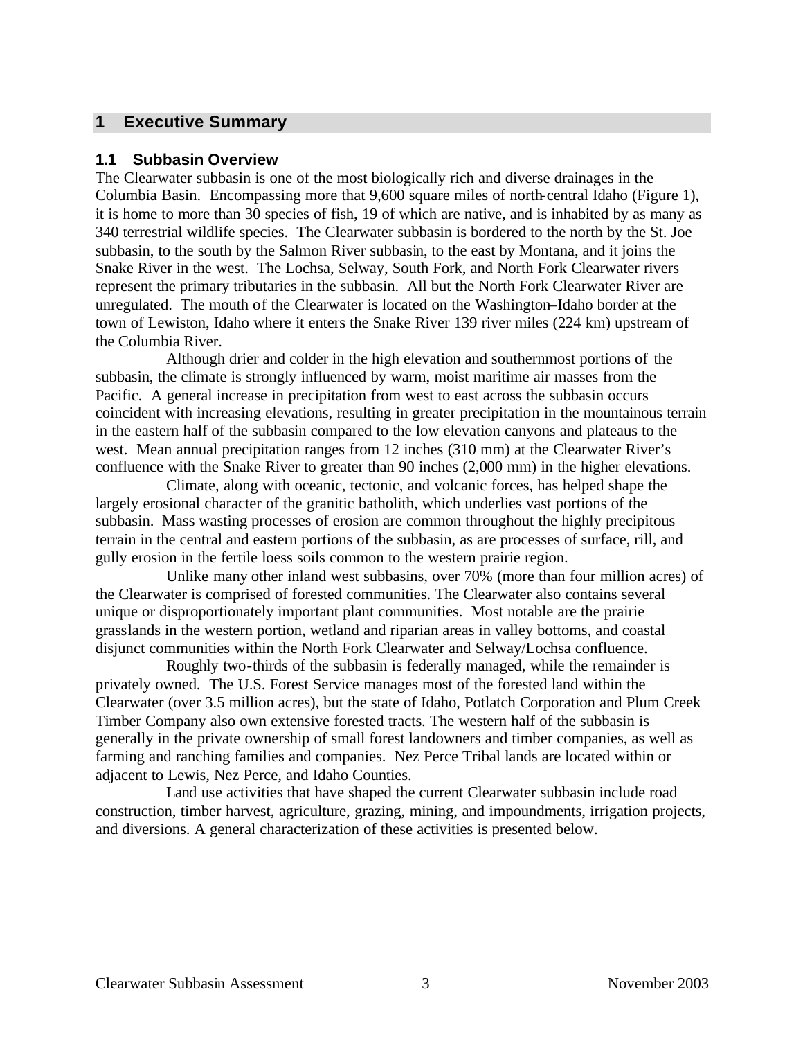# 1 Executive Summary

## 1.1 Subbasin Overview

The Clearwater subbasin is one of the most biologically rich and diverse drainages in the Columbia Basin. Encompassing more that 9,600 square miles of north-central Idaho (Figure 1), it is home to more than 30 species of fish, 19 of which are native, and is inhabited by as many as 340 terrestrial wildlife species. The Clearwater subbasin is bordered to the north by the St. Joe subbasin, to the south by the Salmon River subbasin, to the east by Montana, and it joins the Snake River in the west. The Lochsa, Selway, South Fork, and North Fork Clearwater rivers represent the primary tributaries in the subbasin. All but the North Fork Clearwater River are unregulated. The mouth of the Clearwater is located on the Washington–Idaho border at the town of Lewiston, Idaho where it enters the Snake River 139 river miles (224 km) upstream of the Columbia River.

Although drier and colder in the high elevation and southernmost portions of the subbasin, the climate is strongly influenced by warm, moist maritime air masses from the Pacific. A general increase in precipitation from west to east across the subbasin occurs coincident with increasing elevations, resulting in greater precipitation in the mountainous terrain in the eastern half of the subbasin compared to the low elevation canyons and plateaus to the west. Mean annual precipitation ranges from 12 inches (310 mm) at the Clearwater River's confluence with the Snake River to greater than 90 inches (2,000 mm) in the higher elevations.

Climate, along with oceanic, tectonic, and volcanic forces, has helped shape the largely erosional character of the granitic batholith, which underlies vast portions of the subbasin. Mass wasting processes of erosion are common throughout the highly precipitous terrain in the central and eastern portions of the subbasin, as are processes of surface, rill, and gully erosion in the fertile loess soils common to the western prairie region.

Unlike many other inland west subbasins, over 70% (more than four million acres) of the Clearwater is comprised of forested communities. The Clearwater also contains several unique or disproportionately important plant communities. Most notable are the prairie grasslands in the western portion, wetland and riparian areas in valley bottoms, and coastal disjunct communities within the North Fork Clearwater and Selway/Lochsa confluence.

Roughly two-thirds of the subbasin is federally managed, while the remainder is privately owned. The U.S. Forest Service manages most of the forested land within the Clearwater (over 3.5 million acres), but the state of Idaho, Potlatch Corporation and Plum Creek Timber Company also own extensive forested tracts. The western half of the subbasin is generally in the private ownership of small forest landowners and timber companies, as well as farming and ranching families and companies. Nez Perce Tribal lands are located within or adjacent to Lewis, Nez Perce, and Idaho Counties.

Land use activities that have shaped the current Clearwater subbasin include road construction, timber harvest, agriculture, grazing, mining, and impoundments, irrigation projects, and diversions. A general characterization of these activities is presented below.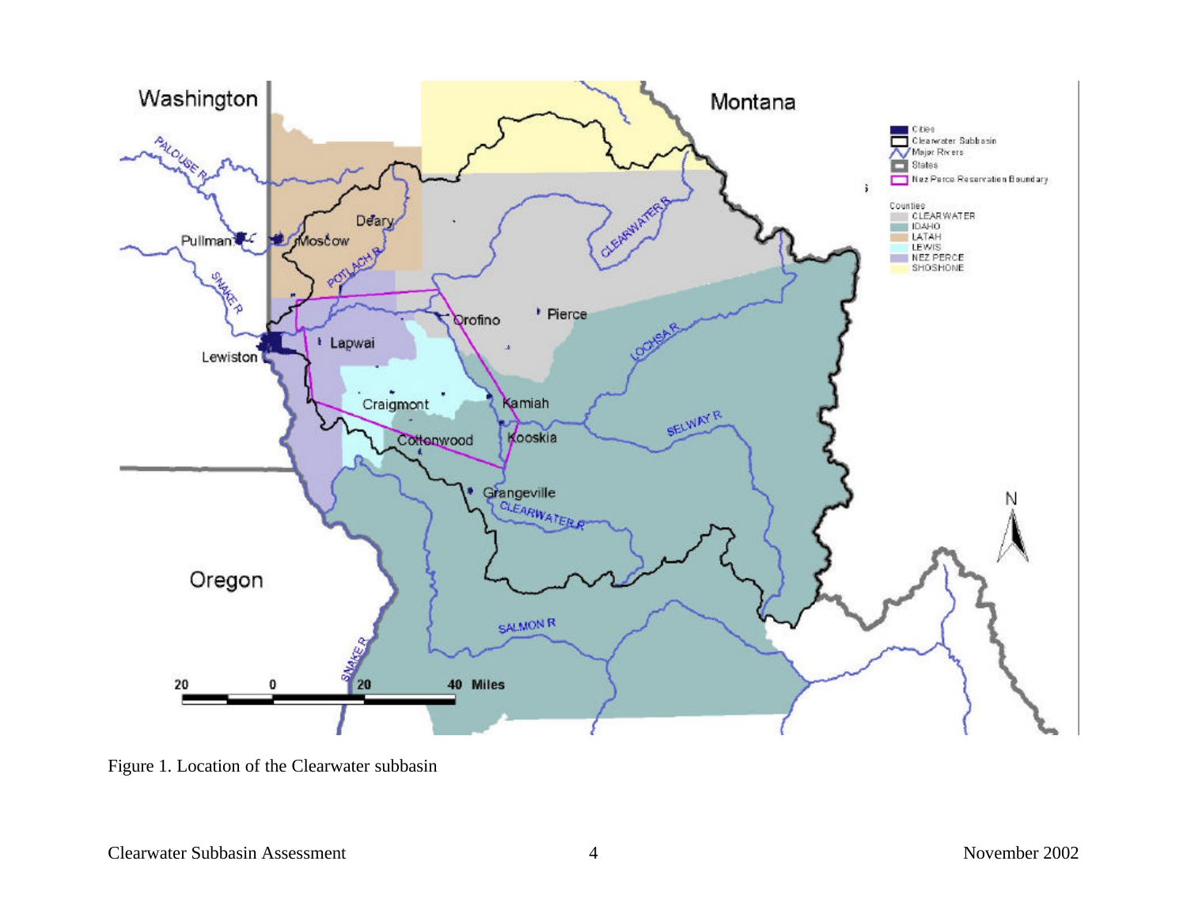Figure 1. Location of the Clearwater subbasin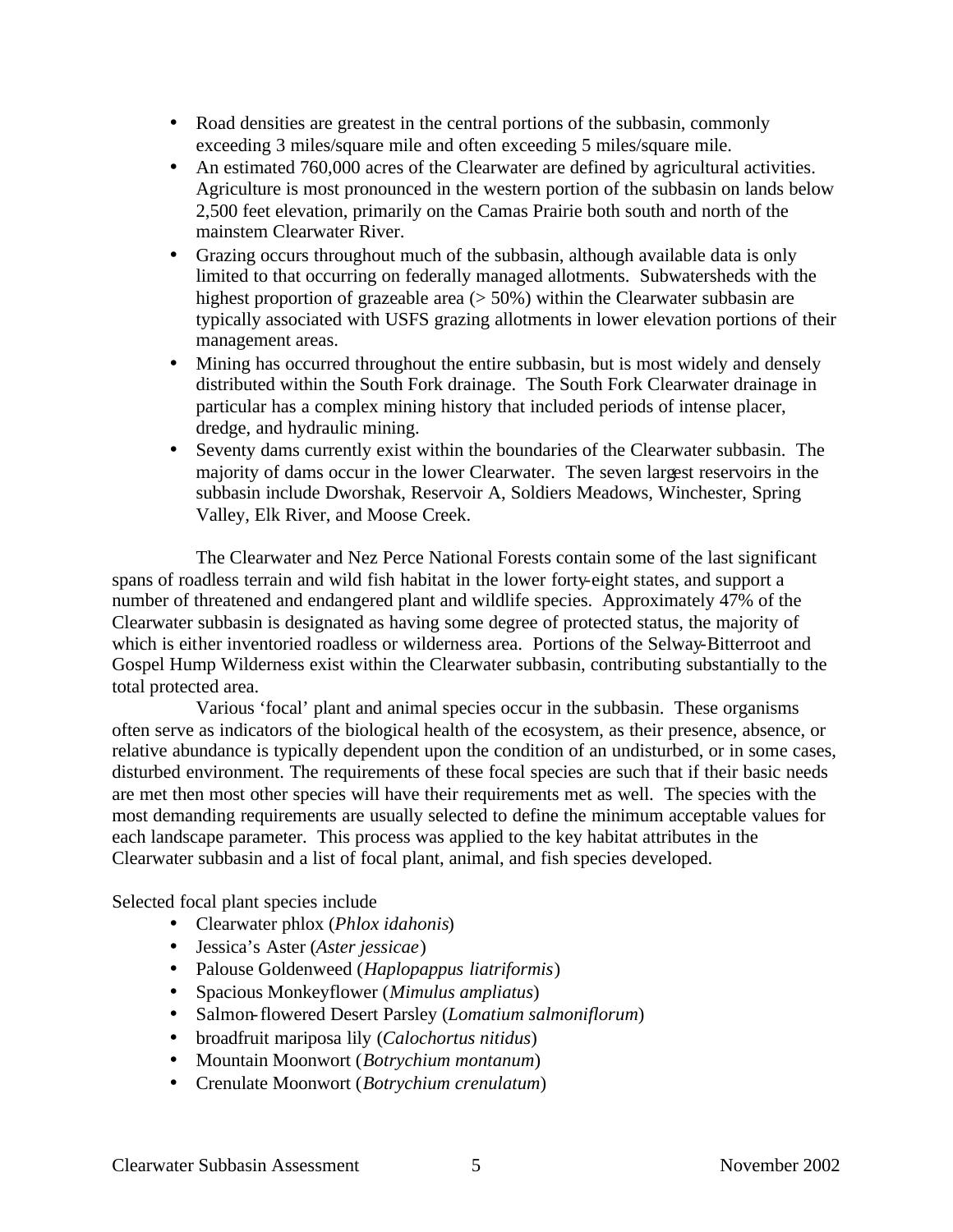- Road densities are greatest in the central portions of the subbasin, commonly exceeding 3 miles/square mile and often exceeding 5 miles/square mile.
- An estimated 760,000 acres of the Clearwater are defined by agricultural activities. Agriculture is most pronounced in the western portion of the subbasin on lands below 2,500 feet elevation, primarily on the Camas Prairie both south and north of the mainstem Clearwater River.
- Grazing occurs throughout much of the subbasin, although available data is only limited to that occurring on federally managed allotments. Subwatersheds with the highest proportion of grazeable area (> 50%) within the Clearwater subbasin are typically associated with USFS grazing allotments in lower elevation portions of their management areas.
- Mining has occurred throughout the entire subbasin, but is most widely and densely distributed within the South Fork drainage. The South Fork Clearwater drainage in particular has a complex mining history that included periods of intense placer, dredge, and hydraulic mining.
- Seventy dams currently exist within the boundaries of the Clearwater subbasin. The majority of dams occur in the lower Clearwater. The seven largest reservoirs in the subbasin include Dworshak, Reservoir A, Soldiers Meadows, Winchester, Spring Valley, Elk River, and Moose Creek.

The Clearwater and Nez Perce National Forests contain some of the last significant spans of roadless terrain and wild fish habitat in the lower forty-eight states, and support a number of threatened and endangered plant and wildlife species. Approximately 47% of the Clearwater subbasin is designated as having some degree of protected status, the majority of which is either inventoried roadless or wilderness area. Portions of the Selway-Bitterroot and Gospel Hump Wilderness exist within the Clearwater subbasin, contributing substantially to the total protected area.

Various 'focal' plant and animal species occur in the subbasin. These organisms often serve as indicators of the biological health of the ecosystem, as their presence, absence, or relative abundance is typically dependent upon the condition of an undisturbed, or in some cases, disturbed environment. The requirements of these focal species are such that if their basic needs are met then most other species will have their requirements met as well. The species with the most demanding requirements are usually selected to define the minimum acceptable values for each landscape parameter. This process was applied to the key habitat attributes in the Clearwater subbasin and a list of focal plant, animal, and fish species developed.

Selected focal plant species include

- Clearwater phlox (*Phlox idahonis*)
- Jessica's Aster (*Aster jessicae*)
- Palouse Goldenweed (*Haplopappus liatriformis*)
- Spacious Monkeyflower (*Mimulus ampliatus*)
- Salmon-flowered Desert Parsley (*Lomatium salmoniflorum*)
- broadfruit mariposa lily (*Calochortus nitidus*)
- Mountain Moonwort (*Botrychium montanum*)
- Crenulate Moonwort (*Botrychium crenulatum*)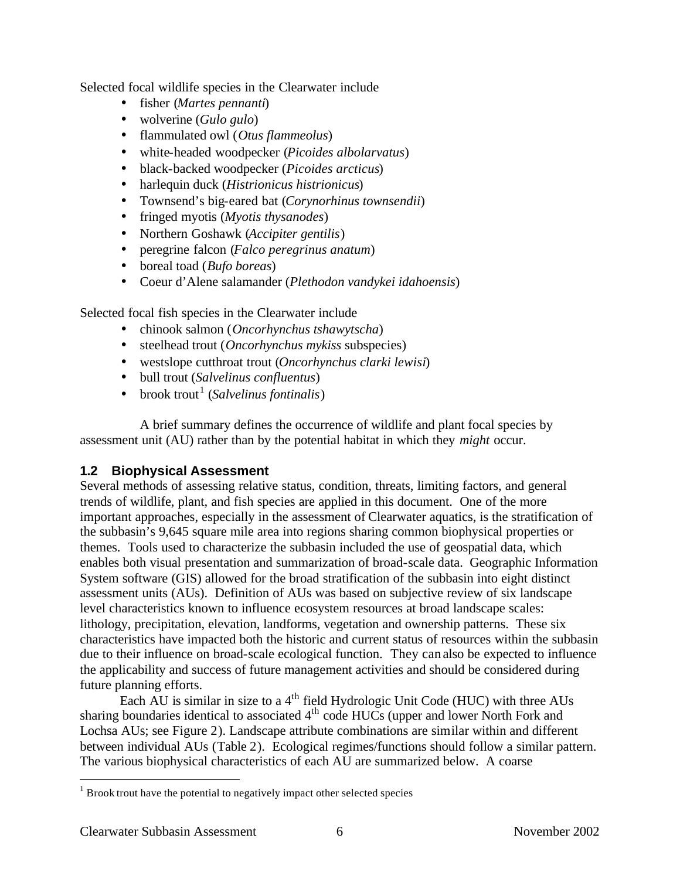Selected focal wildlife species in the Clearwater include

- fisher (*Martes pennanti*)
- wolverine (*Gulo gulo*)
- flammulated owl (*Otus flammeolus*)
- white-headed woodpecker (*Picoides albolarvatus*)
- black-backed woodpecker (*Picoides arcticus*)
- harlequin duck (*Histrionicus histrionicus*)
- Townsend's big-eared bat (*Corynorhinus townsendii*)
- fringed myotis (*Myotis thysanodes*)
- Northern Goshawk (*Accipiter gentilis*)
- peregrine falcon (*Falco peregrinus anatum*)
- boreal toad (*Bufo boreas*)
- Coeur d'Alene salamander (*Plethodon vandykei idahoensis*)

Selected focal fish species in the Clearwater include

- chinook salmon (*Oncorhynchus tshawytscha*)
- steelhead trout (*Oncorhynchus mykiss* subspecies)
- westslope cutthroat trout (*Oncorhynchus clarki lewisi*)
- bull trout (*Salvelinus confluentus*)
- brook trout[1] (*Salvelinus fontinalis*)

A brief summary defines the occurrence of wildlife and plant focal species by assessment unit (AU) rather than by the potential habitat in which they *might* occur.

## 1.2 Biophysical Assessment

Several methods of assessing relative status, condition, threats, limiting factors, and general trends of wildlife, plant, and fish species are applied in this document. One of the more important approaches, especially in the assessment of Clearwater aquatics, is the stratification of the subbasin's 9,645 square mile area into regions sharing common biophysical properties or themes. Tools used to characterize the subbasin included the use of geospatial data, which enables both visual presentation and summarization of broad-scale data. Geographic Information System software (GIS) allowed for the broad stratification of the subbasin into eight distinct assessment units (AUs). Definition of AUs was based on subjective review of six landscape level characteristics known to influence ecosystem resources at broad landscape scales: lithology, precipitation, elevation, landforms, vegetation and ownership patterns. These six characteristics have impacted both the historic and current status of resources within the subbasin due to their influence on broad-scale ecological function. They can also be expected to influence the applicability and success of future management activities and should be considered during future planning efforts.

Each AU is similar in size to a 4$^{th}$ field Hydrologic Unit Code (HUC) with three AUs sharing boundaries identical to associated 4$^{th}$ code HUCs (upper and lower North Fork and Lochsa AUs; see Figure 2). Landscape attribute combinations are similar within and different between individual AUs (Table 2). Ecological regimes/functions should follow a similar pattern. The various biophysical characteristics of each AU are summarized below. A coarse

[1] Brook trout have the potential to negatively impact other selected species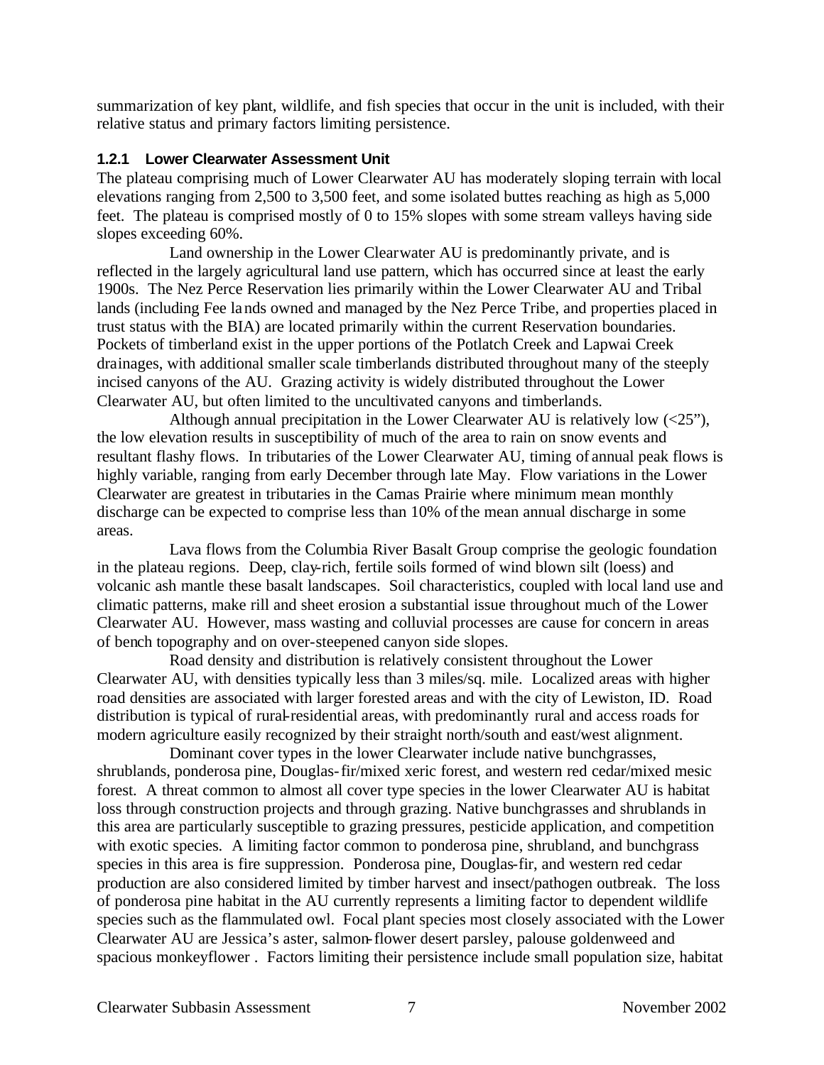summarization of key plant, wildlife, and fish species that occur in the unit is included, with their relative status and primary factors limiting persistence.

### 1.2.1 Lower Clearwater Assessment Unit

The plateau comprising much of Lower Clearwater AU has moderately sloping terrain with local elevations ranging from 2,500 to 3,500 feet, and some isolated buttes reaching as high as 5,000 feet. The plateau is comprised mostly of 0 to 15% slopes with some stream valleys having side slopes exceeding 60%.

Land ownership in the Lower Clearwater AU is predominantly private, and is reflected in the largely agricultural land use pattern, which has occurred since at least the early 1900s. The Nez Perce Reservation lies primarily within the Lower Clearwater AU and Tribal lands (including Fee lands owned and managed by the Nez Perce Tribe, and properties placed in trust status with the BIA) are located primarily within the current Reservation boundaries. Pockets of timberland exist in the upper portions of the Potlatch Creek and Lapwai Creek drainages, with additional smaller scale timberlands distributed throughout many of the steeply incised canyons of the AU. Grazing activity is widely distributed throughout the Lower Clearwater AU, but often limited to the uncultivated canyons and timberlands.

Although annual precipitation in the Lower Clearwater AU is relatively low (<25"), the low elevation results in susceptibility of much of the area to rain on snow events and resultant flashy flows. In tributaries of the Lower Clearwater AU, timing of annual peak flows is highly variable, ranging from early December through late May. Flow variations in the Lower Clearwater are greatest in tributaries in the Camas Prairie where minimum mean monthly discharge can be expected to comprise less than 10% of the mean annual discharge in some areas.

Lava flows from the Columbia River Basalt Group comprise the geologic foundation in the plateau regions. Deep, clay-rich, fertile soils formed of wind blown silt (loess) and volcanic ash mantle these basalt landscapes. Soil characteristics, coupled with local land use and climatic patterns, make rill and sheet erosion a substantial issue throughout much of the Lower Clearwater AU. However, mass wasting and colluvial processes are cause for concern in areas of bench topography and on over-steepened canyon side slopes.

Road density and distribution is relatively consistent throughout the Lower Clearwater AU, with densities typically less than 3 miles/sq. mile. Localized areas with higher road densities are associated with larger forested areas and with the city of Lewiston, ID. Road distribution is typical of rural-residential areas, with predominantly rural and access roads for modern agriculture easily recognized by their straight north/south and east/west alignment.

Dominant cover types in the lower Clearwater include native bunchgrasses, shrublands, ponderosa pine, Douglas-fir/mixed xeric forest, and western red cedar/mixed mesic forest. A threat common to almost all cover type species in the lower Clearwater AU is habitat loss through construction projects and through grazing. Native bunchgrasses and shrublands in this area are particularly susceptible to grazing pressures, pesticide application, and competition with exotic species. A limiting factor common to ponderosa pine, shrubland, and bunchgrass species in this area is fire suppression. Ponderosa pine, Douglas-fir, and western red cedar production are also considered limited by timber harvest and insect/pathogen outbreak. The loss of ponderosa pine habitat in the AU currently represents a limiting factor to dependent wildlife species such as the flammulated owl. Focal plant species most closely associated with the Lower Clearwater AU are Jessica's aster, salmon-flower desert parsley, palouse goldenweed and spacious monkeyflower . Factors limiting their persistence include small population size, habitat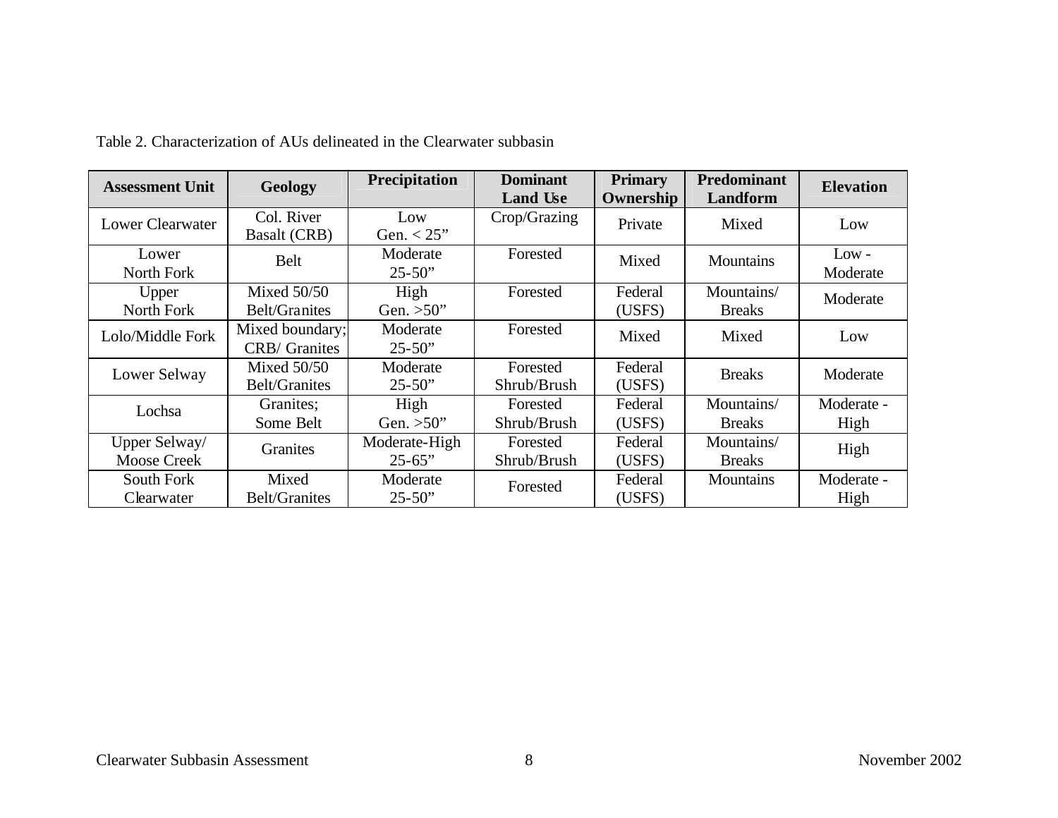Table 2. Characterization of AUs delineated in the Clearwater subbasin

| Assessment Unit | Geology | Precipitation | Dominant Land Use | Primary Ownership | Predominant Landform | Elevation |
|---|---|---|---|---|---|---|
| Lower Clearwater | Col. River Basalt (CRB) | Low Gen. < 25” | Crop/Grazing | Private | Mixed | Low |
| Lower North Fork | Belt | Moderate 25-50” | Forested | Mixed | Mountains | Low - Moderate |
| Upper North Fork | Mixed 50/50 Belt/Granites | High Gen. >50” | Forested | Federal (USFS) | Mountains/ Breaks | Moderate |
| Lolo/Middle Fork | Mixed boundary; CRB/ Granites | Moderate 25-50” | Forested | Mixed | Mixed | Low |
| Lower Selway | Mixed 50/50 Belt/Granites | Moderate 25-50” | Forested Shrub/Brush | Federal (USFS) | Breaks | Moderate |
| Lochsa | Granites; Some Belt | High Gen. >50” | Forested Shrub/Brush | Federal (USFS) | Mountains/ Breaks | Moderate - High |
| Upper Selway/ Moose Creek | Granites | Moderate-High 25-65” | Forested Shrub/Brush | Federal (USFS) | Mountains/ Breaks | High |
| South Fork Clearwater | Mixed Belt/Granites | Moderate 25-50” | Forested | Federal (USFS) | Mountains | Moderate - High |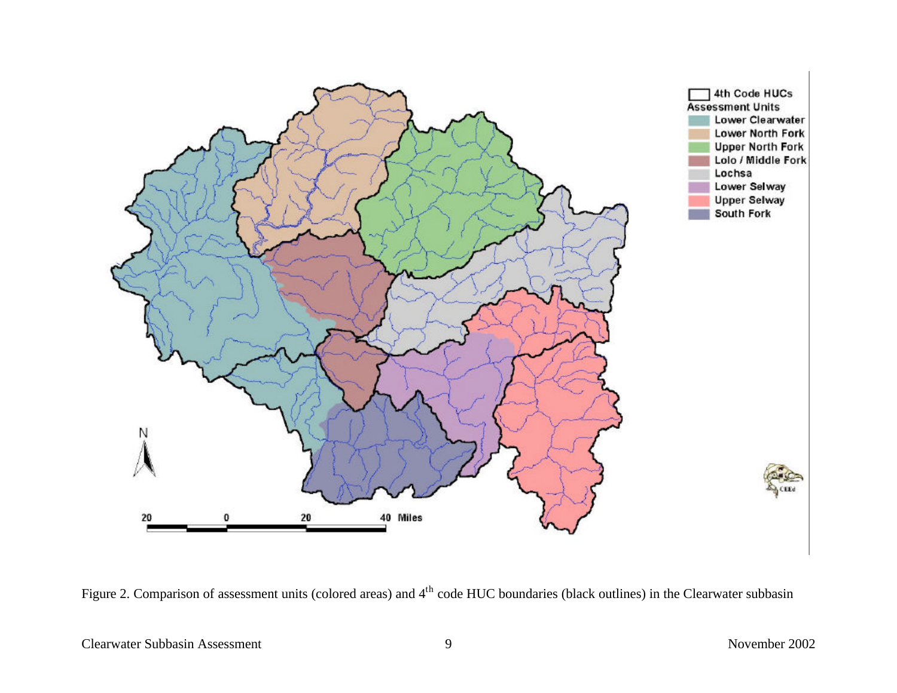Figure 2. Comparison of assessment units (colored areas) and 4th code HUC boundaries (black outlines) in the Clearwater subbasin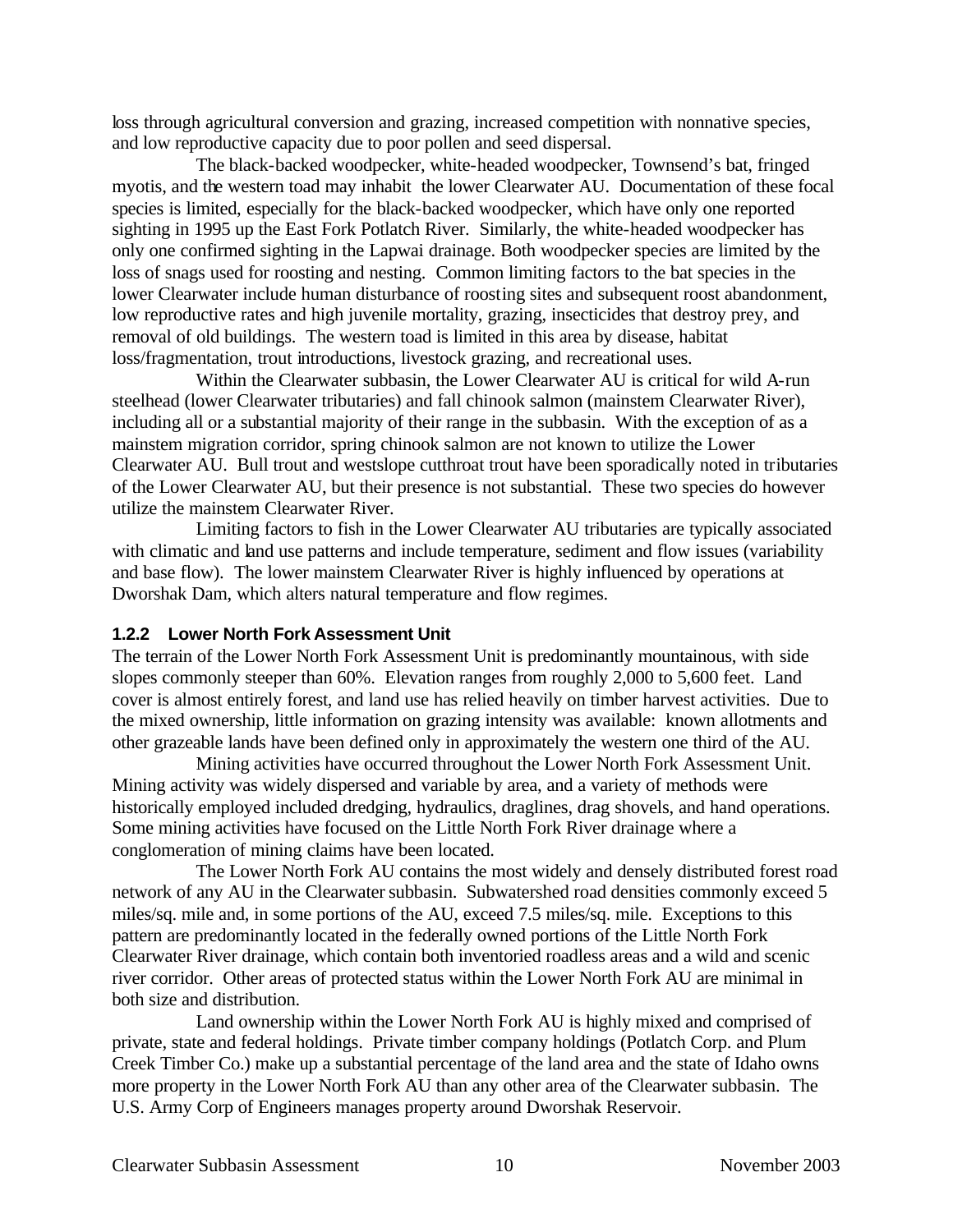loss through agricultural conversion and grazing, increased competition with nonnative species, and low reproductive capacity due to poor pollen and seed dispersal.

The black-backed woodpecker, white-headed woodpecker, Townsend's bat, fringed myotis, and the western toad may inhabit the lower Clearwater AU. Documentation of these focal species is limited, especially for the black-backed woodpecker, which have only one reported sighting in 1995 up the East Fork Potlatch River. Similarly, the white-headed woodpecker has only one confirmed sighting in the Lapwai drainage. Both woodpecker species are limited by the loss of snags used for roosting and nesting. Common limiting factors to the bat species in the lower Clearwater include human disturbance of roosting sites and subsequent roost abandonment, low reproductive rates and high juvenile mortality, grazing, insecticides that destroy prey, and removal of old buildings. The western toad is limited in this area by disease, habitat loss/fragmentation, trout introductions, livestock grazing, and recreational uses.

Within the Clearwater subbasin, the Lower Clearwater AU is critical for wild A-run steelhead (lower Clearwater tributaries) and fall chinook salmon (mainstem Clearwater River), including all or a substantial majority of their range in the subbasin. With the exception of as a mainstem migration corridor, spring chinook salmon are not known to utilize the Lower Clearwater AU. Bull trout and westslope cutthroat trout have been sporadically noted in tributaries of the Lower Clearwater AU, but their presence is not substantial. These two species do however utilize the mainstem Clearwater River.

Limiting factors to fish in the Lower Clearwater AU tributaries are typically associated with climatic and land use patterns and include temperature, sediment and flow issues (variability and base flow). The lower mainstem Clearwater River is highly influenced by operations at Dworshak Dam, which alters natural temperature and flow regimes.

### 1.2.2 Lower North Fork Assessment Unit

The terrain of the Lower North Fork Assessment Unit is predominantly mountainous, with side slopes commonly steeper than 60%. Elevation ranges from roughly 2,000 to 5,600 feet. Land cover is almost entirely forest, and land use has relied heavily on timber harvest activities. Due to the mixed ownership, little information on grazing intensity was available: known allotments and other grazeable lands have been defined only in approximately the western one third of the AU.

Mining activities have occurred throughout the Lower North Fork Assessment Unit. Mining activity was widely dispersed and variable by area, and a variety of methods were historically employed included dredging, hydraulics, draglines, drag shovels, and hand operations. Some mining activities have focused on the Little North Fork River drainage where a conglomeration of mining claims have been located.

The Lower North Fork AU contains the most widely and densely distributed forest road network of any AU in the Clearwater subbasin. Subwatershed road densities commonly exceed 5 miles/sq. mile and, in some portions of the AU, exceed 7.5 miles/sq. mile. Exceptions to this pattern are predominantly located in the federally owned portions of the Little North Fork Clearwater River drainage, which contain both inventoried roadless areas and a wild and scenic river corridor. Other areas of protected status within the Lower North Fork AU are minimal in both size and distribution.

Land ownership within the Lower North Fork AU is highly mixed and comprised of private, state and federal holdings. Private timber company holdings (Potlatch Corp. and Plum Creek Timber Co.) make up a substantial percentage of the land area and the state of Idaho owns more property in the Lower North Fork AU than any other area of the Clearwater subbasin. The U.S. Army Corp of Engineers manages property around Dworshak Reservoir.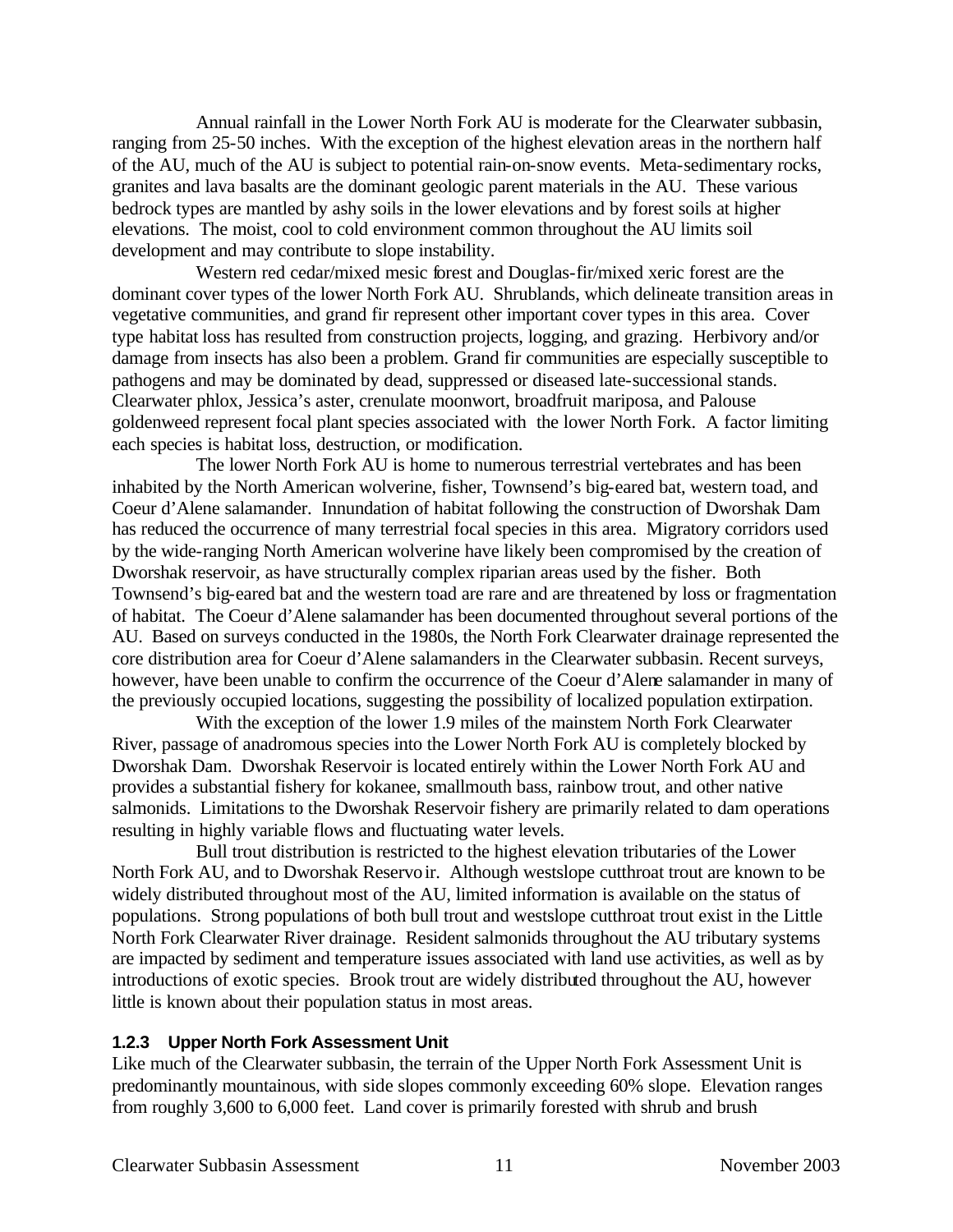Annual rainfall in the Lower North Fork AU is moderate for the Clearwater subbasin, ranging from 25-50 inches. With the exception of the highest elevation areas in the northern half of the AU, much of the AU is subject to potential rain-on-snow events. Meta-sedimentary rocks, granites and lava basalts are the dominant geologic parent materials in the AU. These various bedrock types are mantled by ashy soils in the lower elevations and by forest soils at higher elevations. The moist, cool to cold environment common throughout the AU limits soil development and may contribute to slope instability.

Western red cedar/mixed mesic forest and Douglas-fir/mixed xeric forest are the dominant cover types of the lower North Fork AU. Shrublands, which delineate transition areas in vegetative communities, and grand fir represent other important cover types in this area. Cover type habitat loss has resulted from construction projects, logging, and grazing. Herbivory and/or damage from insects has also been a problem. Grand fir communities are especially susceptible to pathogens and may be dominated by dead, suppressed or diseased late-successional stands. Clearwater phlox, Jessica's aster, crenulate moonwort, broadfruit mariposa, and Palouse goldenweed represent focal plant species associated with the lower North Fork. A factor limiting each species is habitat loss, destruction, or modification.

The lower North Fork AU is home to numerous terrestrial vertebrates and has been inhabited by the North American wolverine, fisher, Townsend's big-eared bat, western toad, and Coeur d'Alene salamander. Innundation of habitat following the construction of Dworshak Dam has reduced the occurrence of many terrestrial focal species in this area. Migratory corridors used by the wide-ranging North American wolverine have likely been compromised by the creation of Dworshak reservoir, as have structurally complex riparian areas used by the fisher. Both Townsend's big-eared bat and the western toad are rare and are threatened by loss or fragmentation of habitat. The Coeur d'Alene salamander has been documented throughout several portions of the AU. Based on surveys conducted in the 1980s, the North Fork Clearwater drainage represented the core distribution area for Coeur d'Alene salamanders in the Clearwater subbasin. Recent surveys, however, have been unable to confirm the occurrence of the Coeur d'Alene salamander in many of the previously occupied locations, suggesting the possibility of localized population extirpation.

With the exception of the lower 1.9 miles of the mainstem North Fork Clearwater River, passage of anadromous species into the Lower North Fork AU is completely blocked by Dworshak Dam. Dworshak Reservoir is located entirely within the Lower North Fork AU and provides a substantial fishery for kokanee, smallmouth bass, rainbow trout, and other native salmonids. Limitations to the Dworshak Reservoir fishery are primarily related to dam operations resulting in highly variable flows and fluctuating water levels.

Bull trout distribution is restricted to the highest elevation tributaries of the Lower North Fork AU, and to Dworshak Reservoir. Although westslope cutthroat trout are known to be widely distributed throughout most of the AU, limited information is available on the status of populations. Strong populations of both bull trout and westslope cutthroat trout exist in the Little North Fork Clearwater River drainage. Resident salmonids throughout the AU tributary systems are impacted by sediment and temperature issues associated with land use activities, as well as by introductions of exotic species. Brook trout are widely distributed throughout the AU, however little is known about their population status in most areas.

### 1.2.3 Upper North Fork Assessment Unit

Like much of the Clearwater subbasin, the terrain of the Upper North Fork Assessment Unit is predominantly mountainous, with side slopes commonly exceeding 60% slope. Elevation ranges from roughly 3,600 to 6,000 feet. Land cover is primarily forested with shrub and brush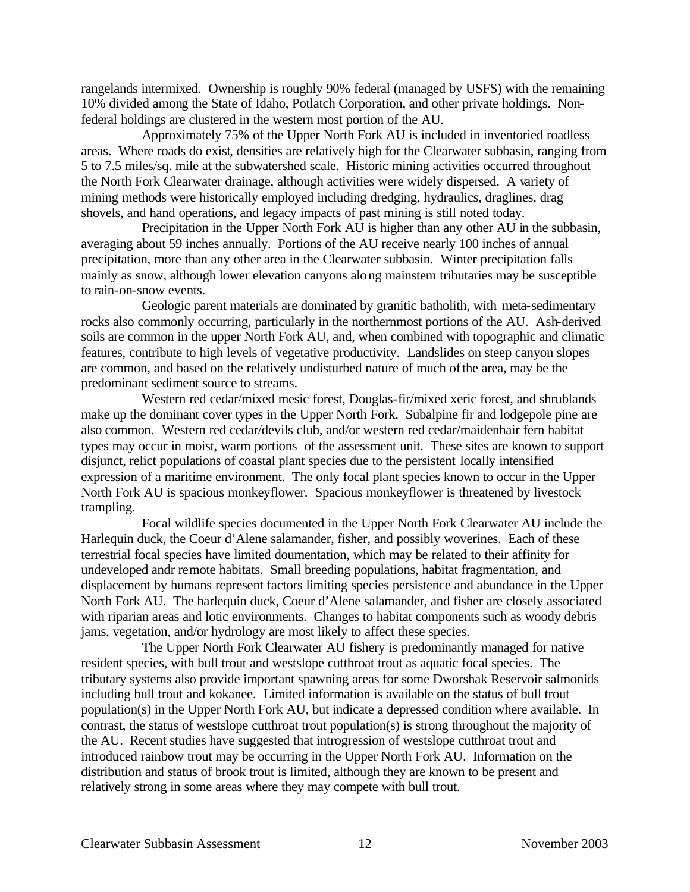rangelands intermixed. Ownership is roughly 90% federal (managed by USFS) with the remaining 10% divided among the State of Idaho, Potlatch Corporation, and other private holdings. Non-federal holdings are clustered in the western most portion of the AU.

Approximately 75% of the Upper North Fork AU is included in inventoried roadless areas. Where roads do exist, densities are relatively high for the Clearwater subbasin, ranging from 5 to 7.5 miles/sq. mile at the subwatershed scale. Historic mining activities occurred throughout the North Fork Clearwater drainage, although activities were widely dispersed. A variety of mining methods were historically employed including dredging, hydraulics, draglines, drag shovels, and hand operations, and legacy impacts of past mining is still noted today.

Precipitation in the Upper North Fork AU is higher than any other AU in the subbasin, averaging about 59 inches annually. Portions of the AU receive nearly 100 inches of annual precipitation, more than any other area in the Clearwater subbasin. Winter precipitation falls mainly as snow, although lower elevation canyons along mainstem tributaries may be susceptible to rain-on-snow events.

Geologic parent materials are dominated by granitic batholith, with meta-sedimentary rocks also commonly occurring, particularly in the northernmost portions of the AU. Ash-derived soils are common in the upper North Fork AU, and, when combined with topographic and climatic features, contribute to high levels of vegetative productivity. Landslides on steep canyon slopes are common, and based on the relatively undisturbed nature of much of the area, may be the predominant sediment source to streams.

Western red cedar/mixed mesic forest, Douglas-fir/mixed xeric forest, and shrublands make up the dominant cover types in the Upper North Fork. Subalpine fir and lodgepole pine are also common. Western red cedar/devils club, and/or western red cedar/maidenhair fern habitat types may occur in moist, warm portions of the assessment unit. These sites are known to support disjunct, relict populations of coastal plant species due to the persistent locally intensified expression of a maritime environment. The only focal plant species known to occur in the Upper North Fork AU is spacious monkeyflower. Spacious monkeyflower is threatened by livestock trampling.

Focal wildlife species documented in the Upper North Fork Clearwater AU include the Harlequin duck, the Coeur d'Alene salamander, fisher, and possibly woverines. Each of these terrestrial focal species have limited doumentation, which may be related to their affinity for undeveloped andr remote habitats. Small breeding populations, habitat fragmentation, and displacement by humans represent factors limiting species persistence and abundance in the Upper North Fork AU. The harlequin duck, Coeur d'Alene salamander, and fisher are closely associated with riparian areas and lotic environments. Changes to habitat components such as woody debris jams, vegetation, and/or hydrology are most likely to affect these species.

The Upper North Fork Clearwater AU fishery is predominantly managed for native resident species, with bull trout and westslope cutthroat trout as aquatic focal species. The tributary systems also provide important spawning areas for some Dworshak Reservoir salmonids including bull trout and kokanee. Limited information is available on the status of bull trout population(s) in the Upper North Fork AU, but indicate a depressed condition where available. In contrast, the status of westslope cutthroat trout population(s) is strong throughout the majority of the AU. Recent studies have suggested that introgression of westslope cutthroat trout and introduced rainbow trout may be occurring in the Upper North Fork AU. Information on the distribution and status of brook trout is limited, although they are known to be present and relatively strong in some areas where they may compete with bull trout.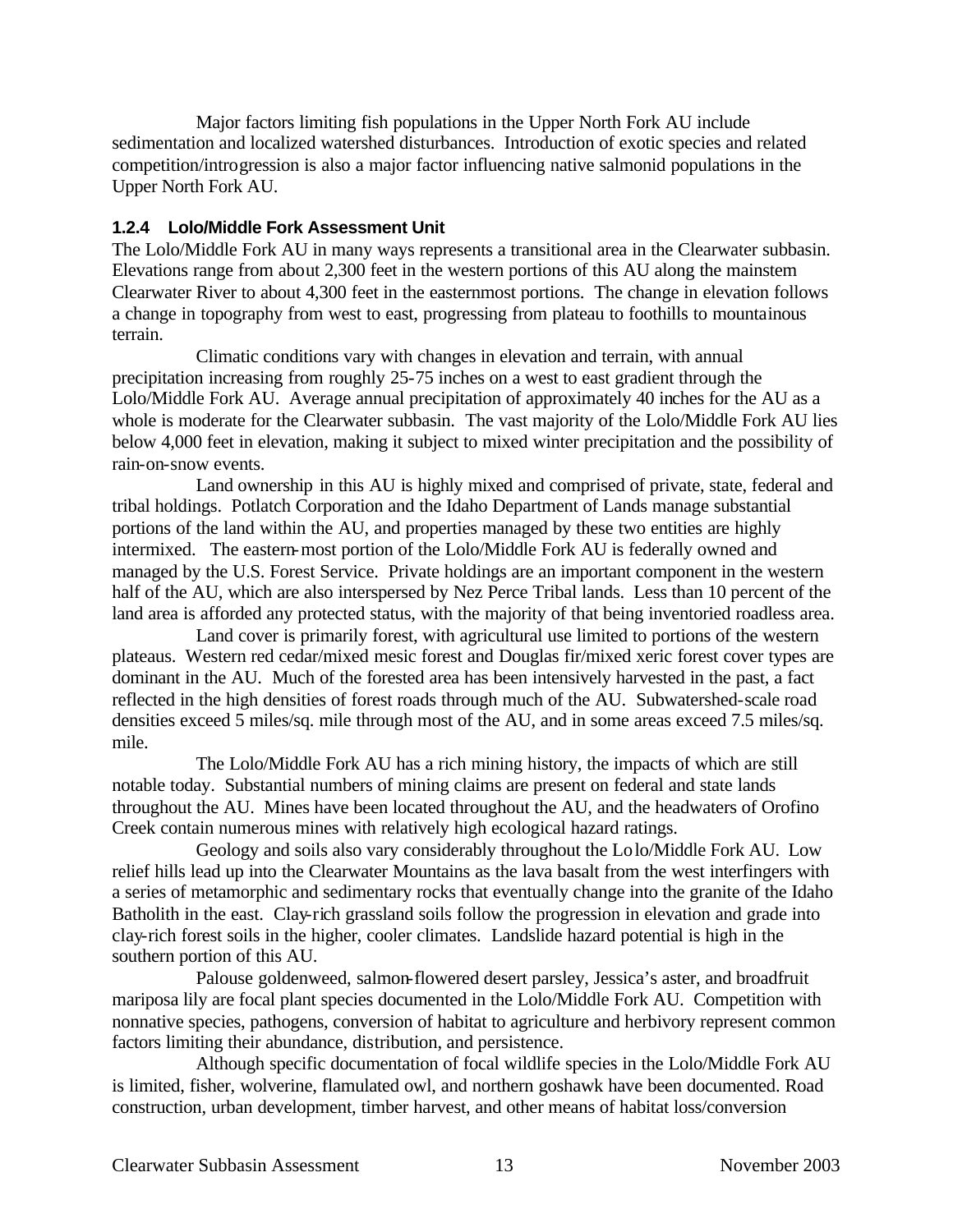Major factors limiting fish populations in the Upper North Fork AU include sedimentation and localized watershed disturbances. Introduction of exotic species and related competition/introgression is also a major factor influencing native salmonid populations in the Upper North Fork AU.

### 1.2.4 Lolo/Middle Fork Assessment Unit

The Lolo/Middle Fork AU in many ways represents a transitional area in the Clearwater subbasin. Elevations range from about 2,300 feet in the western portions of this AU along the mainstem Clearwater River to about 4,300 feet in the easternmost portions. The change in elevation follows a change in topography from west to east, progressing from plateau to foothills to mountainous terrain.

Climatic conditions vary with changes in elevation and terrain, with annual precipitation increasing from roughly 25-75 inches on a west to east gradient through the Lolo/Middle Fork AU. Average annual precipitation of approximately 40 inches for the AU as a whole is moderate for the Clearwater subbasin. The vast majority of the Lolo/Middle Fork AU lies below 4,000 feet in elevation, making it subject to mixed winter precipitation and the possibility of rain-on-snow events.

Land ownership in this AU is highly mixed and comprised of private, state, federal and tribal holdings. Potlatch Corporation and the Idaho Department of Lands manage substantial portions of the land within the AU, and properties managed by these two entities are highly intermixed. The eastern-most portion of the Lolo/Middle Fork AU is federally owned and managed by the U.S. Forest Service. Private holdings are an important component in the western half of the AU, which are also interspersed by Nez Perce Tribal lands. Less than 10 percent of the land area is afforded any protected status, with the majority of that being inventoried roadless area.

Land cover is primarily forest, with agricultural use limited to portions of the western plateaus. Western red cedar/mixed mesic forest and Douglas fir/mixed xeric forest cover types are dominant in the AU. Much of the forested area has been intensively harvested in the past, a fact reflected in the high densities of forest roads through much of the AU. Subwatershed-scale road densities exceed 5 miles/sq. mile through most of the AU, and in some areas exceed 7.5 miles/sq. mile.

The Lolo/Middle Fork AU has a rich mining history, the impacts of which are still notable today. Substantial numbers of mining claims are present on federal and state lands throughout the AU. Mines have been located throughout the AU, and the headwaters of Orofino Creek contain numerous mines with relatively high ecological hazard ratings.

Geology and soils also vary considerably throughout the Lolo/Middle Fork AU. Low relief hills lead up into the Clearwater Mountains as the lava basalt from the west interfingers with a series of metamorphic and sedimentary rocks that eventually change into the granite of the Idaho Batholith in the east. Clay-rich grassland soils follow the progression in elevation and grade into clay-rich forest soils in the higher, cooler climates. Landslide hazard potential is high in the southern portion of this AU.

Palouse goldenweed, salmon-flowered desert parsley, Jessica's aster, and broadfruit mariposa lily are focal plant species documented in the Lolo/Middle Fork AU. Competition with nonnative species, pathogens, conversion of habitat to agriculture and herbivory represent common factors limiting their abundance, distribution, and persistence.

Although specific documentation of focal wildlife species in the Lolo/Middle Fork AU is limited, fisher, wolverine, flamulated owl, and northern goshawk have been documented. Road construction, urban development, timber harvest, and other means of habitat loss/conversion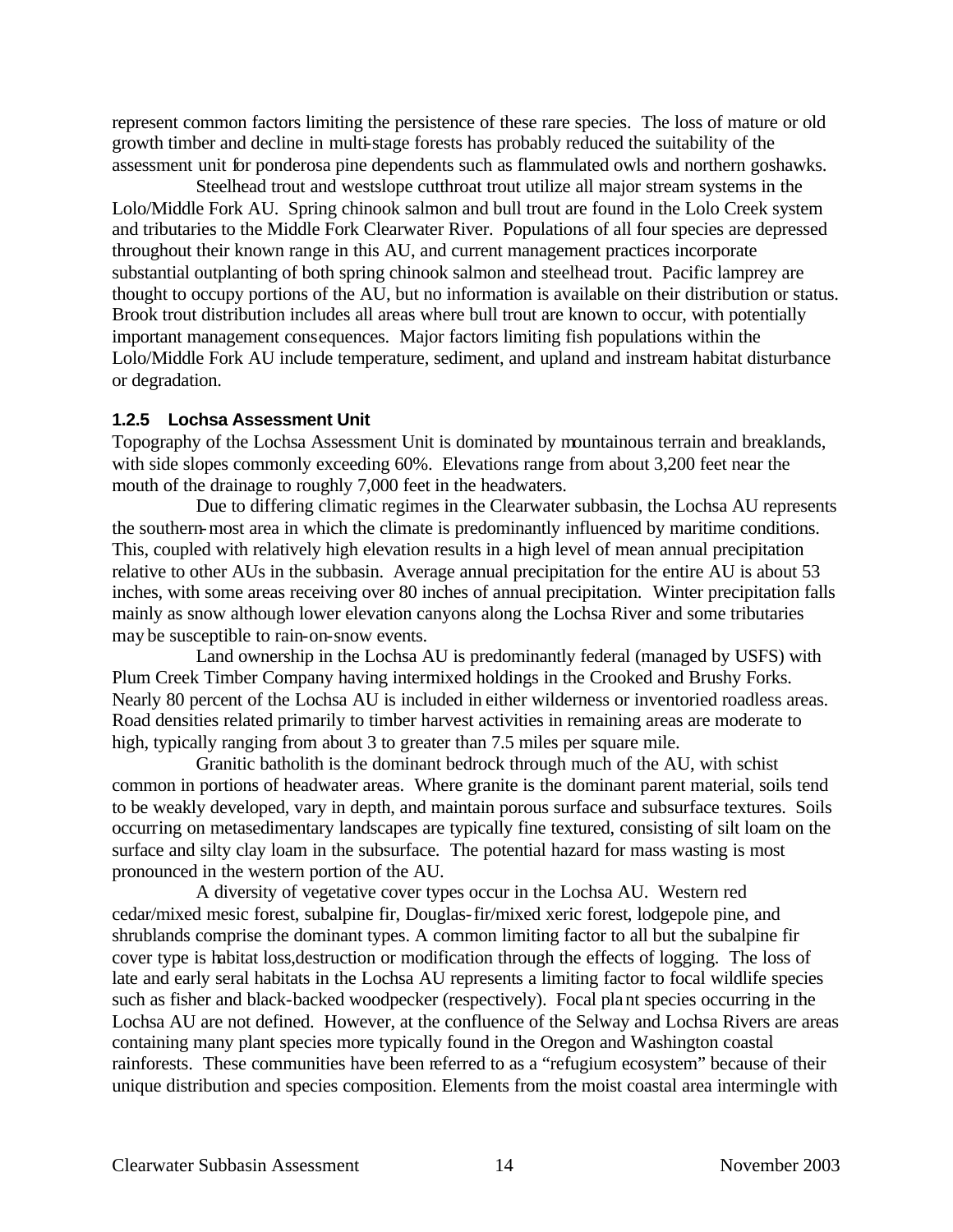represent common factors limiting the persistence of these rare species. The loss of mature or old growth timber and decline in multi-stage forests has probably reduced the suitability of the assessment unit for ponderosa pine dependents such as flammulated owls and northern goshawks.

Steelhead trout and westslope cutthroat trout utilize all major stream systems in the Lolo/Middle Fork AU. Spring chinook salmon and bull trout are found in the Lolo Creek system and tributaries to the Middle Fork Clearwater River. Populations of all four species are depressed throughout their known range in this AU, and current management practices incorporate substantial outplanting of both spring chinook salmon and steelhead trout. Pacific lamprey are thought to occupy portions of the AU, but no information is available on their distribution or status. Brook trout distribution includes all areas where bull trout are known to occur, with potentially important management consequences. Major factors limiting fish populations within the Lolo/Middle Fork AU include temperature, sediment, and upland and instream habitat disturbance or degradation.

### 1.2.5 Lochsa Assessment Unit

Topography of the Lochsa Assessment Unit is dominated by mountainous terrain and breaklands, with side slopes commonly exceeding 60%. Elevations range from about 3,200 feet near the mouth of the drainage to roughly 7,000 feet in the headwaters.

Due to differing climatic regimes in the Clearwater subbasin, the Lochsa AU represents the southern-most area in which the climate is predominantly influenced by maritime conditions. This, coupled with relatively high elevation results in a high level of mean annual precipitation relative to other AUs in the subbasin. Average annual precipitation for the entire AU is about 53 inches, with some areas receiving over 80 inches of annual precipitation. Winter precipitation falls mainly as snow although lower elevation canyons along the Lochsa River and some tributaries may be susceptible to rain-on-snow events.

Land ownership in the Lochsa AU is predominantly federal (managed by USFS) with Plum Creek Timber Company having intermixed holdings in the Crooked and Brushy Forks. Nearly 80 percent of the Lochsa AU is included in either wilderness or inventoried roadless areas. Road densities related primarily to timber harvest activities in remaining areas are moderate to high, typically ranging from about 3 to greater than 7.5 miles per square mile.

Granitic batholith is the dominant bedrock through much of the AU, with schist common in portions of headwater areas. Where granite is the dominant parent material, soils tend to be weakly developed, vary in depth, and maintain porous surface and subsurface textures. Soils occurring on metasedimentary landscapes are typically fine textured, consisting of silt loam on the surface and silty clay loam in the subsurface. The potential hazard for mass wasting is most pronounced in the western portion of the AU.

A diversity of vegetative cover types occur in the Lochsa AU. Western red cedar/mixed mesic forest, subalpine fir, Douglas-fir/mixed xeric forest, lodgepole pine, and shrublands comprise the dominant types. A common limiting factor to all but the subalpine fir cover type is habitat loss,destruction or modification through the effects of logging. The loss of late and early seral habitats in the Lochsa AU represents a limiting factor to focal wildlife species such as fisher and black-backed woodpecker (respectively). Focal plant species occurring in the Lochsa AU are not defined. However, at the confluence of the Selway and Lochsa Rivers are areas containing many plant species more typically found in the Oregon and Washington coastal rainforests. These communities have been referred to as a "refugium ecosystem" because of their unique distribution and species composition. Elements from the moist coastal area intermingle with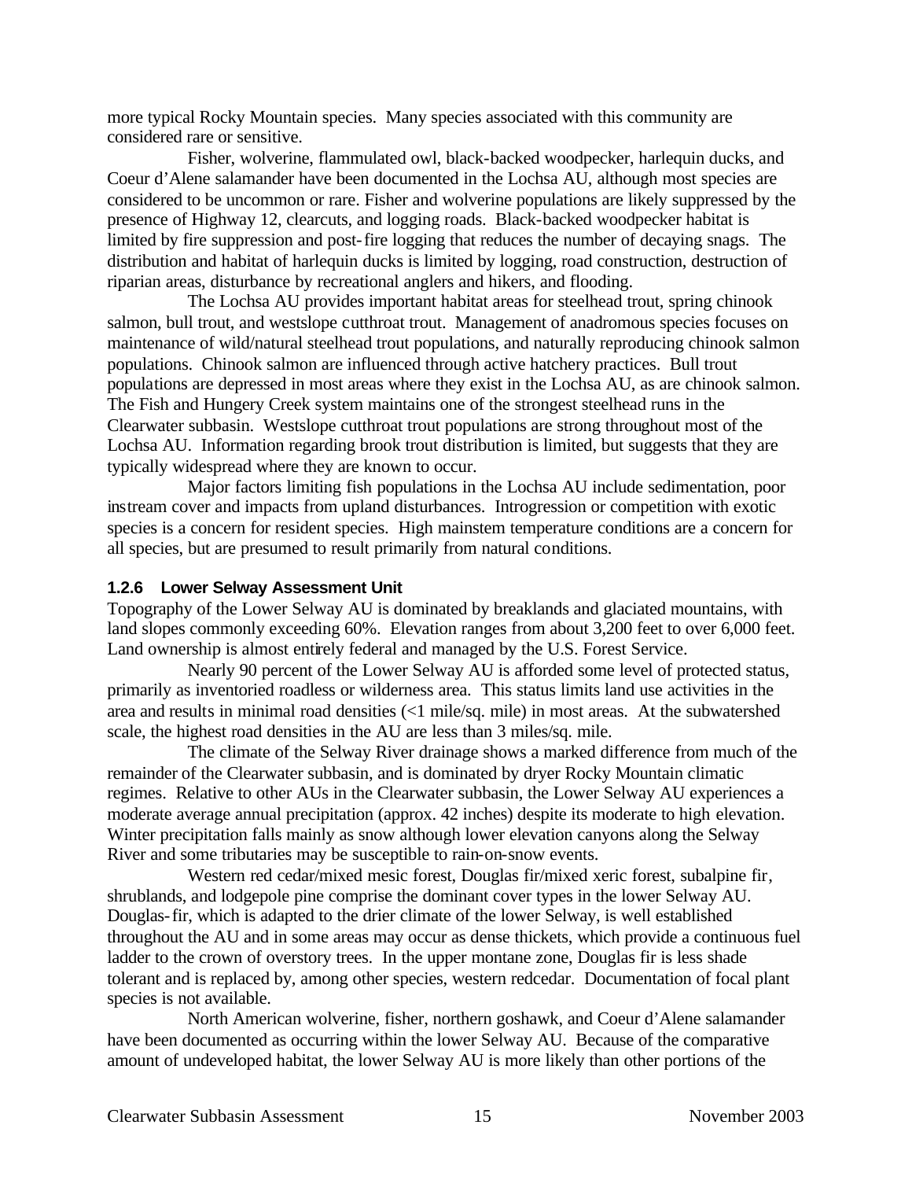more typical Rocky Mountain species. Many species associated with this community are considered rare or sensitive.

Fisher, wolverine, flammulated owl, black-backed woodpecker, harlequin ducks, and Coeur d'Alene salamander have been documented in the Lochsa AU, although most species are considered to be uncommon or rare. Fisher and wolverine populations are likely suppressed by the presence of Highway 12, clearcuts, and logging roads. Black-backed woodpecker habitat is limited by fire suppression and post-fire logging that reduces the number of decaying snags. The distribution and habitat of harlequin ducks is limited by logging, road construction, destruction of riparian areas, disturbance by recreational anglers and hikers, and flooding.

The Lochsa AU provides important habitat areas for steelhead trout, spring chinook salmon, bull trout, and westslope cutthroat trout. Management of anadromous species focuses on maintenance of wild/natural steelhead trout populations, and naturally reproducing chinook salmon populations. Chinook salmon are influenced through active hatchery practices. Bull trout populations are depressed in most areas where they exist in the Lochsa AU, as are chinook salmon. The Fish and Hungery Creek system maintains one of the strongest steelhead runs in the Clearwater subbasin. Westslope cutthroat trout populations are strong throughout most of the Lochsa AU. Information regarding brook trout distribution is limited, but suggests that they are typically widespread where they are known to occur.

Major factors limiting fish populations in the Lochsa AU include sedimentation, poor instream cover and impacts from upland disturbances. Introgression or competition with exotic species is a concern for resident species. High mainstem temperature conditions are a concern for all species, but are presumed to result primarily from natural conditions.

### 1.2.6 Lower Selway Assessment Unit

Topography of the Lower Selway AU is dominated by breaklands and glaciated mountains, with land slopes commonly exceeding 60%. Elevation ranges from about 3,200 feet to over 6,000 feet. Land ownership is almost entirely federal and managed by the U.S. Forest Service.

Nearly 90 percent of the Lower Selway AU is afforded some level of protected status, primarily as inventoried roadless or wilderness area. This status limits land use activities in the area and results in minimal road densities (<1 mile/sq. mile) in most areas. At the subwatershed scale, the highest road densities in the AU are less than 3 miles/sq. mile.

The climate of the Selway River drainage shows a marked difference from much of the remainder of the Clearwater subbasin, and is dominated by dryer Rocky Mountain climatic regimes. Relative to other AUs in the Clearwater subbasin, the Lower Selway AU experiences a moderate average annual precipitation (approx. 42 inches) despite its moderate to high elevation. Winter precipitation falls mainly as snow although lower elevation canyons along the Selway River and some tributaries may be susceptible to rain-on-snow events.

Western red cedar/mixed mesic forest, Douglas fir/mixed xeric forest, subalpine fir, shrublands, and lodgepole pine comprise the dominant cover types in the lower Selway AU. Douglas-fir, which is adapted to the drier climate of the lower Selway, is well established throughout the AU and in some areas may occur as dense thickets, which provide a continuous fuel ladder to the crown of overstory trees. In the upper montane zone, Douglas fir is less shade tolerant and is replaced by, among other species, western redcedar. Documentation of focal plant species is not available.

North American wolverine, fisher, northern goshawk, and Coeur d'Alene salamander have been documented as occurring within the lower Selway AU. Because of the comparative amount of undeveloped habitat, the lower Selway AU is more likely than other portions of the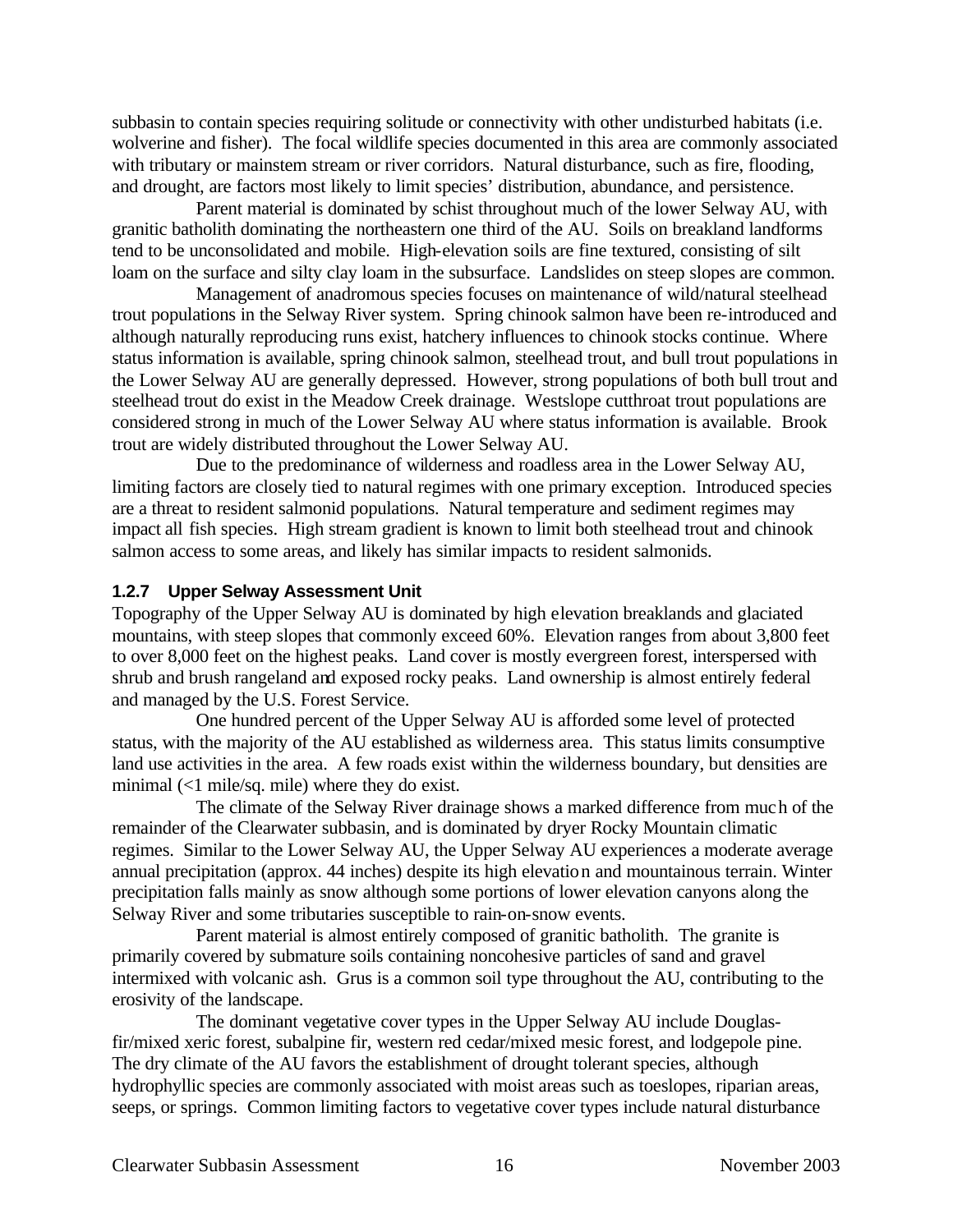subbasin to contain species requiring solitude or connectivity with other undisturbed habitats (i.e. wolverine and fisher). The focal wildlife species documented in this area are commonly associated with tributary or mainstem stream or river corridors. Natural disturbance, such as fire, flooding, and drought, are factors most likely to limit species' distribution, abundance, and persistence.

Parent material is dominated by schist throughout much of the lower Selway AU, with granitic batholith dominating the northeastern one third of the AU. Soils on breakland landforms tend to be unconsolidated and mobile. High-elevation soils are fine textured, consisting of silt loam on the surface and silty clay loam in the subsurface. Landslides on steep slopes are common.

Management of anadromous species focuses on maintenance of wild/natural steelhead trout populations in the Selway River system. Spring chinook salmon have been re-introduced and although naturally reproducing runs exist, hatchery influences to chinook stocks continue. Where status information is available, spring chinook salmon, steelhead trout, and bull trout populations in the Lower Selway AU are generally depressed. However, strong populations of both bull trout and steelhead trout do exist in the Meadow Creek drainage. Westslope cutthroat trout populations are considered strong in much of the Lower Selway AU where status information is available. Brook trout are widely distributed throughout the Lower Selway AU.

Due to the predominance of wilderness and roadless area in the Lower Selway AU, limiting factors are closely tied to natural regimes with one primary exception. Introduced species are a threat to resident salmonid populations. Natural temperature and sediment regimes may impact all fish species. High stream gradient is known to limit both steelhead trout and chinook salmon access to some areas, and likely has similar impacts to resident salmonids.

### 1.2.7 Upper Selway Assessment Unit

Topography of the Upper Selway AU is dominated by high elevation breaklands and glaciated mountains, with steep slopes that commonly exceed 60%. Elevation ranges from about 3,800 feet to over 8,000 feet on the highest peaks. Land cover is mostly evergreen forest, interspersed with shrub and brush rangeland and exposed rocky peaks. Land ownership is almost entirely federal and managed by the U.S. Forest Service.

One hundred percent of the Upper Selway AU is afforded some level of protected status, with the majority of the AU established as wilderness area. This status limits consumptive land use activities in the area. A few roads exist within the wilderness boundary, but densities are minimal (<1 mile/sq. mile) where they do exist.

The climate of the Selway River drainage shows a marked difference from much of the remainder of the Clearwater subbasin, and is dominated by dryer Rocky Mountain climatic regimes. Similar to the Lower Selway AU, the Upper Selway AU experiences a moderate average annual precipitation (approx. 44 inches) despite its high elevation and mountainous terrain. Winter precipitation falls mainly as snow although some portions of lower elevation canyons along the Selway River and some tributaries susceptible to rain-on-snow events.

Parent material is almost entirely composed of granitic batholith. The granite is primarily covered by submature soils containing noncohesive particles of sand and gravel intermixed with volcanic ash. Grus is a common soil type throughout the AU, contributing to the erosivity of the landscape.

The dominant vegetative cover types in the Upper Selway AU include Douglas-fir/mixed xeric forest, subalpine fir, western red cedar/mixed mesic forest, and lodgepole pine. The dry climate of the AU favors the establishment of drought tolerant species, although hydrophyllic species are commonly associated with moist areas such as toeslopes, riparian areas, seeps, or springs. Common limiting factors to vegetative cover types include natural disturbance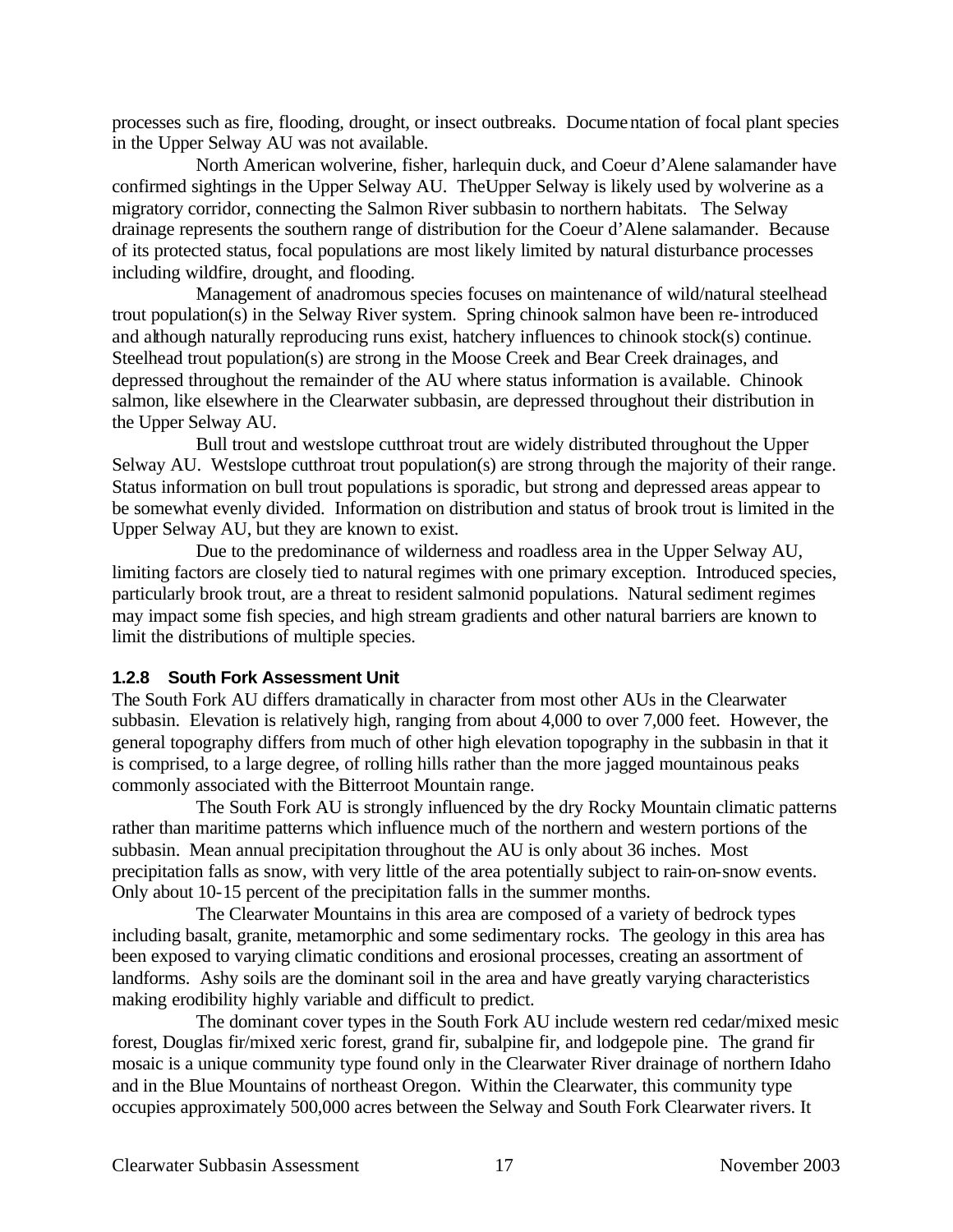processes such as fire, flooding, drought, or insect outbreaks. Documentation of focal plant species in the Upper Selway AU was not available.

North American wolverine, fisher, harlequin duck, and Coeur d'Alene salamander have confirmed sightings in the Upper Selway AU. The Upper Selway is likely used by wolverine as a migratory corridor, connecting the Salmon River subbasin to northern habitats. The Selway drainage represents the southern range of distribution for the Coeur d'Alene salamander. Because of its protected status, focal populations are most likely limited by natural disturbance processes including wildfire, drought, and flooding.

Management of anadromous species focuses on maintenance of wild/natural steelhead trout population(s) in the Selway River system. Spring chinook salmon have been re-introduced and although naturally reproducing runs exist, hatchery influences to chinook stock(s) continue. Steelhead trout population(s) are strong in the Moose Creek and Bear Creek drainages, and depressed throughout the remainder of the AU where status information is available. Chinook salmon, like elsewhere in the Clearwater subbasin, are depressed throughout their distribution in the Upper Selway AU.

Bull trout and westslope cutthroat trout are widely distributed throughout the Upper Selway AU. Westslope cutthroat trout population(s) are strong through the majority of their range. Status information on bull trout populations is sporadic, but strong and depressed areas appear to be somewhat evenly divided. Information on distribution and status of brook trout is limited in the Upper Selway AU, but they are known to exist.

Due to the predominance of wilderness and roadless area in the Upper Selway AU, limiting factors are closely tied to natural regimes with one primary exception. Introduced species, particularly brook trout, are a threat to resident salmonid populations. Natural sediment regimes may impact some fish species, and high stream gradients and other natural barriers are known to limit the distributions of multiple species.

### 1.2.8 South Fork Assessment Unit

The South Fork AU differs dramatically in character from most other AUs in the Clearwater subbasin. Elevation is relatively high, ranging from about 4,000 to over 7,000 feet. However, the general topography differs from much of other high elevation topography in the subbasin in that it is comprised, to a large degree, of rolling hills rather than the more jagged mountainous peaks commonly associated with the Bitterroot Mountain range.

The South Fork AU is strongly influenced by the dry Rocky Mountain climatic patterns rather than maritime patterns which influence much of the northern and western portions of the subbasin. Mean annual precipitation throughout the AU is only about 36 inches. Most precipitation falls as snow, with very little of the area potentially subject to rain-on-snow events. Only about 10-15 percent of the precipitation falls in the summer months.

The Clearwater Mountains in this area are composed of a variety of bedrock types including basalt, granite, metamorphic and some sedimentary rocks. The geology in this area has been exposed to varying climatic conditions and erosional processes, creating an assortment of landforms. Ashy soils are the dominant soil in the area and have greatly varying characteristics making erodibility highly variable and difficult to predict.

The dominant cover types in the South Fork AU include western red cedar/mixed mesic forest, Douglas fir/mixed xeric forest, grand fir, subalpine fir, and lodgepole pine. The grand fir mosaic is a unique community type found only in the Clearwater River drainage of northern Idaho and in the Blue Mountains of northeast Oregon. Within the Clearwater, this community type occupies approximately 500,000 acres between the Selway and South Fork Clearwater rivers. It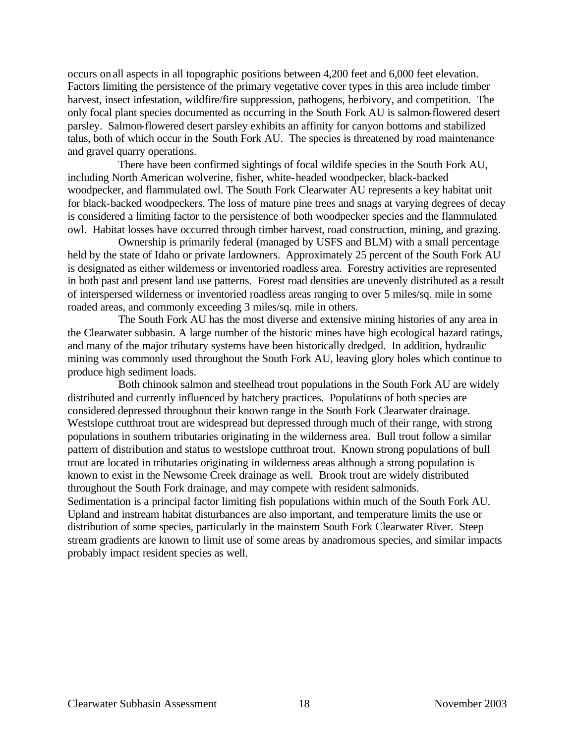occurs on all aspects in all topographic positions between 4,200 feet and 6,000 feet elevation. Factors limiting the persistence of the primary vegetative cover types in this area include timber harvest, insect infestation, wildfire/fire suppression, pathogens, herbivory, and competition. The only focal plant species documented as occurring in the South Fork AU is salmon-flowered desert parsley. Salmon-flowered desert parsley exhibits an affinity for canyon bottoms and stabilized talus, both of which occur in the South Fork AU. The species is threatened by road maintenance and gravel quarry operations.

There have been confirmed sightings of focal wildife species in the South Fork AU, including North American wolverine, fisher, white-headed woodpecker, black-backed woodpecker, and flammulated owl. The South Fork Clearwater AU represents a key habitat unit for black-backed woodpeckers. The loss of mature pine trees and snags at varying degrees of decay is considered a limiting factor to the persistence of both woodpecker species and the flammulated owl. Habitat losses have occurred through timber harvest, road construction, mining, and grazing.

Ownership is primarily federal (managed by USFS and BLM) with a small percentage held by the state of Idaho or private landowners. Approximately 25 percent of the South Fork AU is designated as either wilderness or inventoried roadless area. Forestry activities are represented in both past and present land use patterns. Forest road densities are unevenly distributed as a result of interspersed wilderness or inventoried roadless areas ranging to over 5 miles/sq. mile in some roaded areas, and commonly exceeding 3 miles/sq. mile in others.

The South Fork AU has the most diverse and extensive mining histories of any area in the Clearwater subbasin. A large number of the historic mines have high ecological hazard ratings, and many of the major tributary systems have been historically dredged. In addition, hydraulic mining was commonly used throughout the South Fork AU, leaving glory holes which continue to produce high sediment loads.

Both chinook salmon and steelhead trout populations in the South Fork AU are widely distributed and currently influenced by hatchery practices. Populations of both species are considered depressed throughout their known range in the South Fork Clearwater drainage. Westslope cutthroat trout are widespread but depressed through much of their range, with strong populations in southern tributaries originating in the wilderness area. Bull trout follow a similar pattern of distribution and status to westslope cutthroat trout. Known strong populations of bull trout are located in tributaries originating in wilderness areas although a strong population is known to exist in the Newsome Creek drainage as well. Brook trout are widely distributed throughout the South Fork drainage, and may compete with resident salmonids.
Sedimentation is a principal factor limiting fish populations within much of the South Fork AU. Upland and instream habitat disturbances are also important, and temperature limits the use or distribution of some species, particularly in the mainstem South Fork Clearwater River. Steep stream gradients are known to limit use of some areas by anadromous species, and similar impacts probably impact resident species as well.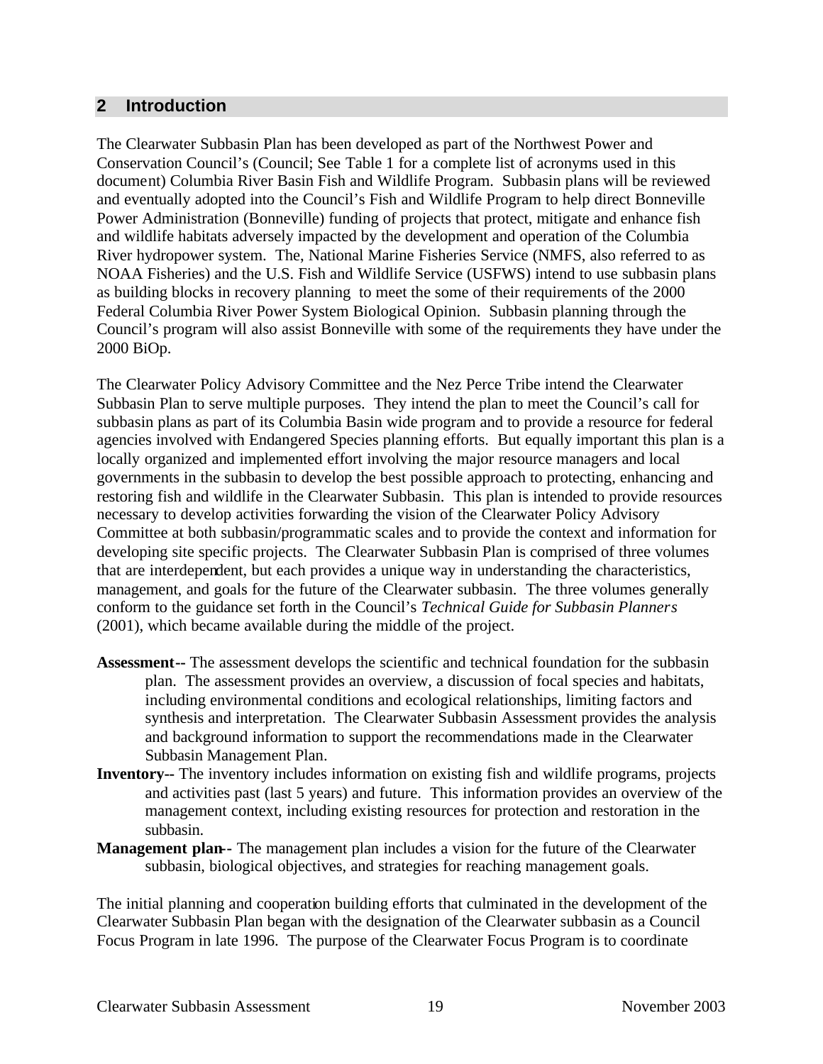## 2 Introduction

The Clearwater Subbasin Plan has been developed as part of the Northwest Power and Conservation Council's (Council; See Table 1 for a complete list of acronyms used in this document) Columbia River Basin Fish and Wildlife Program. Subbasin plans will be reviewed and eventually adopted into the Council's Fish and Wildlife Program to help direct Bonneville Power Administration (Bonneville) funding of projects that protect, mitigate and enhance fish and wildlife habitats adversely impacted by the development and operation of the Columbia River hydropower system. The, National Marine Fisheries Service (NMFS, also referred to as NOAA Fisheries) and the U.S. Fish and Wildlife Service (USFWS) intend to use subbasin plans as building blocks in recovery planning to meet the some of their requirements of the 2000 Federal Columbia River Power System Biological Opinion. Subbasin planning through the Council's program will also assist Bonneville with some of the requirements they have under the 2000 BiOp.

The Clearwater Policy Advisory Committee and the Nez Perce Tribe intend the Clearwater Subbasin Plan to serve multiple purposes. They intend the plan to meet the Council's call for subbasin plans as part of its Columbia Basin wide program and to provide a resource for federal agencies involved with Endangered Species planning efforts. But equally important this plan is a locally organized and implemented effort involving the major resource managers and local governments in the subbasin to develop the best possible approach to protecting, enhancing and restoring fish and wildlife in the Clearwater Subbasin. This plan is intended to provide resources necessary to develop activities forwarding the vision of the Clearwater Policy Advisory Committee at both subbasin/programmatic scales and to provide the context and information for developing site specific projects. The Clearwater Subbasin Plan is comprised of three volumes that are interdependent, but each provides a unique way in understanding the characteristics, management, and goals for the future of the Clearwater subbasin. The three volumes generally conform to the guidance set forth in the Council's *Technical Guide for Subbasin Planners* (2001), which became available during the middle of the project.

**Assessment--** The assessment develops the scientific and technical foundation for the subbasin plan. The assessment provides an overview, a discussion of focal species and habitats, including environmental conditions and ecological relationships, limiting factors and synthesis and interpretation. The Clearwater Subbasin Assessment provides the analysis and background information to support the recommendations made in the Clearwater Subbasin Management Plan.

**Inventory--** The inventory includes information on existing fish and wildlife programs, projects and activities past (last 5 years) and future. This information provides an overview of the management context, including existing resources for protection and restoration in the subbasin.

**Management plan--** The management plan includes a vision for the future of the Clearwater subbasin, biological objectives, and strategies for reaching management goals.

The initial planning and cooperation building efforts that culminated in the development of the Clearwater Subbasin Plan began with the designation of the Clearwater subbasin as a Council Focus Program in late 1996. The purpose of the Clearwater Focus Program is to coordinate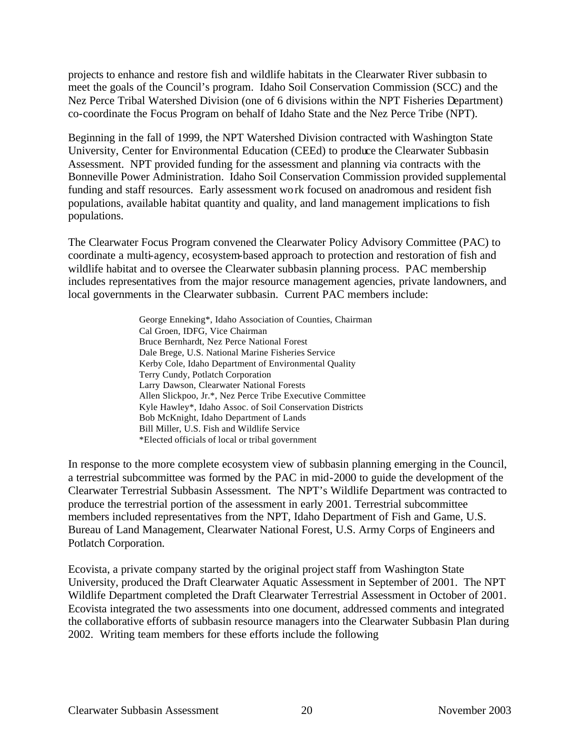projects to enhance and restore fish and wildlife habitats in the Clearwater River subbasin to meet the goals of the Council's program. Idaho Soil Conservation Commission (SCC) and the Nez Perce Tribal Watershed Division (one of 6 divisions within the NPT Fisheries Department) co-coordinate the Focus Program on behalf of Idaho State and the Nez Perce Tribe (NPT).

Beginning in the fall of 1999, the NPT Watershed Division contracted with Washington State University, Center for Environmental Education (CEEd) to produce the Clearwater Subbasin Assessment. NPT provided funding for the assessment and planning via contracts with the Bonneville Power Administration. Idaho Soil Conservation Commission provided supplemental funding and staff resources. Early assessment work focused on anadromous and resident fish populations, available habitat quantity and quality, and land management implications to fish populations.

The Clearwater Focus Program convened the Clearwater Policy Advisory Committee (PAC) to coordinate a multi-agency, ecosystem-based approach to protection and restoration of fish and wildlife habitat and to oversee the Clearwater subbasin planning process. PAC membership includes representatives from the major resource management agencies, private landowners, and local governments in the Clearwater subbasin. Current PAC members include:

George Enneking*, Idaho Association of Counties, Chairman
Cal Groen, IDFG, Vice Chairman
Bruce Bernhardt, Nez Perce National Forest
Dale Brege, U.S. National Marine Fisheries Service
Kerby Cole, Idaho Department of Environmental Quality
Terry Cundy, Potlatch Corporation
Larry Dawson, Clearwater National Forests
Allen Slickpoo, Jr.*, Nez Perce Tribe Executive Committee
Kyle Hawley*, Idaho Assoc. of Soil Conservation Districts
Bob McKnight, Idaho Department of Lands
Bill Miller, U.S. Fish and Wildlife Service
*Elected officials of local or tribal government

In response to the more complete ecosystem view of subbasin planning emerging in the Council, a terrestrial subcommittee was formed by the PAC in mid-2000 to guide the development of the Clearwater Terrestrial Subbasin Assessment. The NPT's Wildlife Department was contracted to produce the terrestrial portion of the assessment in early 2001. Terrestrial subcommittee members included representatives from the NPT, Idaho Department of Fish and Game, U.S. Bureau of Land Management, Clearwater National Forest, U.S. Army Corps of Engineers and Potlatch Corporation.

Ecovista, a private company started by the original project staff from Washington State University, produced the Draft Clearwater Aquatic Assessment in September of 2001. The NPT Wildlife Department completed the Draft Clearwater Terrestrial Assessment in October of 2001. Ecovista integrated the two assessments into one document, addressed comments and integrated the collaborative efforts of subbasin resource managers into the Clearwater Subbasin Plan during 2002. Writing team members for these efforts include the following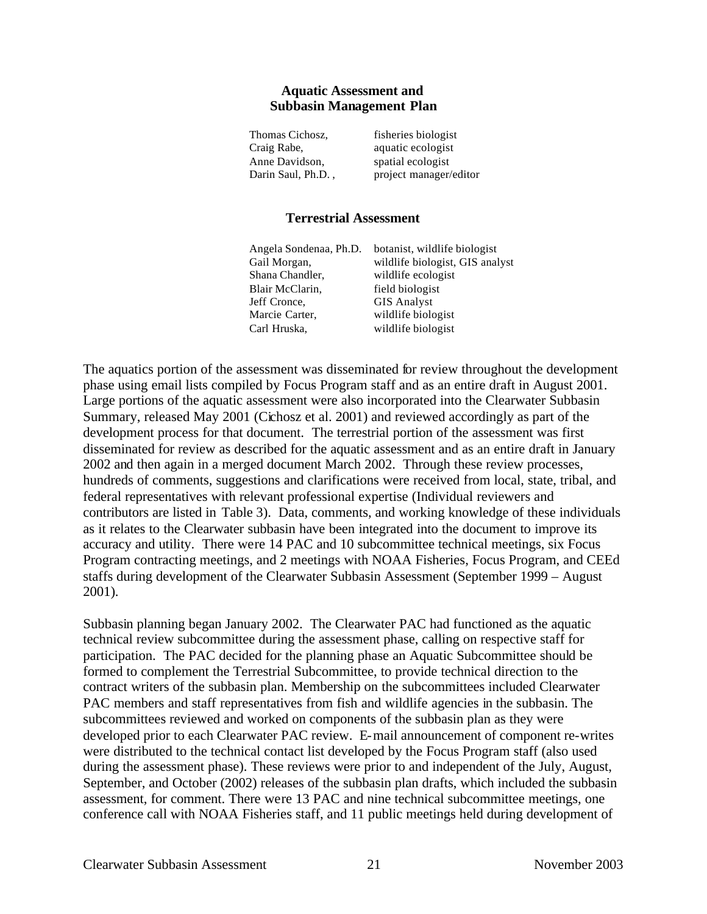### Aquatic Assessment and Subbasin Management Plan

| | |
|---|---|
| Thomas Cichosz, | fisheries biologist |
| Craig Rabe, | aquatic ecologist |
| Anne Davidson, | spatial ecologist |
| Darin Saul, Ph.D. , | project manager/editor |

### Terrestrial Assessment

| | |
|---|---|
| Angela Sondenaa, Ph.D. | botanist, wildlife biologist |
| Gail Morgan, | wildlife biologist, GIS analyst |
| Shana Chandler, | wildlife ecologist |
| Blair McClarin, | field biologist |
| Jeff Cronce, | GIS Analyst |
| Marcie Carter, | wildlife biologist |
| Carl Hruska, | wildlife biologist |

The aquatics portion of the assessment was disseminated for review throughout the development phase using email lists compiled by Focus Program staff and as an entire draft in August 2001. Large portions of the aquatic assessment were also incorporated into the Clearwater Subbasin Summary, released May 2001 (Cichosz et al. 2001) and reviewed accordingly as part of the development process for that document. The terrestrial portion of the assessment was first disseminated for review as described for the aquatic assessment and as an entire draft in January 2002 and then again in a merged document March 2002. Through these review processes, hundreds of comments, suggestions and clarifications were received from local, state, tribal, and federal representatives with relevant professional expertise (Individual reviewers and contributors are listed in Table 3). Data, comments, and working knowledge of these individuals as it relates to the Clearwater subbasin have been integrated into the document to improve its accuracy and utility. There were 14 PAC and 10 subcommittee technical meetings, six Focus Program contracting meetings, and 2 meetings with NOAA Fisheries, Focus Program, and CEEd staffs during development of the Clearwater Subbasin Assessment (September 1999 – August 2001).

Subbasin planning began January 2002. The Clearwater PAC had functioned as the aquatic technical review subcommittee during the assessment phase, calling on respective staff for participation. The PAC decided for the planning phase an Aquatic Subcommittee should be formed to complement the Terrestrial Subcommittee, to provide technical direction to the contract writers of the subbasin plan. Membership on the subcommittees included Clearwater PAC members and staff representatives from fish and wildlife agencies in the subbasin. The subcommittees reviewed and worked on components of the subbasin plan as they were developed prior to each Clearwater PAC review. E-mail announcement of component re-writes were distributed to the technical contact list developed by the Focus Program staff (also used during the assessment phase). These reviews were prior to and independent of the July, August, September, and October (2002) releases of the subbasin plan drafts, which included the subbasin assessment, for comment. There were 13 PAC and nine technical subcommittee meetings, one conference call with NOAA Fisheries staff, and 11 public meetings held during development of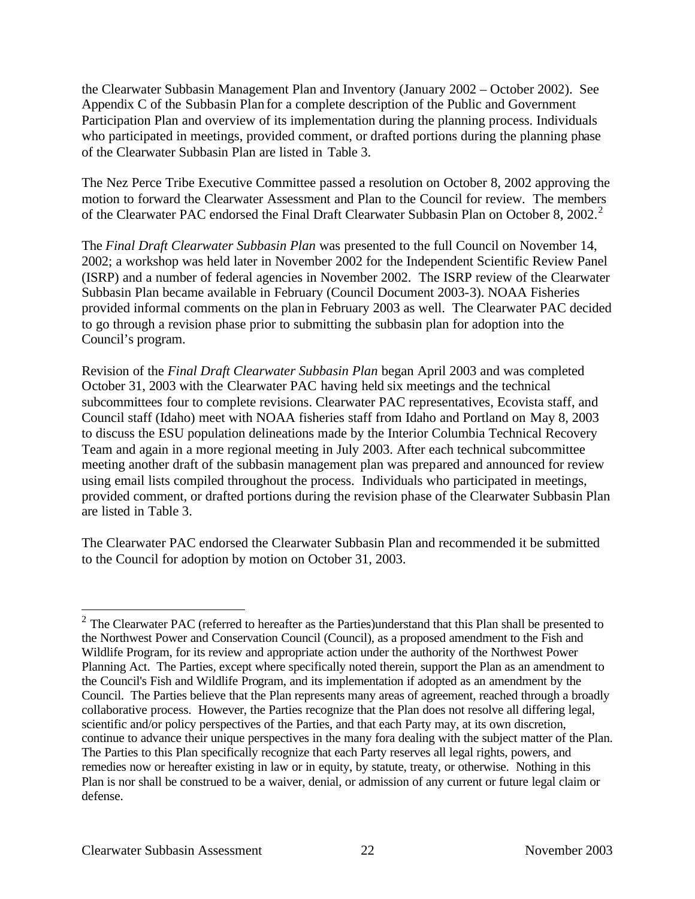the Clearwater Subbasin Management Plan and Inventory (January 2002 – October 2002). See Appendix C of the Subbasin Plan for a complete description of the Public and Government Participation Plan and overview of its implementation during the planning process. Individuals who participated in meetings, provided comment, or drafted portions during the planning phase of the Clearwater Subbasin Plan are listed in Table 3.

The Nez Perce Tribe Executive Committee passed a resolution on October 8, 2002 approving the motion to forward the Clearwater Assessment and Plan to the Council for review. The members of the Clearwater PAC endorsed the Final Draft Clearwater Subbasin Plan on October 8, 2002.[2]

The *Final Draft Clearwater Subbasin Plan* was presented to the full Council on November 14, 2002; a workshop was held later in November 2002 for the Independent Scientific Review Panel (ISRP) and a number of federal agencies in November 2002. The ISRP review of the Clearwater Subbasin Plan became available in February (Council Document 2003-3). NOAA Fisheries provided informal comments on the plan in February 2003 as well. The Clearwater PAC decided to go through a revision phase prior to submitting the subbasin plan for adoption into the Council's program.

Revision of the *Final Draft Clearwater Subbasin Plan* began April 2003 and was completed October 31, 2003 with the Clearwater PAC having held six meetings and the technical subcommittees four to complete revisions. Clearwater PAC representatives, Ecovista staff, and Council staff (Idaho) meet with NOAA fisheries staff from Idaho and Portland on May 8, 2003 to discuss the ESU population delineations made by the Interior Columbia Technical Recovery Team and again in a more regional meeting in July 2003. After each technical subcommittee meeting another draft of the subbasin management plan was prepared and announced for review using email lists compiled throughout the process. Individuals who participated in meetings, provided comment, or drafted portions during the revision phase of the Clearwater Subbasin Plan are listed in Table 3.

The Clearwater PAC endorsed the Clearwater Subbasin Plan and recommended it be submitted to the Council for adoption by motion on October 31, 2003.

---

[2] The Clearwater PAC (referred to hereafter as the Parties)understand that this Plan shall be presented to the Northwest Power and Conservation Council (Council), as a proposed amendment to the Fish and Wildlife Program, for its review and appropriate action under the authority of the Northwest Power Planning Act. The Parties, except where specifically noted therein, support the Plan as an amendment to the Council's Fish and Wildlife Program, and its implementation if adopted as an amendment by the Council. The Parties believe that the Plan represents many areas of agreement, reached through a broadly collaborative process. However, the Parties recognize that the Plan does not resolve all differing legal, scientific and/or policy perspectives of the Parties, and that each Party may, at its own discretion, continue to advance their unique perspectives in the many fora dealing with the subject matter of the Plan. The Parties to this Plan specifically recognize that each Party reserves all legal rights, powers, and remedies now or hereafter existing in law or in equity, by statute, treaty, or otherwise. Nothing in this Plan is nor shall be construed to be a waiver, denial, or admission of any current or future legal claim or defense.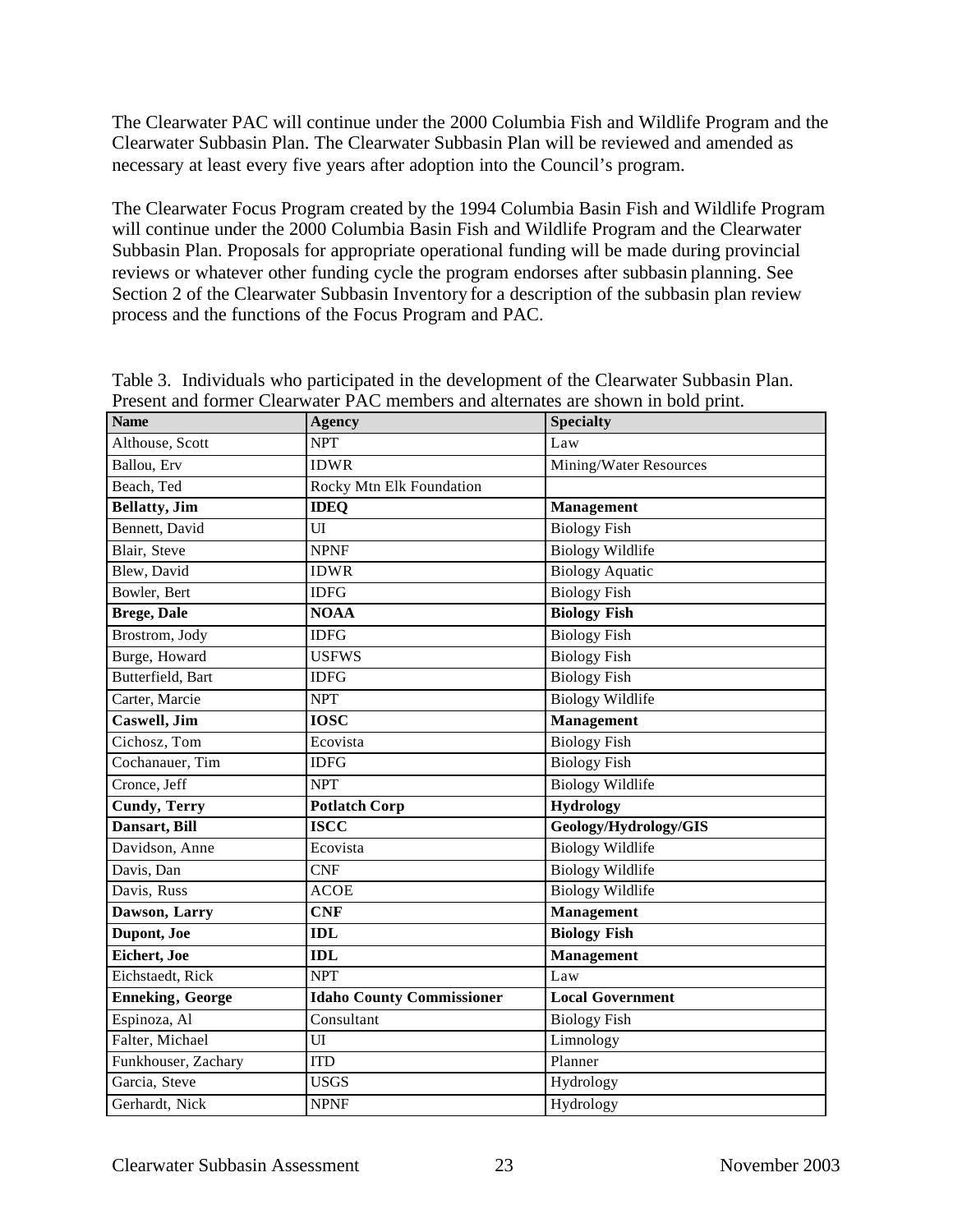The Clearwater PAC will continue under the 2000 Columbia Fish and Wildlife Program and the Clearwater Subbasin Plan. The Clearwater Subbasin Plan will be reviewed and amended as necessary at least every five years after adoption into the Council's program.

The Clearwater Focus Program created by the 1994 Columbia Basin Fish and Wildlife Program will continue under the 2000 Columbia Basin Fish and Wildlife Program and the Clearwater Subbasin Plan. Proposals for appropriate operational funding will be made during provincial reviews or whatever other funding cycle the program endorses after subbasin planning. See Section 2 of the Clearwater Subbasin Inventory for a description of the subbasin plan review process and the functions of the Focus Program and PAC.

Table 3. Individuals who participated in the development of the Clearwater Subbasin Plan. Present and former Clearwater PAC members and alternates are shown in bold print.

| Name | Agency | Specialty |
|---|---|---|
| Althouse, Scott | NPT | Law |
| Ballou, Erv | IDWR | Mining/Water Resources |
| Beach, Ted | Rocky Mtn Elk Foundation | |
| **Bellatty, Jim** | **IDEQ** | **Management** |
| Bennett, David | UI | Biology Fish |
| Blair, Steve | NPNF | Biology Wildlife |
| Blew, David | IDWR | Biology Aquatic |
| Bowler, Bert | IDFG | Biology Fish |
| **Brege, Dale** | **NOAA** | **Biology Fish** |
| Brostrom, Jody | IDFG | Biology Fish |
| Burge, Howard | USFWS | Biology Fish |
| Butterfield, Bart | IDFG | Biology Fish |
| Carter, Marcie | NPT | Biology Wildlife |
| **Caswell, Jim** | **IOSC** | **Management** |
| Cichosz, Tom | Ecovista | Biology Fish |
| Cochanauer, Tim | IDFG | Biology Fish |
| Cronce, Jeff | NPT | Biology Wildlife |
| **Cundy, Terry** | **Potlatch Corp** | **Hydrology** |
| **Dansart, Bill** | **ISCC** | **Geology/Hydrology/GIS** |
| Davidson, Anne | Ecovista | Biology Wildlife |
| Davis, Dan | CNF | Biology Wildlife |
| Davis, Russ | ACOE | Biology Wildlife |
| **Dawson, Larry** | **CNF** | **Management** |
| **Dupont, Joe** | **IDL** | **Biology Fish** |
| **Eichert, Joe** | **IDL** | **Management** |
| Eichstaedt, Rick | NPT | Law |
| **Enneking, George** | **Idaho County Commissioner** | **Local Government** |
| Espinoza, Al | Consultant | Biology Fish |
| Falter, Michael | UI | Limnology |
| Funkhouser, Zachary | ITD | Planner |
| Garcia, Steve | USGS | Hydrology |
| Gerhardt, Nick | NPNF | Hydrology |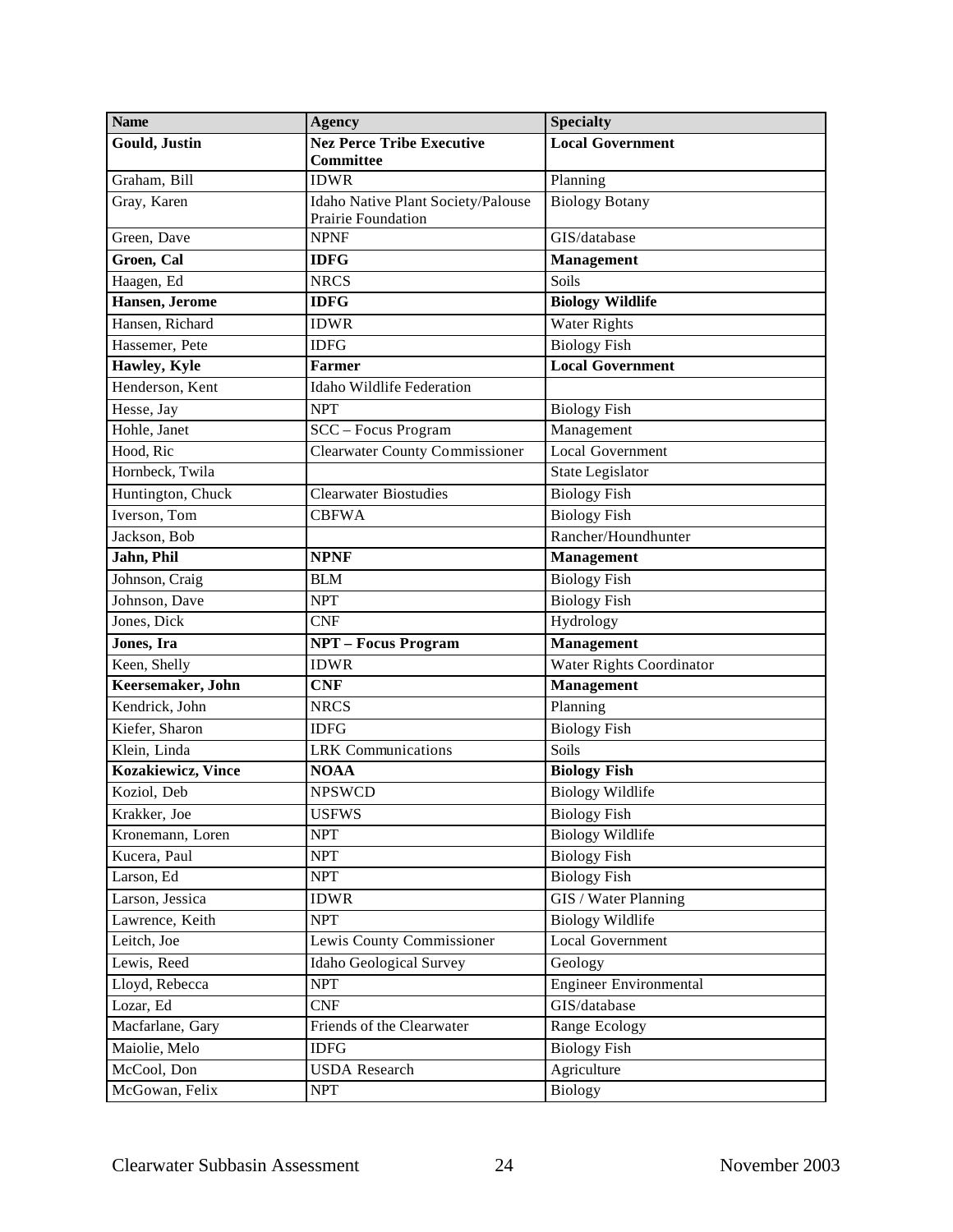| Name | Agency | Specialty |
|---|---|---|
| **Gould, Justin** | **Nez Perce Tribe Executive Committee** | **Local Government** |
| Graham, Bill | IDWR | Planning |
| Gray, Karen | Idaho Native Plant Society/Palouse Prairie Foundation | Biology Botany |
| Green, Dave | NPNF | GIS/database |
| **Groen, Cal** | **IDFG** | **Management** |
| Haagen, Ed | NRCS | Soils |
| **Hansen, Jerome** | **IDFG** | **Biology Wildlife** |
| Hansen, Richard | IDWR | Water Rights |
| Hassemer, Pete | IDFG | Biology Fish |
| **Hawley, Kyle** | **Farmer** | **Local Government** |
| Henderson, Kent | Idaho Wildlife Federation | |
| Hesse, Jay | NPT | Biology Fish |
| Hohle, Janet | SCC – Focus Program | Management |
| Hood, Ric | Clearwater County Commissioner | Local Government |
| Hornbeck, Twila | | State Legislator |
| Huntington, Chuck | Clearwater Biostudies | Biology Fish |
| Iverson, Tom | CBFWA | Biology Fish |
| Jackson, Bob | | Rancher/Houndhunter |
| **Jahn, Phil** | **NPNF** | **Management** |
| Johnson, Craig | BLM | Biology Fish |
| Johnson, Dave | NPT | Biology Fish |
| Jones, Dick | CNF | Hydrology |
| **Jones, Ira** | **NPT – Focus Program** | **Management** |
| Keen, Shelly | IDWR | Water Rights Coordinator |
| **Keersemaker, John** | **CNF** | **Management** |
| Kendrick, John | NRCS | Planning |
| Kiefer, Sharon | IDFG | Biology Fish |
| Klein, Linda | LRK Communications | Soils |
| **Kozakiewicz, Vince** | **NOAA** | **Biology Fish** |
| Koziol, Deb | NPSWCD | Biology Wildlife |
| Krakker, Joe | USFWS | Biology Fish |
| Kronemann, Loren | NPT | Biology Wildlife |
| Kucera, Paul | NPT | Biology Fish |
| Larson, Ed | NPT | Biology Fish |
| Larson, Jessica | IDWR | GIS / Water Planning |
| Lawrence, Keith | NPT | Biology Wildlife |
| Leitch, Joe | Lewis County Commissioner | Local Government |
| Lewis, Reed | Idaho Geological Survey | Geology |
| Lloyd, Rebecca | NPT | Engineer Environmental |
| Lozar, Ed | CNF | GIS/database |
| Macfarlane, Gary | Friends of the Clearwater | Range Ecology |
| Maiolie, Melo | IDFG | Biology Fish |
| McCool, Don | USDA Research | Agriculture |
| McGowan, Felix | NPT | Biology |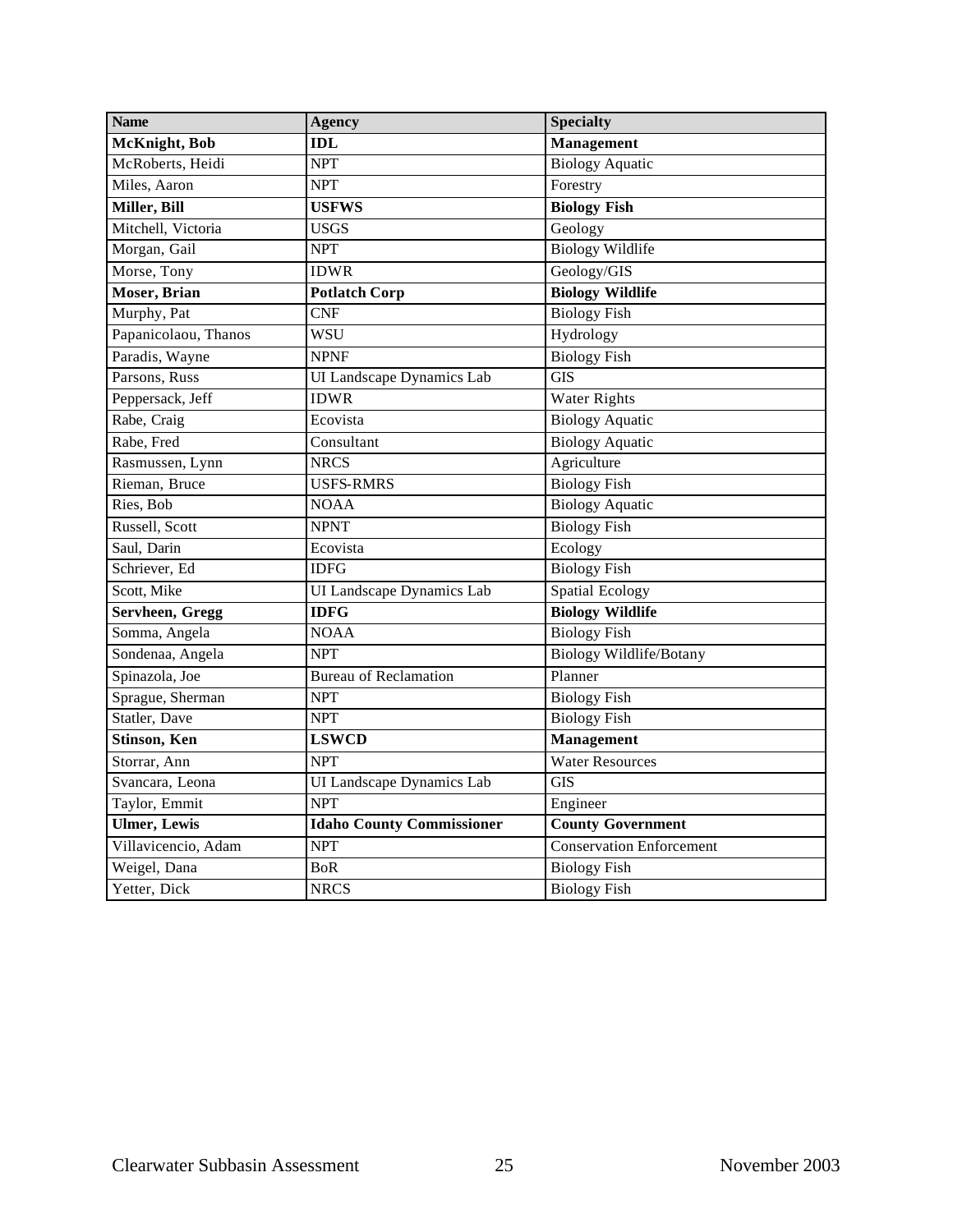| Name | Agency | Specialty |
| --- | --- | --- |
| **McKnight, Bob** | **IDL** | **Management** |
| McRoberts, Heidi | NPT | Biology Aquatic |
| Miles, Aaron | NPT | Forestry |
| **Miller, Bill** | **USFWS** | **Biology Fish** |
| Mitchell, Victoria | USGS | Geology |
| Morgan, Gail | NPT | Biology Wildlife |
| Morse, Tony | IDWR | Geology/GIS |
| **Moser, Brian** | **Potlatch Corp** | **Biology Wildlife** |
| Murphy, Pat | CNF | Biology Fish |
| Papanicolaou, Thanos | WSU | Hydrology |
| Paradis, Wayne | NPNF | Biology Fish |
| Parsons, Russ | UI Landscape Dynamics Lab | GIS |
| Peppersack, Jeff | IDWR | Water Rights |
| Rabe, Craig | Ecovista | Biology Aquatic |
| Rabe, Fred | Consultant | Biology Aquatic |
| Rasmussen, Lynn | NRCS | Agriculture |
| Rieman, Bruce | USFS-RMRS | Biology Fish |
| Ries, Bob | NOAA | Biology Aquatic |
| Russell, Scott | NPNT | Biology Fish |
| Saul, Darin | Ecovista | Ecology |
| Schriever, Ed | IDFG | Biology Fish |
| Scott, Mike | UI Landscape Dynamics Lab | Spatial Ecology |
| **Servheen, Gregg** | **IDFG** | **Biology Wildlife** |
| Somma, Angela | NOAA | Biology Fish |
| Sondenaa, Angela | NPT | Biology Wildlife/Botany |
| Spinazola, Joe | Bureau of Reclamation | Planner |
| Sprague, Sherman | NPT | Biology Fish |
| Statler, Dave | NPT | Biology Fish |
| **Stinson, Ken** | **LSWCD** | **Management** |
| Storrar, Ann | NPT | Water Resources |
| Svancara, Leona | UI Landscape Dynamics Lab | GIS |
| Taylor, Emmit | NPT | Engineer |
| **Ulmer, Lewis** | **Idaho County Commissioner** | **County Government** |
| Villavicencio, Adam | NPT | Conservation Enforcement |
| Weigel, Dana | BoR | Biology Fish |
| Yetter, Dick | NRCS | Biology Fish |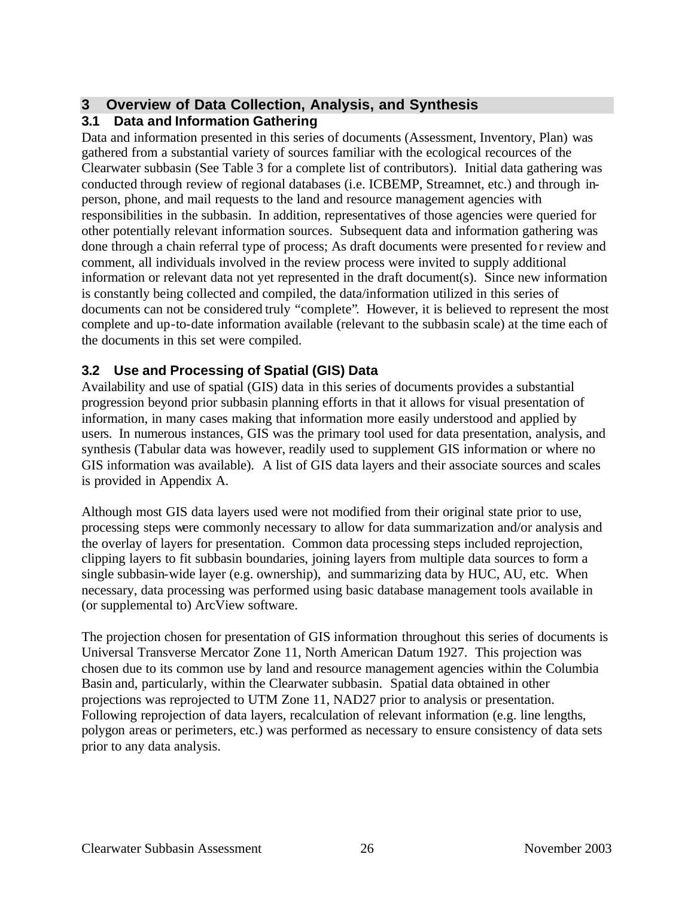# 3 Overview of Data Collection, Analysis, and Synthesis

## 3.1 Data and Information Gathering

Data and information presented in this series of documents (Assessment, Inventory, Plan) was gathered from a substantial variety of sources familiar with the ecological recources of the Clearwater subbasin (See Table 3 for a complete list of contributors). Initial data gathering was conducted through review of regional databases (i.e. ICBEMP, Streamnet, etc.) and through in-person, phone, and mail requests to the land and resource management agencies with responsibilities in the subbasin. In addition, representatives of those agencies were queried for other potentially relevant information sources. Subsequent data and information gathering was done through a chain referral type of process; As draft documents were presented for review and comment, all individuals involved in the review process were invited to supply additional information or relevant data not yet represented in the draft document(s). Since new information is constantly being collected and compiled, the data/information utilized in this series of documents can not be considered truly "complete". However, it is believed to represent the most complete and up-to-date information available (relevant to the subbasin scale) at the time each of the documents in this set were compiled.

## 3.2 Use and Processing of Spatial (GIS) Data

Availability and use of spatial (GIS) data in this series of documents provides a substantial progression beyond prior subbasin planning efforts in that it allows for visual presentation of information, in many cases making that information more easily understood and applied by users. In numerous instances, GIS was the primary tool used for data presentation, analysis, and synthesis (Tabular data was however, readily used to supplement GIS information or where no GIS information was available). A list of GIS data layers and their associate sources and scales is provided in Appendix A.

Although most GIS data layers used were not modified from their original state prior to use, processing steps were commonly necessary to allow for data summarization and/or analysis and the overlay of layers for presentation. Common data processing steps included reprojection, clipping layers to fit subbasin boundaries, joining layers from multiple data sources to form a single subbasin-wide layer (e.g. ownership), and summarizing data by HUC, AU, etc. When necessary, data processing was performed using basic database management tools available in (or supplemental to) ArcView software.

The projection chosen for presentation of GIS information throughout this series of documents is Universal Transverse Mercator Zone 11, North American Datum 1927. This projection was chosen due to its common use by land and resource management agencies within the Columbia Basin and, particularly, within the Clearwater subbasin. Spatial data obtained in other projections was reprojected to UTM Zone 11, NAD27 prior to analysis or presentation. Following reprojection of data layers, recalculation of relevant information (e.g. line lengths, polygon areas or perimeters, etc.) was performed as necessary to ensure consistency of data sets prior to any data analysis.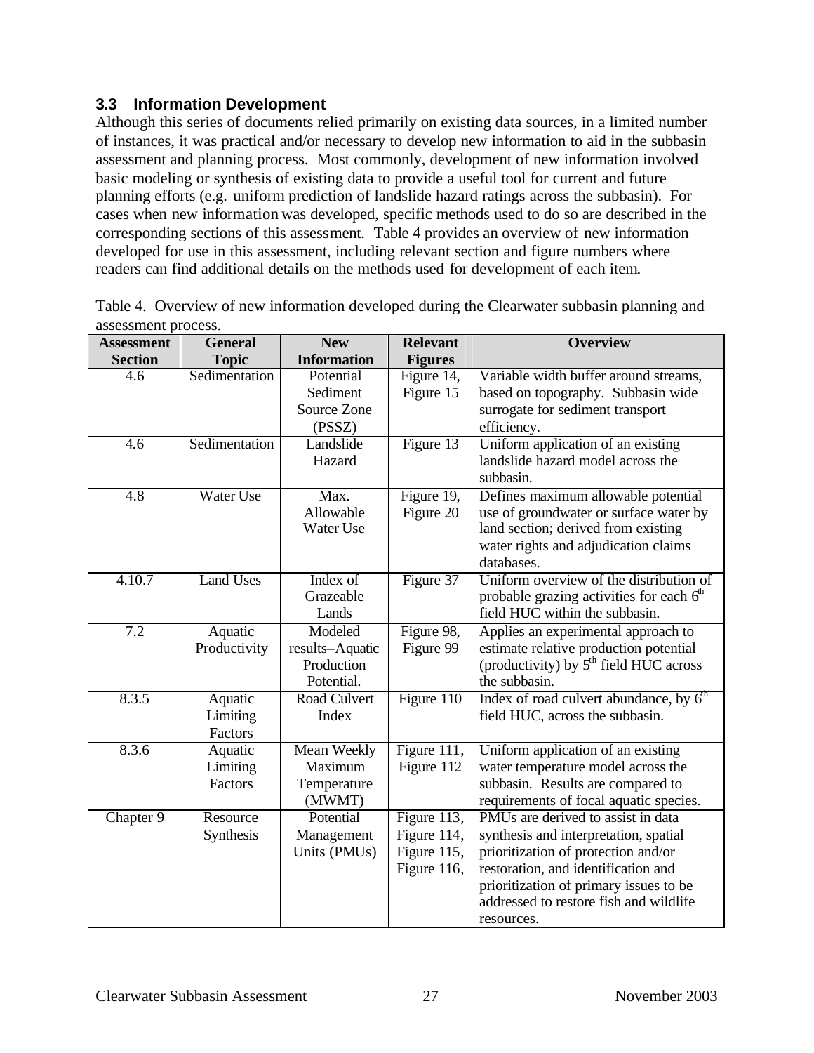### 3.3 Information Development

Although this series of documents relied primarily on existing data sources, in a limited number of instances, it was practical and/or necessary to develop new information to aid in the subbasin assessment and planning process. Most commonly, development of new information involved basic modeling or synthesis of existing data to provide a useful tool for current and future planning efforts (e.g. uniform prediction of landslide hazard ratings across the subbasin). For cases when new information was developed, specific methods used to do so are described in the corresponding sections of this assessment. Table 4 provides an overview of new information developed for use in this assessment, including relevant section and figure numbers where readers can find additional details on the methods used for development of each item.

Table 4. Overview of new information developed during the Clearwater subbasin planning and assessment process.

| Assessment Section | General Topic | New Information | Relevant Figures | Overview |
|---|---|---|---|---|
| 4.6 | Sedimentation | Potential Sediment Source Zone (PSSZ) | Figure 14, Figure 15 | Variable width buffer around streams, based on topography. Subbasin wide surrogate for sediment transport efficiency. |
| 4.6 | Sedimentation | Landslide Hazard | Figure 13 | Uniform application of an existing landslide hazard model across the subbasin. |
| 4.8 | Water Use | Max. Allowable Water Use | Figure 19, Figure 20 | Defines maximum allowable potential use of groundwater or surface water by land section; derived from existing water rights and adjudication claims databases. |
| 4.10.7 | Land Uses | Index of Grazeable Lands | Figure 37 | Uniform overview of the distribution of probable grazing activities for each 6th field HUC within the subbasin. |
| 7.2 | Aquatic Productivity | Modeled results–Aquatic Production Potential. | Figure 98, Figure 99 | Applies an experimental approach to estimate relative production potential (productivity) by 5th field HUC across the subbasin. |
| 8.3.5 | Aquatic Limiting Factors | Road Culvert Index | Figure 110 | Index of road culvert abundance, by 6th field HUC, across the subbasin. |
| 8.3.6 | Aquatic Limiting Factors | Mean Weekly Maximum Temperature (MWMT) | Figure 111, Figure 112 | Uniform application of an existing water temperature model across the subbasin. Results are compared to requirements of focal aquatic species. |
| Chapter 9 | Resource Synthesis | Potential Management Units (PMUs) | Figure 113, Figure 114, Figure 115, Figure 116, | PMUs are derived to assist in data synthesis and interpretation, spatial prioritization of protection and/or restoration, and identification and prioritization of primary issues to be addressed to restore fish and wildlife resources. |